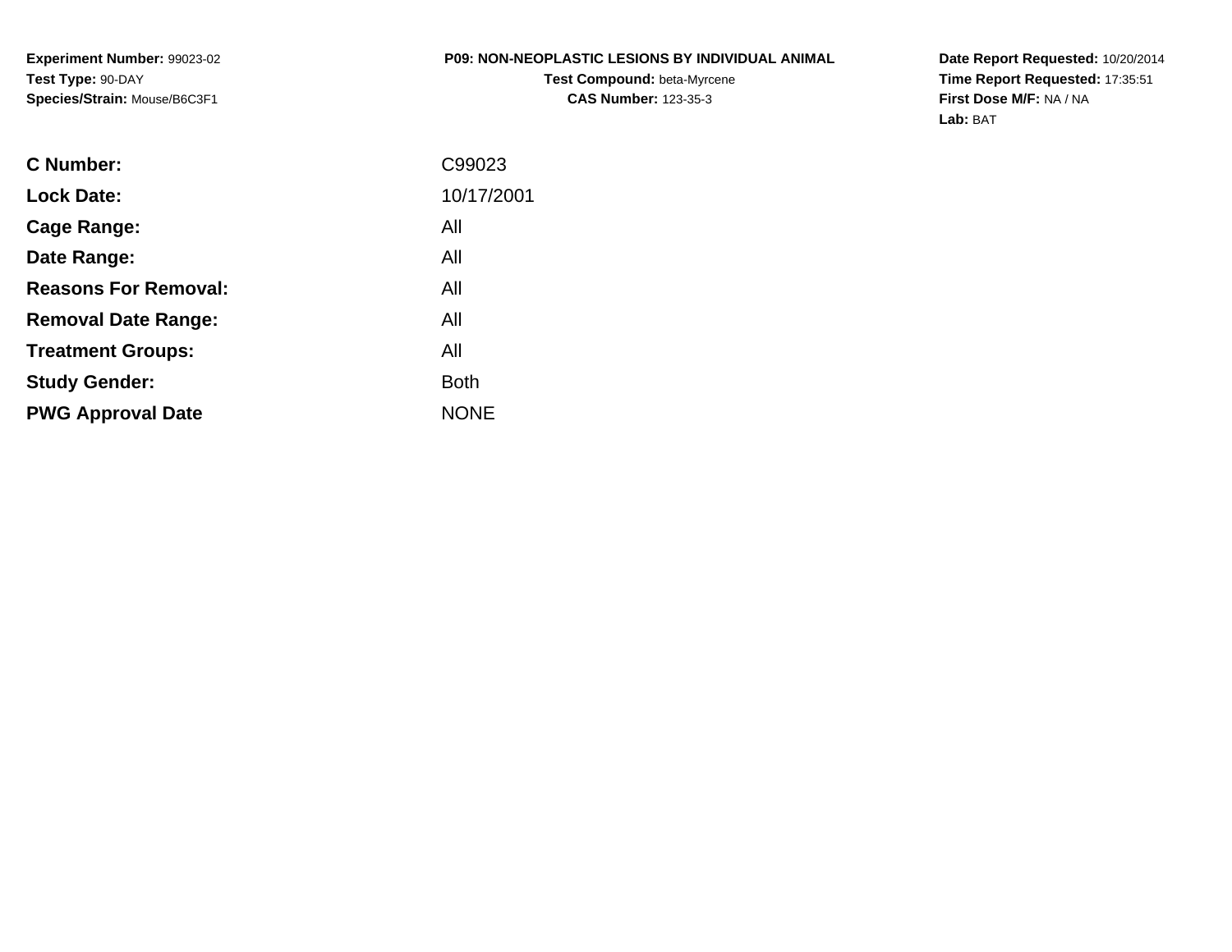**Experiment Number:** 99023-02
**Test Type:** 90-DAY
**Species/Strain:** Mouse/B6C3F1

**P09: NON-NEOPLASTIC LESIONS BY INDIVIDUAL ANIMAL**
**Test Compound:** beta-Myrcene
**CAS Number:** 123-35-3

**Date Report Requested:** 10/20/2014
**Time Report Requested:** 17:35:51
**First Dose M/F:** NA / NA
**Lab:** BAT

| | |
|---|---|
| **C Number:** | C99023 |
| **Lock Date:** | 10/17/2001 |
| **Cage Range:** | All |
| **Date Range:** | All |
| **Reasons For Removal:** | All |
| **Removal Date Range:** | All |
| **Treatment Groups:** | All |
| **Study Gender:** | Both |
| **PWG Approval Date** | NONE |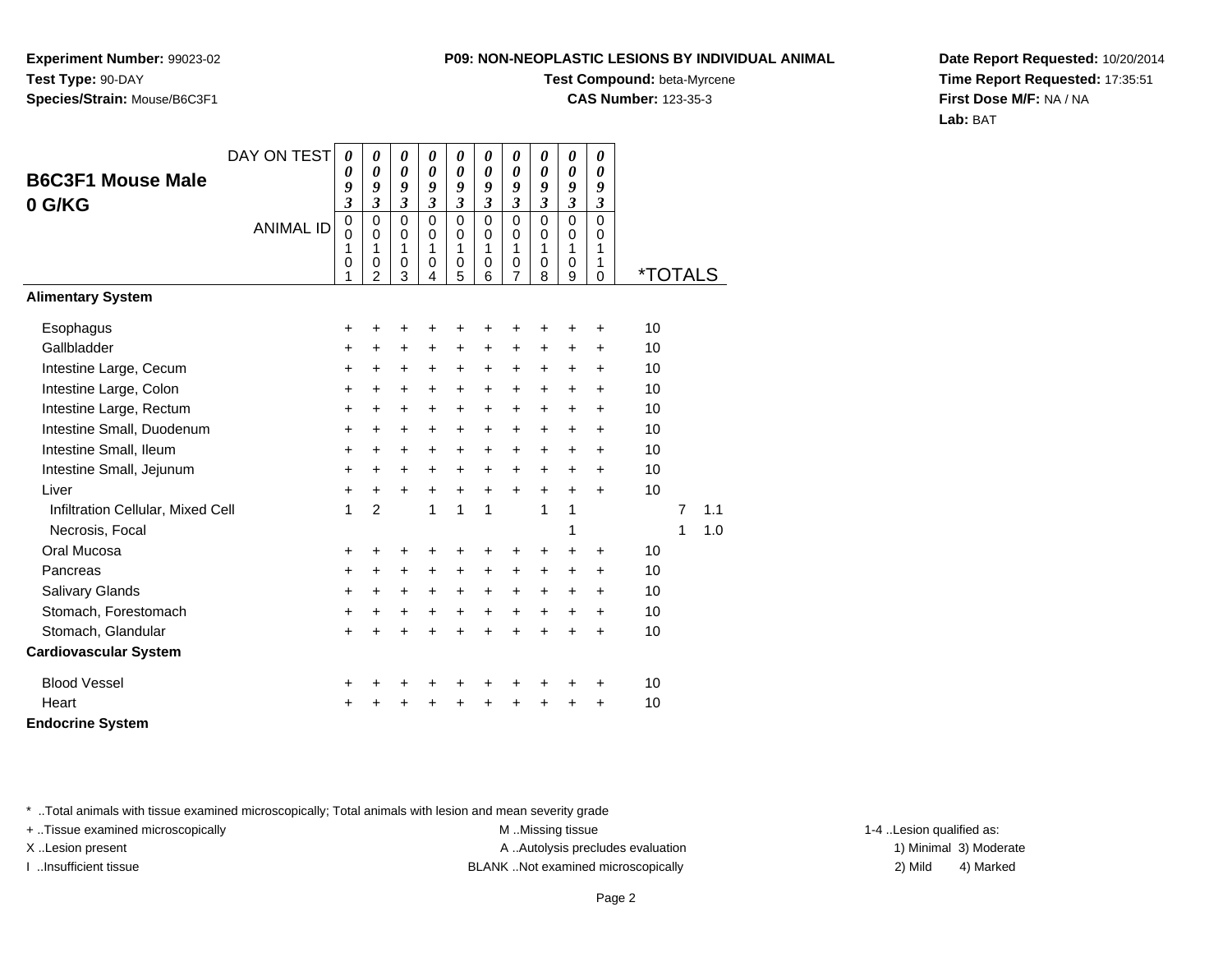**Experiment Number:** 99023-02
**Test Type:** 90-DAY
**Species/Strain:** Mouse/B6C3F1

**P09: NON-NEOPLASTIC LESIONS BY INDIVIDUAL ANIMAL**
**Test Compound:** beta-Myrcene
**CAS Number:** 123-35-3

**Date Report Requested:** 10/20/2014
**Time Report Requested:** 17:35:51
**First Dose M/F:** NA / NA
**Lab:** BAT

## B6C3F1 Mouse Male 0 G/KG

| DAY ON TEST | 0093 | 0093 | 0093 | 0093 | 0093 | 0093 | 0093 | 0093 | 0093 | 0093 | | | |
|---|---|---|---|---|---|---|---|---|---|---|---|---|---|
| ANIMAL ID | 00101 | 00102 | 00103 | 00104 | 00105 | 00106 | 00107 | 00108 | 00109 | 00110 | *TOTALS | | |
| **Alimentary System** | | | | | | | | | | | | | |
| Esophagus | + | + | + | + | + | + | + | + | + | + | 10 | | |
| Gallbladder | + | + | + | + | + | + | + | + | + | + | 10 | | |
| Intestine Large, Cecum | + | + | + | + | + | + | + | + | + | + | 10 | | |
| Intestine Large, Colon | + | + | + | + | + | + | + | + | + | + | 10 | | |
| Intestine Large, Rectum | + | + | + | + | + | + | + | + | + | + | 10 | | |
| Intestine Small, Duodenum | + | + | + | + | + | + | + | + | + | + | 10 | | |
| Intestine Small, Ileum | + | + | + | + | + | + | + | + | + | + | 10 | | |
| Intestine Small, Jejunum | + | + | + | + | + | + | + | + | + | + | 10 | | |
| Liver | + | + | + | + | + | + | + | + | + | + | 10 | | |
| Infiltration Cellular, Mixed Cell | 1 | 2 | | 1 | 1 | 1 | | 1 | 1 | | | 7 | 1.1 |
| Necrosis, Focal | | | | | | | | | 1 | | | 1 | 1.0 |
| Oral Mucosa | + | + | + | + | + | + | + | + | + | + | 10 | | |
| Pancreas | + | + | + | + | + | + | + | + | + | + | 10 | | |
| Salivary Glands | + | + | + | + | + | + | + | + | + | + | 10 | | |
| Stomach, Forestomach | + | + | + | + | + | + | + | + | + | + | 10 | | |
| Stomach, Glandular | + | + | + | + | + | + | + | + | + | + | 10 | | |
| **Cardiovascular System** | | | | | | | | | | | | | |
| Blood Vessel | + | + | + | + | + | + | + | + | + | + | 10 | | |
| Heart | + | + | + | + | + | + | + | + | + | + | 10 | | |
| **Endocrine System** | | | | | | | | | | | | | |

* ..Total animals with tissue examined microscopically; Total animals with lesion and mean severity grade
+ ..Tissue examined microscopically
X ..Lesion present
I ..Insufficient tissue
M ..Missing tissue
A ..Autolysis precludes evaluation
BLANK ..Not examined microscopically
1-4 ..Lesion qualified as:
1) Minimal 2) Mild 3) Moderate 4) Marked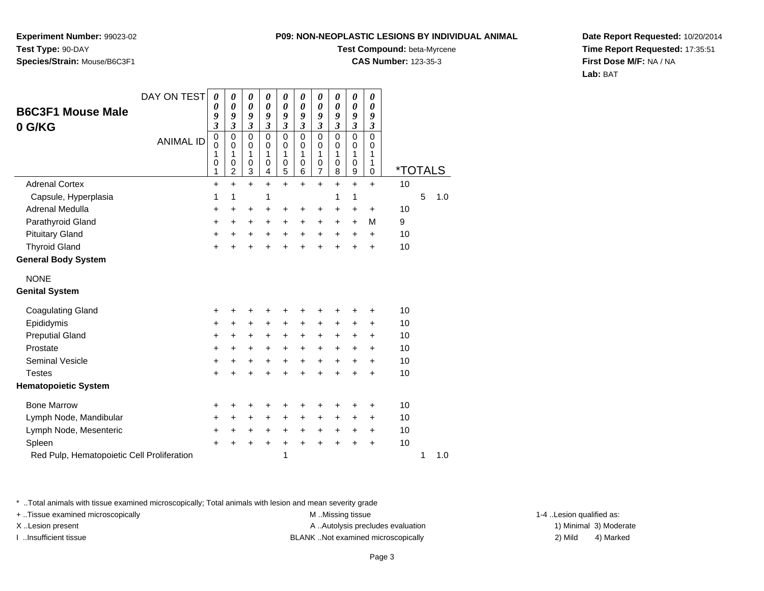**Experiment Number:** 99023-02
**Test Type:** 90-DAY
**Species/Strain:** Mouse/B6C3F1

**P09: NON-NEOPLASTIC LESIONS BY INDIVIDUAL ANIMAL**
**Test Compound:** beta-Myrcene
**CAS Number:** 123-35-3

**Date Report Requested:** 10/20/2014
**Time Report Requested:** 17:35:51
**First Dose M/F:** NA / NA
**Lab:** BAT

## B6C3F1 Mouse Male
## 0 G/KG

| DAY ON TEST | 0093 | 0093 | 0093 | 0093 | 0093 | 0093 | 0093 | 0093 | 0093 | 0093 | | | |
|---|---|---|---|---|---|---|---|---|---|---|---|---|---|
| ANIMAL ID | 00101 | 00102 | 00103 | 00104 | 00105 | 00106 | 00107 | 00108 | 00109 | 00110 | *TOTALS | | |
| Adrenal Cortex | + | + | + | + | + | + | + | + | + | + | 10 | | |
| Capsule, Hyperplasia | 1 | 1 | | 1 | | | | 1 | 1 | | | 5 | 1.0 |
| Adrenal Medulla | + | + | + | + | + | + | + | + | + | + | 10 | | |
| Parathyroid Gland | + | + | + | + | + | + | + | + | + | M | 9 | | |
| Pituitary Gland | + | + | + | + | + | + | + | + | + | + | 10 | | |
| Thyroid Gland | + | + | + | + | + | + | + | + | + | + | 10 | | |
| **General Body System** | | | | | | | | | | | | | |
| NONE | | | | | | | | | | | | | |
| **Genital System** | | | | | | | | | | | | | |
| Coagulating Gland | + | + | + | + | + | + | + | + | + | + | 10 | | |
| Epididymis | + | + | + | + | + | + | + | + | + | + | 10 | | |
| Preputial Gland | + | + | + | + | + | + | + | + | + | + | 10 | | |
| Prostate | + | + | + | + | + | + | + | + | + | + | 10 | | |
| Seminal Vesicle | + | + | + | + | + | + | + | + | + | + | 10 | | |
| Testes | + | + | + | + | + | + | + | + | + | + | 10 | | |
| **Hematopoietic System** | | | | | | | | | | | | | |
| Bone Marrow | + | + | + | + | + | + | + | + | + | + | 10 | | |
| Lymph Node, Mandibular | + | + | + | + | + | + | + | + | + | + | 10 | | |
| Lymph Node, Mesenteric | + | + | + | + | + | + | + | + | + | + | 10 | | |
| Spleen | + | + | + | + | + | + | + | + | + | + | 10 | | |
| Red Pulp, Hematopoietic Cell Proliferation | | | | | 1 | | | | | | | 1 | 1.0 |

* ..Total animals with tissue examined microscopically; Total animals with lesion and mean severity grade
+ ..Tissue examined microscopically
X ..Lesion present
I ..Insufficient tissue
M ..Missing tissue
A ..Autolysis precludes evaluation
BLANK ..Not examined microscopically
1-4 ..Lesion qualified as:
1) Minimal 3) Moderate
2) Mild 4) Marked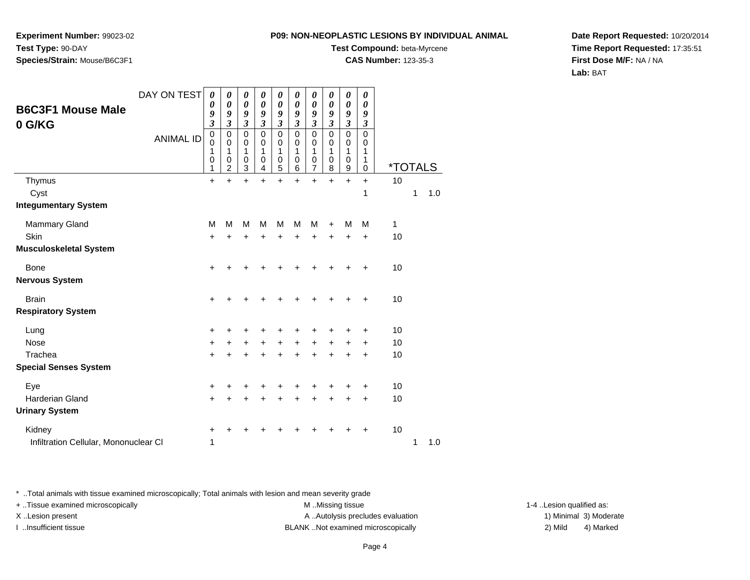**Experiment Number:** 99023-02
**Test Type:** 90-DAY
**Species/Strain:** Mouse/B6C3F1

**P09: NON-NEOPLASTIC LESIONS BY INDIVIDUAL ANIMAL**
**Test Compound:** beta-Myrcene
**CAS Number:** 123-35-3

**Date Report Requested:** 10/20/2014
**Time Report Requested:** 17:35:51
**First Dose M/F:** NA / NA
**Lab:** BAT

## B6C3F1 Mouse Male 0 G/KG

| DAY ON TEST | 0093 | 0093 | 0093 | 0093 | 0093 | 0093 | 0093 | 0093 | 0093 | 0093 | | | |
|---|---|---|---|---|---|---|---|---|---|---|---|---|---|
| ANIMAL ID | 00101 | 00102 | 00103 | 00104 | 00105 | 00106 | 00107 | 00108 | 00109 | 00110 | *TOTALS | | |
| Thymus | + | + | + | + | + | + | + | + | + | + | 10 | | |
| Cyst | | | | | | | | | | 1 | | 1 | 1.0 |
| **Integumentary System** | | | | | | | | | | | | | |
| Mammary Gland | M | M | M | M | M | M | M | + | M | M | 1 | | |
| Skin | + | + | + | + | + | + | + | + | + | + | 10 | | |
| **Musculoskeletal System** | | | | | | | | | | | | | |
| Bone | + | + | + | + | + | + | + | + | + | + | 10 | | |
| **Nervous System** | | | | | | | | | | | | | |
| Brain | + | + | + | + | + | + | + | + | + | + | 10 | | |
| **Respiratory System** | | | | | | | | | | | | | |
| Lung | + | + | + | + | + | + | + | + | + | + | 10 | | |
| Nose | + | + | + | + | + | + | + | + | + | + | 10 | | |
| Trachea | + | + | + | + | + | + | + | + | + | + | 10 | | |
| **Special Senses System** | | | | | | | | | | | | | |
| Eye | + | + | + | + | + | + | + | + | + | + | 10 | | |
| Harderian Gland | + | + | + | + | + | + | + | + | + | + | 10 | | |
| **Urinary System** | | | | | | | | | | | | | |
| Kidney | + | + | + | + | + | + | + | + | + | + | 10 | | |
| Infiltration Cellular, Mononuclear Cl | 1 | | | | | | | | | | | 1 | 1.0 |

\* ..Total animals with tissue examined microscopically; Total animals with lesion and mean severity grade
+ ..Tissue examined microscopically
X ..Lesion present
I ..Insufficient tissue

M ..Missing tissue
A ..Autolysis precludes evaluation
BLANK ..Not examined microscopically

1-4 ..Lesion qualified as:
1) Minimal 3) Moderate
2) Mild 4) Marked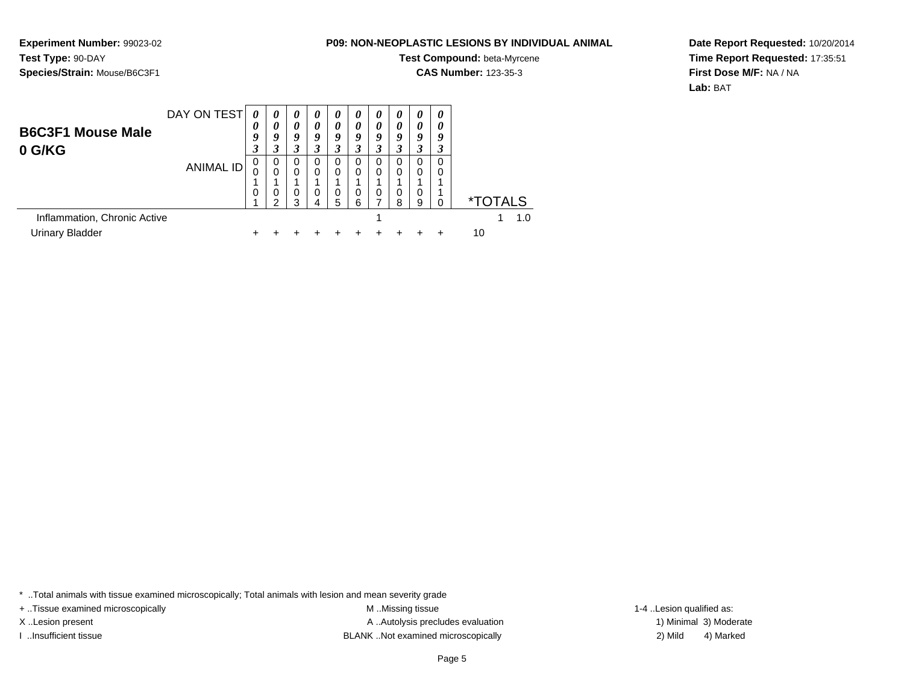**Experiment Number:** 99023-02
**Test Type:** 90-DAY
**Species/Strain:** Mouse/B6C3F1

**P09: NON-NEOPLASTIC LESIONS BY INDIVIDUAL ANIMAL**
**Test Compound:** beta-Myrcene
**CAS Number:** 123-35-3

**Date Report Requested:** 10/20/2014
**Time Report Requested:** 17:35:51
**First Dose M/F:** NA / NA
**Lab:** BAT

## B6C3F1 Mouse Male 0 G/KG

| DAY ON TEST | 0093 | 0093 | 0093 | 0093 | 0093 | 0093 | 0093 | 0093 | 0093 | 0093 | |
|---|---|---|---|---|---|---|---|---|---|---|---|
| ANIMAL ID | 00101 | 00102 | 00103 | 00104 | 00105 | 00106 | 00107 | 00108 | 00109 | 00110 | *TOTALS |
| Inflammation, Chronic Active | | | | | | | 1 | | | | 1 1.0 |
| Urinary Bladder | + | + | + | + | + | + | + | + | + | + | 10 |

* ..Total animals with tissue examined microscopically; Total animals with lesion and mean severity grade
+ ..Tissue examined microscopically
X ..Lesion present
I ..Insufficient tissue
M ..Missing tissue
A ..Autolysis precludes evaluation
BLANK ..Not examined microscopically
1-4 ..Lesion qualified as:
1) Minimal 3) Moderate
2) Mild 4) Marked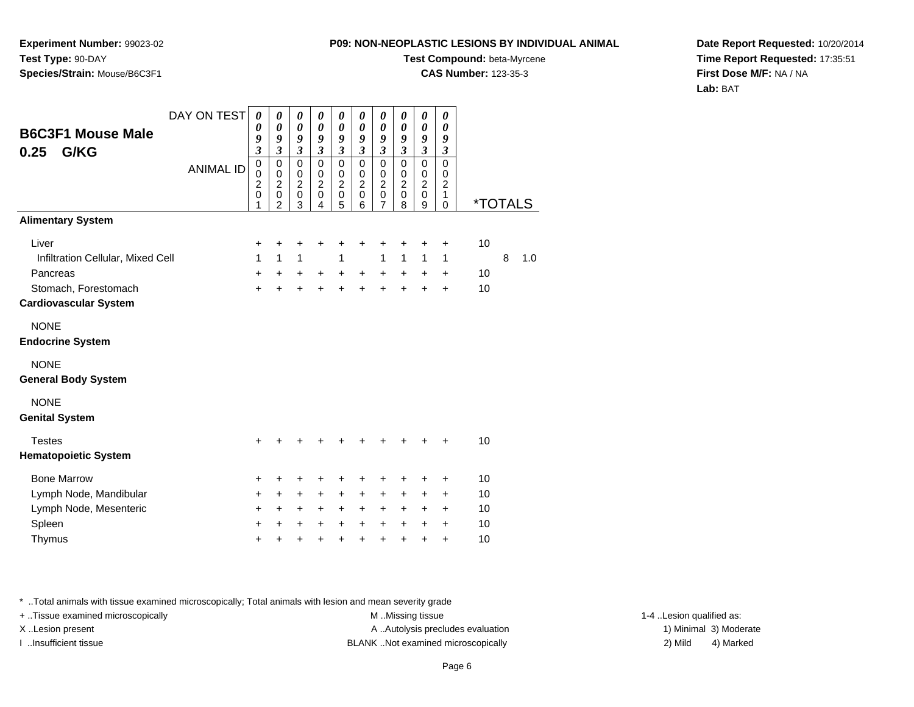**Experiment Number:** 99023-02
**Test Type:** 90-DAY
**Species/Strain:** Mouse/B6C3F1

**P09: NON-NEOPLASTIC LESIONS BY INDIVIDUAL ANIMAL**
**Test Compound:** beta-Myrcene
**CAS Number:** 123-35-3

**Date Report Requested:** 10/20/2014
**Time Report Requested:** 17:35:51
**First Dose M/F:** NA / NA
**Lab:** BAT

## B6C3F1 Mouse Male 0.25 G/KG

| DAY ON TEST | 0093 | 0093 | 0093 | 0093 | 0093 | 0093 | 0093 | 0093 | 0093 | 0093 | | | |
|---|---|---|---|---|---|---|---|---|---|---|---|---|---|
| ANIMAL ID | 00201 | 00202 | 00203 | 00204 | 00205 | 00206 | 00207 | 00208 | 00209 | 00210 | *TOTALS | | |
| **Alimentary System** | | | | | | | | | | | | | |
| Liver | + | + | + | + | + | + | + | + | + | + | 10 | | |
| Infiltration Cellular, Mixed Cell | 1 | 1 | 1 | | 1 | | 1 | 1 | 1 | 1 | | 8 | 1.0 |
| Pancreas | + | + | + | + | + | + | + | + | + | + | 10 | | |
| Stomach, Forestomach | + | + | + | + | + | + | + | + | + | + | 10 | | |
| **Cardiovascular System** | | | | | | | | | | | | | |
| NONE | | | | | | | | | | | | | |
| **Endocrine System** | | | | | | | | | | | | | |
| NONE | | | | | | | | | | | | | |
| **General Body System** | | | | | | | | | | | | | |
| NONE | | | | | | | | | | | | | |
| **Genital System** | | | | | | | | | | | | | |
| Testes | + | + | + | + | + | + | + | + | + | + | 10 | | |
| **Hematopoietic System** | | | | | | | | | | | | | |
| Bone Marrow | + | + | + | + | + | + | + | + | + | + | 10 | | |
| Lymph Node, Mandibular | + | + | + | + | + | + | + | + | + | + | 10 | | |
| Lymph Node, Mesenteric | + | + | + | + | + | + | + | + | + | + | 10 | | |
| Spleen | + | + | + | + | + | + | + | + | + | + | 10 | | |
| Thymus | + | + | + | + | + | + | + | + | + | + | 10 | | |

* ..Total animals with tissue examined microscopically; Total animals with lesion and mean severity grade
+ ..Tissue examined microscopically
X ..Lesion present
I ..Insufficient tissue

M ..Missing tissue
A ..Autolysis precludes evaluation
BLANK ..Not examined microscopically

1-4 ..Lesion qualified as:
1) Minimal 3) Moderate
2) Mild 4) Marked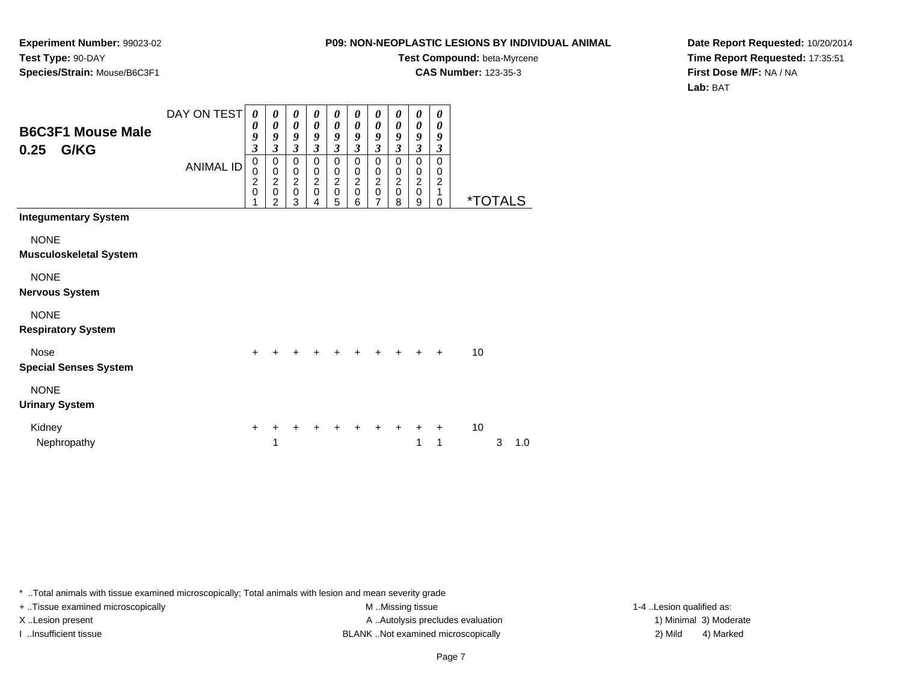**Experiment Number:** 99023-02
**Test Type:** 90-DAY
**Species/Strain:** Mouse/B6C3F1

**P09: NON-NEOPLASTIC LESIONS BY INDIVIDUAL ANIMAL**
**Test Compound:** beta-Myrcene
**CAS Number:** 123-35-3

**Date Report Requested:** 10/20/2014
**Time Report Requested:** 17:35:51
**First Dose M/F:** NA / NA
**Lab:** BAT

## B6C3F1 Mouse Male 0.25 G/KG

| DAY ON TEST | 0093 | 0093 | 0093 | 0093 | 0093 | 0093 | 0093 | 0093 | 0093 | 0093 | | | |
|---|---|---|---|---|---|---|---|---|---|---|---|---|---|
| ANIMAL ID | 00201 | 00202 | 00203 | 00204 | 00205 | 00206 | 00207 | 00208 | 00209 | 00210 | *TOTALS | | |
| **Integumentary System** | | | | | | | | | | | | | |
| NONE | | | | | | | | | | | | | |
| **Musculoskeletal System** | | | | | | | | | | | | | |
| NONE | | | | | | | | | | | | | |
| **Nervous System** | | | | | | | | | | | | | |
| NONE | | | | | | | | | | | | | |
| **Respiratory System** | | | | | | | | | | | | | |
| Nose | + | + | + | + | + | + | + | + | + | + | 10 | | |
| **Special Senses System** | | | | | | | | | | | | | |
| NONE | | | | | | | | | | | | | |
| **Urinary System** | | | | | | | | | | | | | |
| Kidney | + | + | + | + | + | + | + | + | + | + | 10 | | |
| Nephropathy | | 1 | | | | | | | 1 | 1 | | 3 | 1.0 |

\* ..Total animals with tissue examined microscopically; Total animals with lesion and mean severity grade
+ ..Tissue examined microscopically
X ..Lesion present
I ..Insufficient tissue
M ..Missing tissue
A ..Autolysis precludes evaluation
BLANK ..Not examined microscopically
1-4 ..Lesion qualified as:
1) Minimal 3) Moderate
2) Mild 4) Marked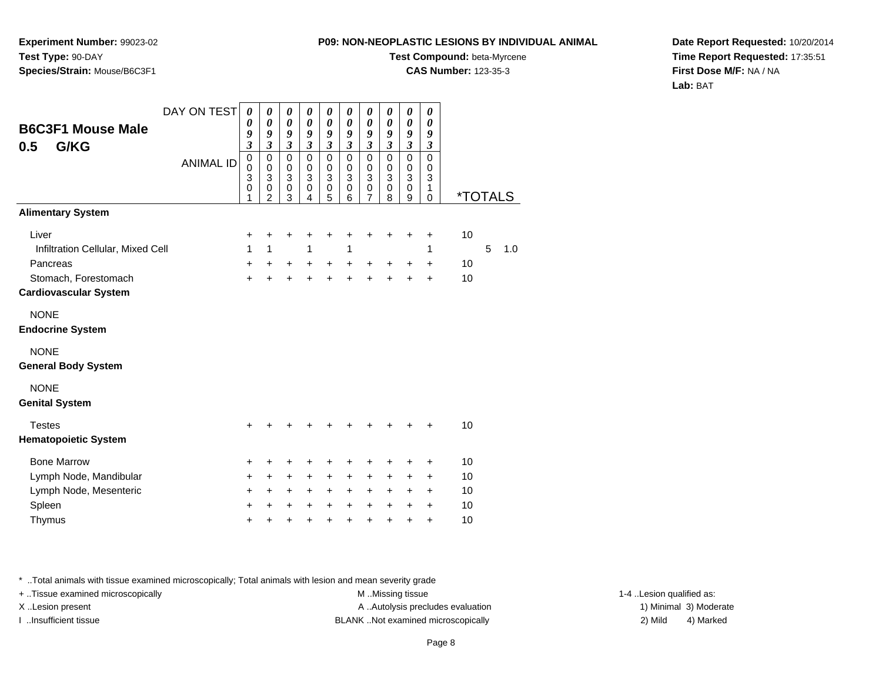**Experiment Number:** 99023-02
**Test Type:** 90-DAY
**Species/Strain:** Mouse/B6C3F1

**P09: NON-NEOPLASTIC LESIONS BY INDIVIDUAL ANIMAL**
**Test Compound:** beta-Myrcene
**CAS Number:** 123-35-3

**Date Report Requested:** 10/20/2014
**Time Report Requested:** 17:35:51
**First Dose M/F:** NA / NA
**Lab:** BAT

## B6C3F1 Mouse Male 0.5 G/KG

| DAY ON TEST | 0093 | 0093 | 0093 | 0093 | 0093 | 0093 | 0093 | 0093 | 0093 | 0093 | | | |
|---|---|---|---|---|---|---|---|---|---|---|---|---|---|
| ANIMAL ID | 00301 | 00302 | 00303 | 00304 | 00305 | 00306 | 00307 | 00308 | 00309 | 00310 | *TOTALS | | |
| **Alimentary System** | | | | | | | | | | | | | |
| Liver | + | + | + | + | + | + | + | + | + | + | 10 | | |
| Infiltration Cellular, Mixed Cell | 1 | 1 | | 1 | | 1 | | | | 1 | | 5 | 1.0 |
| Pancreas | + | + | + | + | + | + | + | + | + | + | 10 | | |
| Stomach, Forestomach | + | + | + | + | + | + | + | + | + | + | 10 | | |
| **Cardiovascular System** | | | | | | | | | | | | | |
| NONE | | | | | | | | | | | | | |
| **Endocrine System** | | | | | | | | | | | | | |
| NONE | | | | | | | | | | | | | |
| **General Body System** | | | | | | | | | | | | | |
| NONE | | | | | | | | | | | | | |
| **Genital System** | | | | | | | | | | | | | |
| Testes | + | + | + | + | + | + | + | + | + | + | 10 | | |
| **Hematopoietic System** | | | | | | | | | | | | | |
| Bone Marrow | + | + | + | + | + | + | + | + | + | + | 10 | | |
| Lymph Node, Mandibular | + | + | + | + | + | + | + | + | + | + | 10 | | |
| Lymph Node, Mesenteric | + | + | + | + | + | + | + | + | + | + | 10 | | |
| Spleen | + | + | + | + | + | + | + | + | + | + | 10 | | |
| Thymus | + | + | + | + | + | + | + | + | + | + | 10 | | |

* ..Total animals with tissue examined microscopically; Total animals with lesion and mean severity grade
+ ..Tissue examined microscopically
X ..Lesion present
I ..Insufficient tissue
M ..Missing tissue
A ..Autolysis precludes evaluation
BLANK ..Not examined microscopically
1-4 ..Lesion qualified as:
1) Minimal 2) Mild 3) Moderate 4) Marked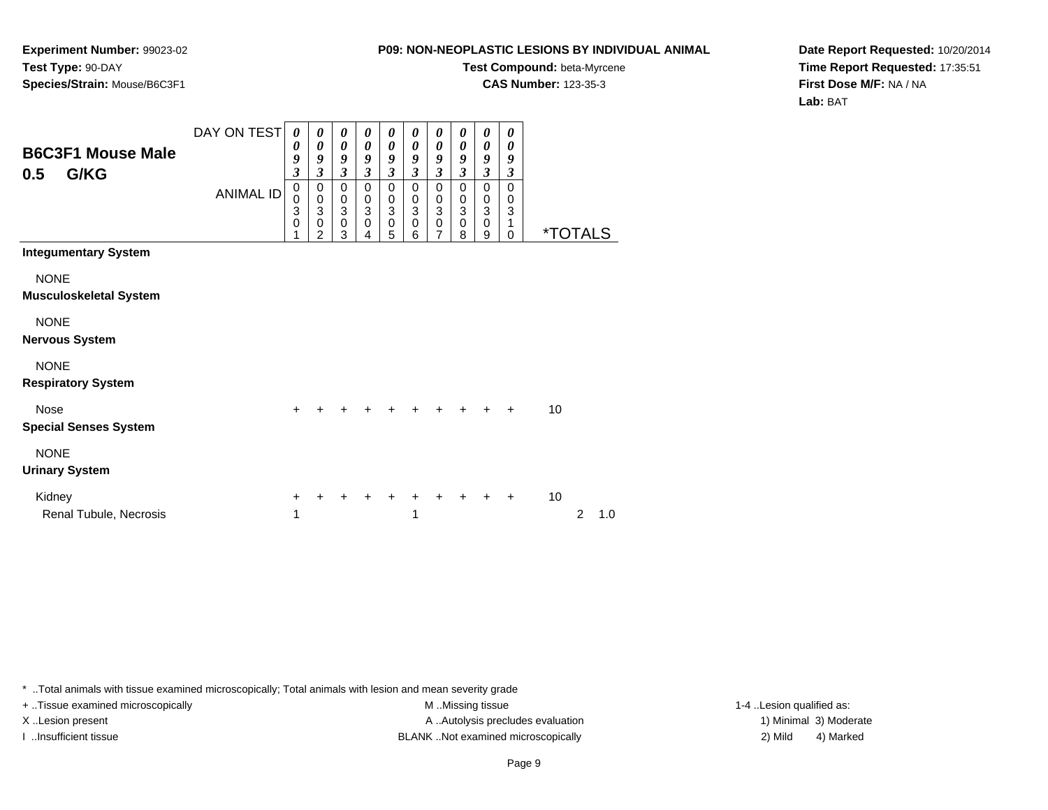**Experiment Number:** 99023-02
**Test Type:** 90-DAY
**Species/Strain:** Mouse/B6C3F1

**P09: NON-NEOPLASTIC LESIONS BY INDIVIDUAL ANIMAL**
**Test Compound:** beta-Myrcene
**CAS Number:** 123-35-3

**Date Report Requested:** 10/20/2014
**Time Report Requested:** 17:35:51
**First Dose M/F:** NA / NA
**Lab:** BAT

## B6C3F1 Mouse Male 0.5 G/KG

| DAY ON TEST | 0093 | 0093 | 0093 | 0093 | 0093 | 0093 | 0093 | 0093 | 0093 | 0093 | |
|---|---|---|---|---|---|---|---|---|---|---|---|
| ANIMAL ID | 00301 | 00302 | 00303 | 00304 | 00305 | 00306 | 00307 | 00308 | 00309 | 00310 | *TOTALS |
| **Integumentary System** | | | | | | | | | | | |
| NONE | | | | | | | | | | | |
| **Musculoskeletal System** | | | | | | | | | | | |
| NONE | | | | | | | | | | | |
| **Nervous System** | | | | | | | | | | | |
| NONE | | | | | | | | | | | |
| **Respiratory System** | | | | | | | | | | | |
| Nose | + | + | + | + | + | + | + | + | + | + | 10 |
| **Special Senses System** | | | | | | | | | | | |
| NONE | | | | | | | | | | | |
| **Urinary System** | | | | | | | | | | | |
| Kidney | + | + | + | + | + | + | + | + | + | + | 10 |
| Renal Tubule, Necrosis | 1 | | | | | 1 | | | | | 2 1.0 |

\* ..Total animals with tissue examined microscopically; Total animals with lesion and mean severity grade
+ ..Tissue examined microscopically
X ..Lesion present
I ..Insufficient tissue

M ..Missing tissue
A ..Autolysis precludes evaluation
BLANK ..Not examined microscopically

1-4 ..Lesion qualified as:
1) Minimal 3) Moderate
2) Mild 4) Marked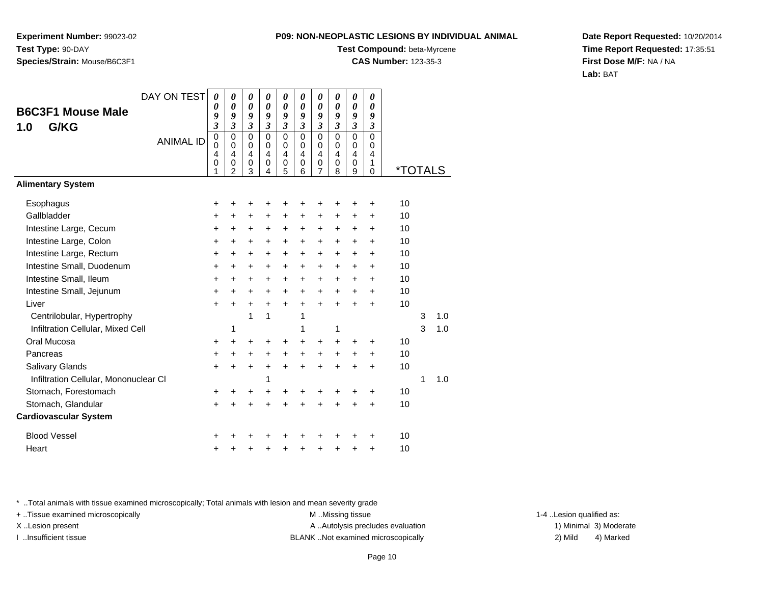**Experiment Number:** 99023-02
**Test Type:** 90-DAY
**Species/Strain:** Mouse/B6C3F1

**P09: NON-NEOPLASTIC LESIONS BY INDIVIDUAL ANIMAL**
**Test Compound:** beta-Myrcene
**CAS Number:** 123-35-3

**Date Report Requested:** 10/20/2014
**Time Report Requested:** 17:35:51
**First Dose M/F:** NA / NA
**Lab:** BAT

## B6C3F1 Mouse Male
## 1.0 G/KG

| DAY ON TEST | 0093 | 0093 | 0093 | 0093 | 0093 | 0093 | 0093 | 0093 | 0093 | 0093 | | | |
|---|---|---|---|---|---|---|---|---|---|---|---|---|---|
| ANIMAL ID | 00401 | 00402 | 00403 | 00404 | 00405 | 00406 | 00407 | 00408 | 00409 | 00410 | *TOTALS | | |
| **Alimentary System** | | | | | | | | | | | | | |
| Esophagus | + | + | + | + | + | + | + | + | + | + | 10 | | |
| Gallbladder | + | + | + | + | + | + | + | + | + | + | 10 | | |
| Intestine Large, Cecum | + | + | + | + | + | + | + | + | + | + | 10 | | |
| Intestine Large, Colon | + | + | + | + | + | + | + | + | + | + | 10 | | |
| Intestine Large, Rectum | + | + | + | + | + | + | + | + | + | + | 10 | | |
| Intestine Small, Duodenum | + | + | + | + | + | + | + | + | + | + | 10 | | |
| Intestine Small, Ileum | + | + | + | + | + | + | + | + | + | + | 10 | | |
| Intestine Small, Jejunum | + | + | + | + | + | + | + | + | + | + | 10 | | |
| Liver | + | + | + | + | + | + | + | + | + | + | 10 | | |
| Centrilobular, Hypertrophy | | | 1 | 1 | | 1 | | | | | | 3 | 1.0 |
| Infiltration Cellular, Mixed Cell | | 1 | | | | 1 | | 1 | | | | 3 | 1.0 |
| Oral Mucosa | + | + | + | + | + | + | + | + | + | + | 10 | | |
| Pancreas | + | + | + | + | + | + | + | + | + | + | 10 | | |
| Salivary Glands | + | + | + | + | + | + | + | + | + | + | 10 | | |
| Infiltration Cellular, Mononuclear Cl | | | | 1 | | | | | | | | 1 | 1.0 |
| Stomach, Forestomach | + | + | + | + | + | + | + | + | + | + | 10 | | |
| Stomach, Glandular | + | + | + | + | + | + | + | + | + | + | 10 | | |
| **Cardiovascular System** | | | | | | | | | | | | | |
| Blood Vessel | + | + | + | + | + | + | + | + | + | + | 10 | | |
| Heart | + | + | + | + | + | + | + | + | + | + | 10 | | |

\* ..Total animals with tissue examined microscopically; Total animals with lesion and mean severity grade
+ ..Tissue examined microscopically
X ..Lesion present
I ..Insufficient tissue
M ..Missing tissue
A ..Autolysis precludes evaluation
BLANK ..Not examined microscopically
1-4 ..Lesion qualified as:
1) Minimal 3) Moderate
2) Mild 4) Marked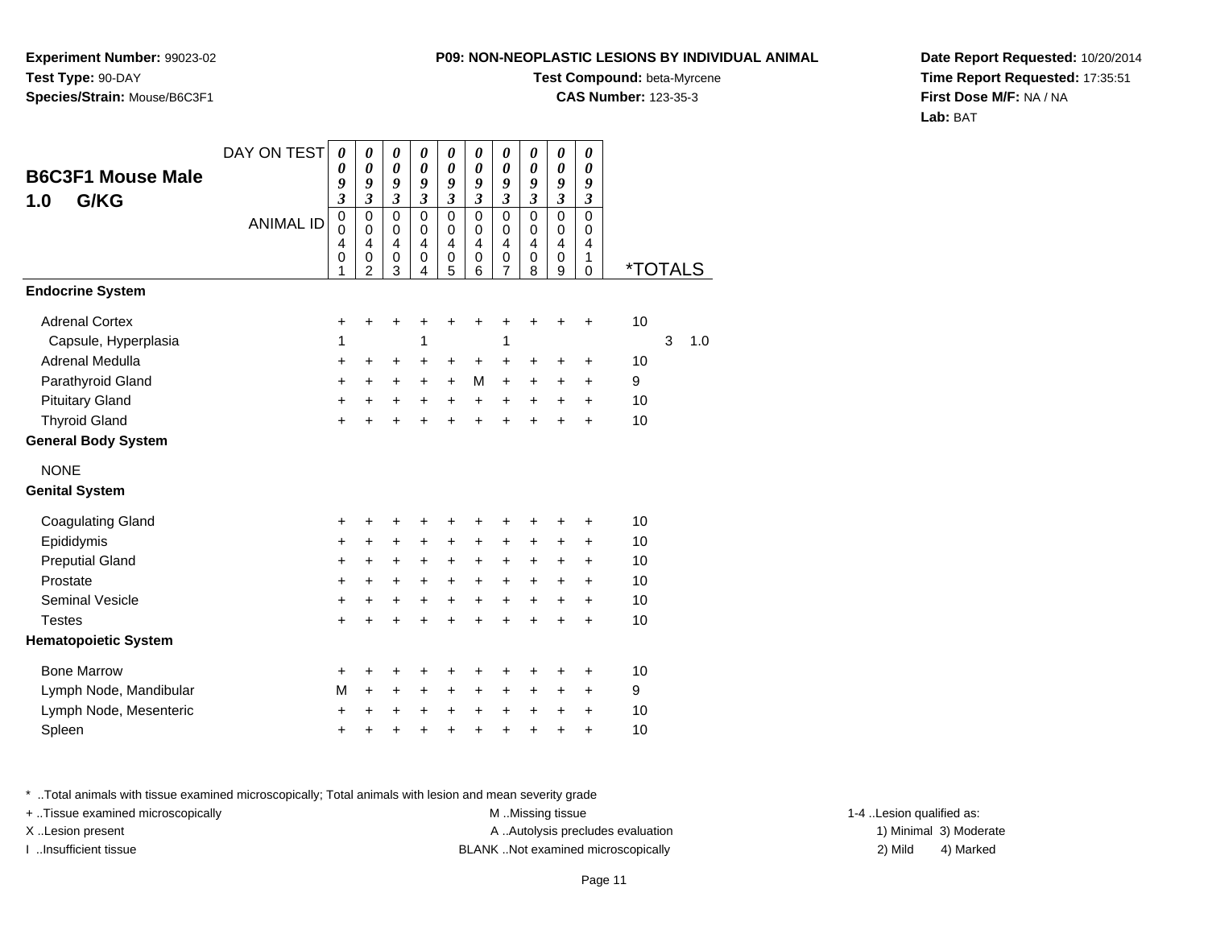**Experiment Number:** 99023-02
**Test Type:** 90-DAY
**Species/Strain:** Mouse/B6C3F1

**P09: NON-NEOPLASTIC LESIONS BY INDIVIDUAL ANIMAL**
**Test Compound:** beta-Myrcene
**CAS Number:** 123-35-3

**Date Report Requested:** 10/20/2014
**Time Report Requested:** 17:35:51
**First Dose M/F:** NA / NA
**Lab:** BAT

## B6C3F1 Mouse Male 1.0 G/KG

| DAY ON TEST | 0093 | 0093 | 0093 | 0093 | 0093 | 0093 | 0093 | 0093 | 0093 | 0093 | | | |
|---|---|---|---|---|---|---|---|---|---|---|---|---|---|
| ANIMAL ID | 00401 | 00402 | 00403 | 00404 | 00405 | 00406 | 00407 | 00408 | 00409 | 00410 | *TOTALS | | |
| **Endocrine System** | | | | | | | | | | | | | |
| Adrenal Cortex | + | + | + | + | + | + | + | + | + | + | 10 | | |
| Capsule, Hyperplasia | 1 | | | 1 | | | 1 | | | | | 3 | 1.0 |
| Adrenal Medulla | + | + | + | + | + | + | + | + | + | + | 10 | | |
| Parathyroid Gland | + | + | + | + | + | M | + | + | + | + | 9 | | |
| Pituitary Gland | + | + | + | + | + | + | + | + | + | + | 10 | | |
| Thyroid Gland | + | + | + | + | + | + | + | + | + | + | 10 | | |
| **General Body System** | | | | | | | | | | | | | |
| NONE | | | | | | | | | | | | | |
| **Genital System** | | | | | | | | | | | | | |
| Coagulating Gland | + | + | + | + | + | + | + | + | + | + | 10 | | |
| Epididymis | + | + | + | + | + | + | + | + | + | + | 10 | | |
| Preputial Gland | + | + | + | + | + | + | + | + | + | + | 10 | | |
| Prostate | + | + | + | + | + | + | + | + | + | + | 10 | | |
| Seminal Vesicle | + | + | + | + | + | + | + | + | + | + | 10 | | |
| Testes | + | + | + | + | + | + | + | + | + | + | 10 | | |
| **Hematopoietic System** | | | | | | | | | | | | | |
| Bone Marrow | + | + | + | + | + | + | + | + | + | + | 10 | | |
| Lymph Node, Mandibular | M | + | + | + | + | + | + | + | + | + | 9 | | |
| Lymph Node, Mesenteric | + | + | + | + | + | + | + | + | + | + | 10 | | |
| Spleen | + | + | + | + | + | + | + | + | + | + | 10 | | |

* ..Total animals with tissue examined microscopically; Total animals with lesion and mean severity grade
+ ..Tissue examined microscopically
X ..Lesion present
I ..Insufficient tissue
M ..Missing tissue
A ..Autolysis precludes evaluation
BLANK ..Not examined microscopically
1-4 ..Lesion qualified as:
1) Minimal 3) Moderate
2) Mild 4) Marked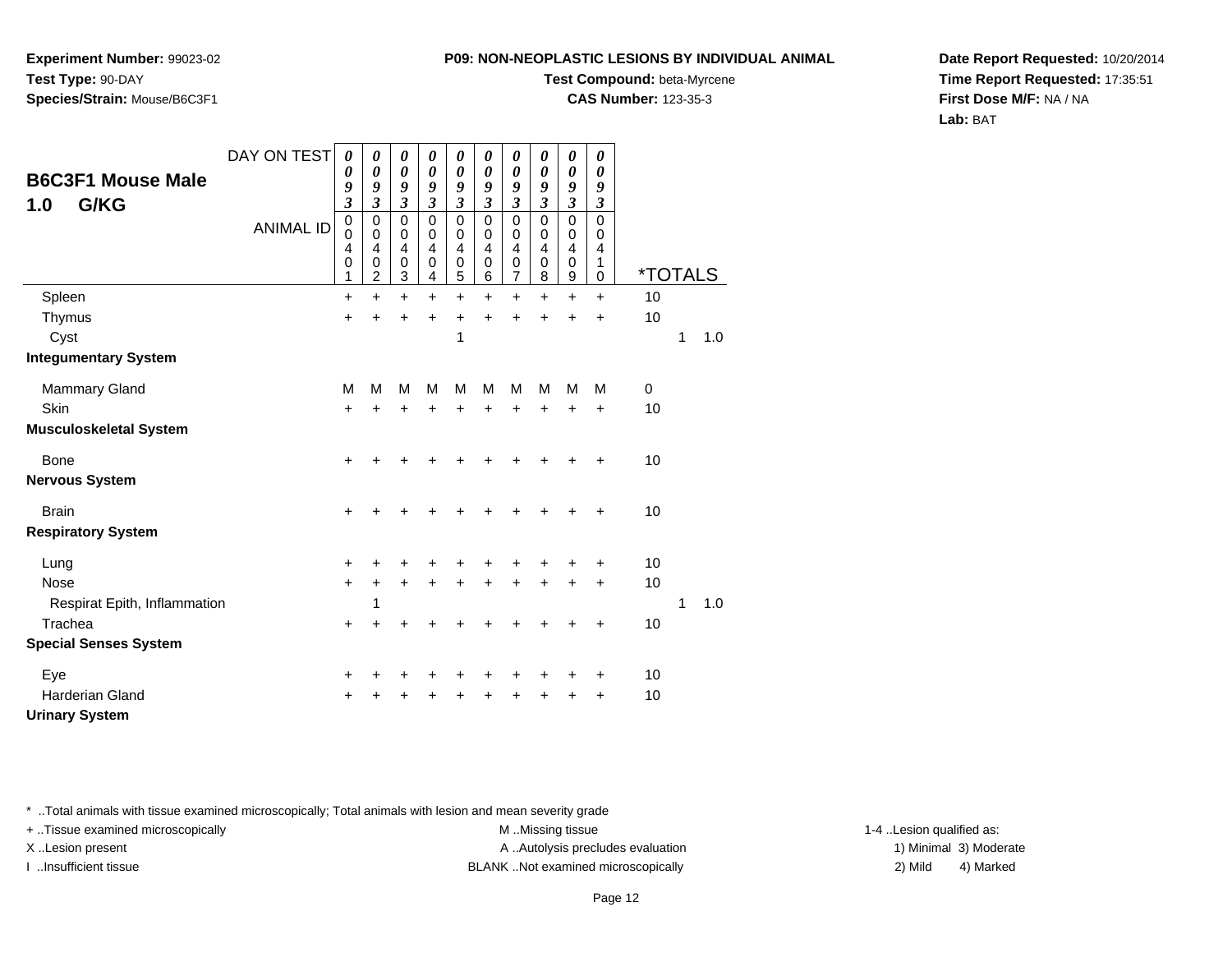**Experiment Number:** 99023-02
**Test Type:** 90-DAY
**Species/Strain:** Mouse/B6C3F1

**P09: NON-NEOPLASTIC LESIONS BY INDIVIDUAL ANIMAL**
**Test Compound:** beta-Myrcene
**CAS Number:** 123-35-3

**Date Report Requested:** 10/20/2014
**Time Report Requested:** 17:35:51
**First Dose M/F:** NA / NA
**Lab:** BAT

## B6C3F1 Mouse Male 1.0 G/KG

| DAY ON TEST | 0093 | 0093 | 0093 | 0093 | 0093 | 0093 | 0093 | 0093 | 0093 | 0093 | | | |
|---|---|---|---|---|---|---|---|---|---|---|---|---|---|
| ANIMAL ID | 00401 | 00402 | 00403 | 00404 | 00405 | 00406 | 00407 | 00408 | 00409 | 00410 | *TOTALS | | |
| Spleen | + | + | + | + | + | + | + | + | + | + | 10 | | |
| Thymus | + | + | + | + | + | + | + | + | + | + | 10 | | |
| Cyst | | | | | 1 | | | | | | | 1 | 1.0 |
| **Integumentary System** | | | | | | | | | | | | | |
| Mammary Gland | M | M | M | M | M | M | M | M | M | M | 0 | | |
| Skin | + | + | + | + | + | + | + | + | + | + | 10 | | |
| **Musculoskeletal System** | | | | | | | | | | | | | |
| Bone | + | + | + | + | + | + | + | + | + | + | 10 | | |
| **Nervous System** | | | | | | | | | | | | | |
| Brain | + | + | + | + | + | + | + | + | + | + | 10 | | |
| **Respiratory System** | | | | | | | | | | | | | |
| Lung | + | + | + | + | + | + | + | + | + | + | 10 | | |
| Nose | + | + | + | + | + | + | + | + | + | + | 10 | | |
| Respirat Epith, Inflammation | | 1 | | | | | | | | | | 1 | 1.0 |
| Trachea | + | + | + | + | + | + | + | + | + | + | 10 | | |
| **Special Senses System** | | | | | | | | | | | | | |
| Eye | + | + | + | + | + | + | + | + | + | + | 10 | | |
| Harderian Gland | + | + | + | + | + | + | + | + | + | + | 10 | | |
| **Urinary System** | | | | | | | | | | | | | |

* ..Total animals with tissue examined microscopically; Total animals with lesion and mean severity grade
+ ..Tissue examined microscopically
X ..Lesion present
I ..Insufficient tissue

M ..Missing tissue
A ..Autolysis precludes evaluation
BLANK ..Not examined microscopically

1-4 ..Lesion qualified as:
1) Minimal 3) Moderate
2) Mild 4) Marked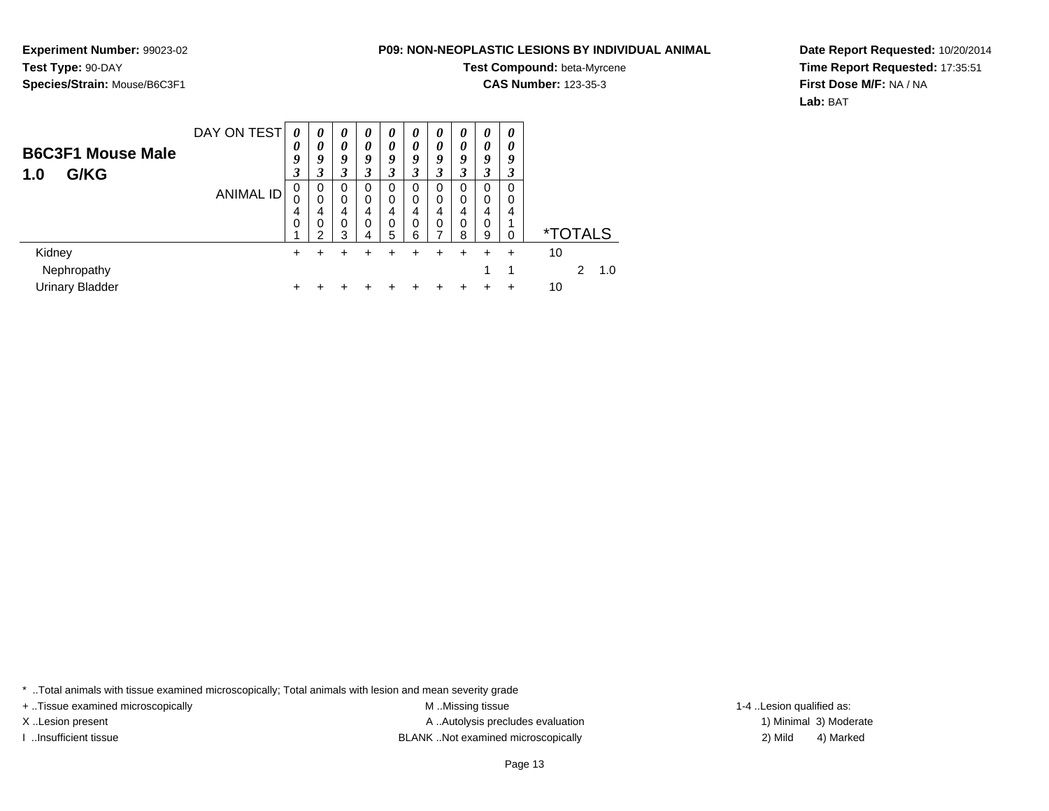**Experiment Number:** 99023-02
**Test Type:** 90-DAY
**Species/Strain:** Mouse/B6C3F1

**P09: NON-NEOPLASTIC LESIONS BY INDIVIDUAL ANIMAL**
**Test Compound:** beta-Myrcene
**CAS Number:** 123-35-3

**Date Report Requested:** 10/20/2014
**Time Report Requested:** 17:35:51
**First Dose M/F:** NA / NA
**Lab:** BAT

## B6C3F1 Mouse Male
## 1.0 G/KG

| DAY ON TEST | 0093 | 0093 | 0093 | 0093 | 0093 | 0093 | 0093 | 0093 | 0093 | 0093 | | |
|---|---|---|---|---|---|---|---|---|---|---|---|---|
| ANIMAL ID | 00401 | 00402 | 00403 | 00404 | 00405 | 00406 | 00407 | 00408 | 00409 | 00410 | *TOTALS | |
| Kidney | + | + | + | + | + | + | + | + | + | + | 10 | |
| Nephropathy | | | | | | | | | 1 | 1 | 2 | 1.0 |
| Urinary Bladder | + | + | + | + | + | + | + | + | + | + | 10 | |

* ..Total animals with tissue examined microscopically; Total animals with lesion and mean severity grade

+ ..Tissue examined microscopically
X ..Lesion present
I ..Insufficient tissue

M ..Missing tissue
A ..Autolysis precludes evaluation
BLANK ..Not examined microscopically

1-4 ..Lesion qualified as:
1) Minimal 3) Moderate
2) Mild 4) Marked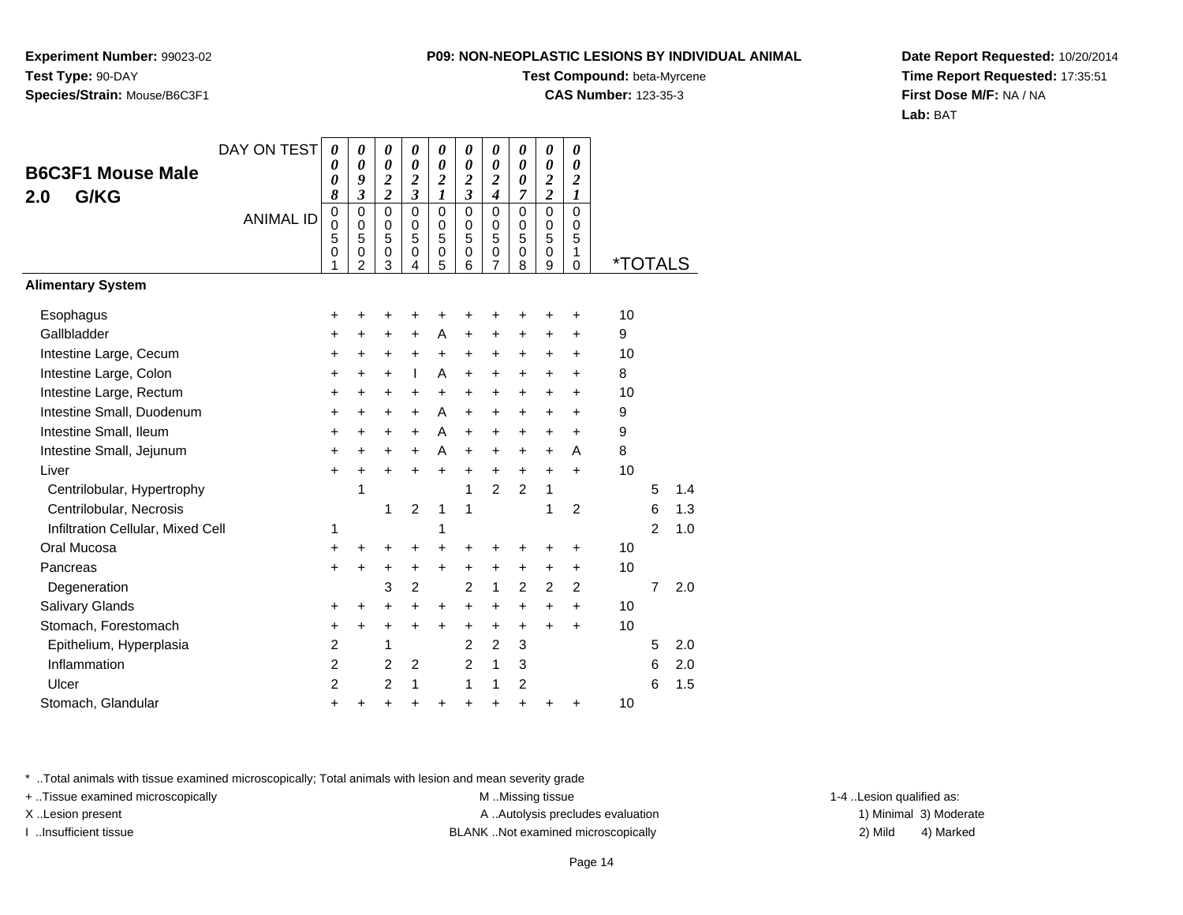**Experiment Number:** 99023-02
**Test Type:** 90-DAY
**Species/Strain:** Mouse/B6C3F1

**P09: NON-NEOPLASTIC LESIONS BY INDIVIDUAL ANIMAL**
**Test Compound:** beta-Myrcene
**CAS Number:** 123-35-3

**Date Report Requested:** 10/20/2014
**Time Report Requested:** 17:35:51
**First Dose M/F:** NA / NA
**Lab:** BAT

## B6C3F1 Mouse Male
## 2.0 G/KG

| DAY ON TEST | 0008 | 0093 | 0022 | 0023 | 0021 | 0023 | 0024 | 0007 | 0022 | 0021 | | | |
|---|---|---|---|---|---|---|---|---|---|---|---|---|---|
| ANIMAL ID | 00501 | 00502 | 00503 | 00504 | 00505 | 00506 | 00507 | 00508 | 00509 | 00510 | *TOTALS | | |
| **Alimentary System** | | | | | | | | | | | | | |
| Esophagus | + | + | + | + | + | + | + | + | + | + | 10 | | |
| Gallbladder | + | + | + | + | A | + | + | + | + | + | 9 | | |
| Intestine Large, Cecum | + | + | + | + | + | + | + | + | + | + | 10 | | |
| Intestine Large, Colon | + | + | + | I | A | + | + | + | + | + | 8 | | |
| Intestine Large, Rectum | + | + | + | + | + | + | + | + | + | + | 10 | | |
| Intestine Small, Duodenum | + | + | + | + | A | + | + | + | + | + | 9 | | |
| Intestine Small, Ileum | + | + | + | + | A | + | + | + | + | + | 9 | | |
| Intestine Small, Jejunum | + | + | + | + | A | + | + | + | + | A | 8 | | |
| Liver | + | + | + | + | + | + | + | + | + | + | 10 | | |
| Centrilobular, Hypertrophy | | 1 | | | | 1 | 2 | 2 | 1 | | | 5 | 1.4 |
| Centrilobular, Necrosis | | | 1 | 2 | 1 | 1 | | | 1 | 2 | | 6 | 1.3 |
| Infiltration Cellular, Mixed Cell | 1 | | | | 1 | | | | | | | 2 | 1.0 |
| Oral Mucosa | + | + | + | + | + | + | + | + | + | + | 10 | | |
| Pancreas | + | + | + | + | + | + | + | + | + | + | 10 | | |
| Degeneration | | | 3 | 2 | | 2 | 1 | 2 | 2 | 2 | | 7 | 2.0 |
| Salivary Glands | + | + | + | + | + | + | + | + | + | + | 10 | | |
| Stomach, Forestomach | + | + | + | + | + | + | + | + | + | + | 10 | | |
| Epithelium, Hyperplasia | 2 | | 1 | | | 2 | 2 | 3 | | | | 5 | 2.0 |
| Inflammation | 2 | | 2 | 2 | | 2 | 1 | 3 | | | | 6 | 2.0 |
| Ulcer | 2 | | 2 | 1 | | 1 | 1 | 2 | | | | 6 | 1.5 |
| Stomach, Glandular | + | + | + | + | + | + | + | + | + | + | 10 | | |

\* ..Total animals with tissue examined microscopically; Total animals with lesion and mean severity grade
+ ..Tissue examined microscopically
X ..Lesion present
I ..Insufficient tissue

M ..Missing tissue
A ..Autolysis precludes evaluation
BLANK ..Not examined microscopically

1-4 ..Lesion qualified as:
1) Minimal 3) Moderate
2) Mild 4) Marked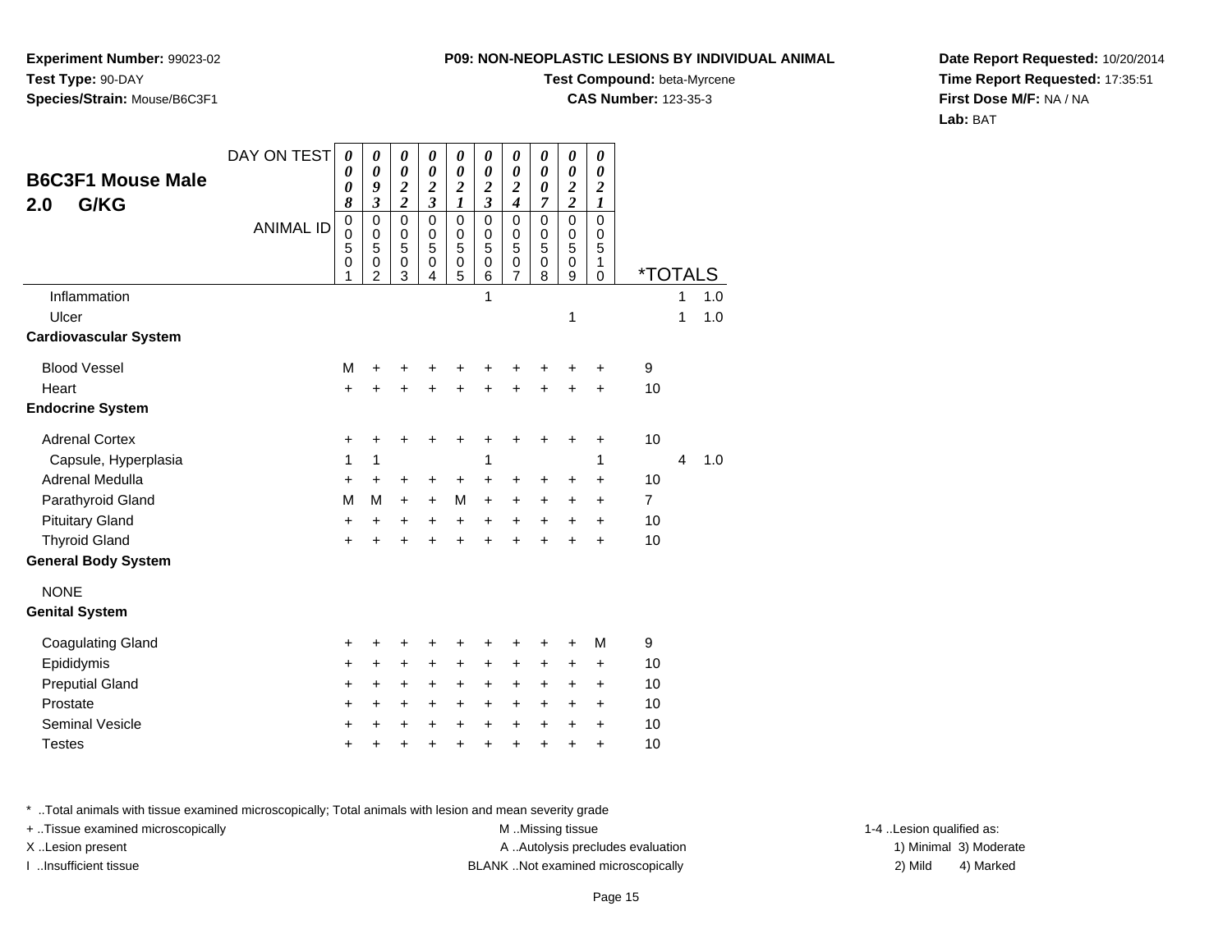**Experiment Number:** 99023-02
**Test Type:** 90-DAY
**Species/Strain:** Mouse/B6C3F1

**P09: NON-NEOPLASTIC LESIONS BY INDIVIDUAL ANIMAL**
**Test Compound:** beta-Myrcene
**CAS Number:** 123-35-3

**Date Report Requested:** 10/20/2014
**Time Report Requested:** 17:35:51
**First Dose M/F:** NA / NA
**Lab:** BAT

## B6C3F1 Mouse Male 2.0 G/KG

| DAY ON TEST | 0008 | 0093 | 0022 | 0023 | 0021 | 0023 | 0024 | 0007 | 0022 | 0021 | *TOTALS | | |
|---|---|---|---|---|---|---|---|---|---|---|---|---|---|
| ANIMAL ID | 00501 | 00502 | 00503 | 00504 | 00505 | 00506 | 00507 | 00508 | 00509 | 00510 | | | |
| Inflammation | | | | | | 1 | | | | | | 1 | 1.0 |
| Ulcer | | | | | | | | | 1 | | | 1 | 1.0 |
| **Cardiovascular System** | | | | | | | | | | | | | |
| Blood Vessel | M | + | + | + | + | + | + | + | + | + | 9 | | |
| Heart | + | + | + | + | + | + | + | + | + | + | 10 | | |
| **Endocrine System** | | | | | | | | | | | | | |
| Adrenal Cortex | + | + | + | + | + | + | + | + | + | + | 10 | | |
| Capsule, Hyperplasia | 1 | 1 | | | | 1 | | | | 1 | | 4 | 1.0 |
| Adrenal Medulla | + | + | + | + | + | + | + | + | + | + | 10 | | |
| Parathyroid Gland | M | M | + | + | M | + | + | + | + | + | 7 | | |
| Pituitary Gland | + | + | + | + | + | + | + | + | + | + | 10 | | |
| Thyroid Gland | + | + | + | + | + | + | + | + | + | + | 10 | | |
| **General Body System** | | | | | | | | | | | | | |
| NONE | | | | | | | | | | | | | |
| **Genital System** | | | | | | | | | | | | | |
| Coagulating Gland | + | + | + | + | + | + | + | + | + | M | 9 | | |
| Epididymis | + | + | + | + | + | + | + | + | + | + | 10 | | |
| Preputial Gland | + | + | + | + | + | + | + | + | + | + | 10 | | |
| Prostate | + | + | + | + | + | + | + | + | + | + | 10 | | |
| Seminal Vesicle | + | + | + | + | + | + | + | + | + | + | 10 | | |
| Testes | + | + | + | + | + | + | + | + | + | + | 10 | | |

* ..Total animals with tissue examined microscopically; Total animals with lesion and mean severity grade
+ ..Tissue examined microscopically
X ..Lesion present
I ..Insufficient tissue
M ..Missing tissue
A ..Autolysis precludes evaluation
BLANK ..Not examined microscopically
1-4 ..Lesion qualified as:
1) Minimal 2) Mild 3) Moderate 4) Marked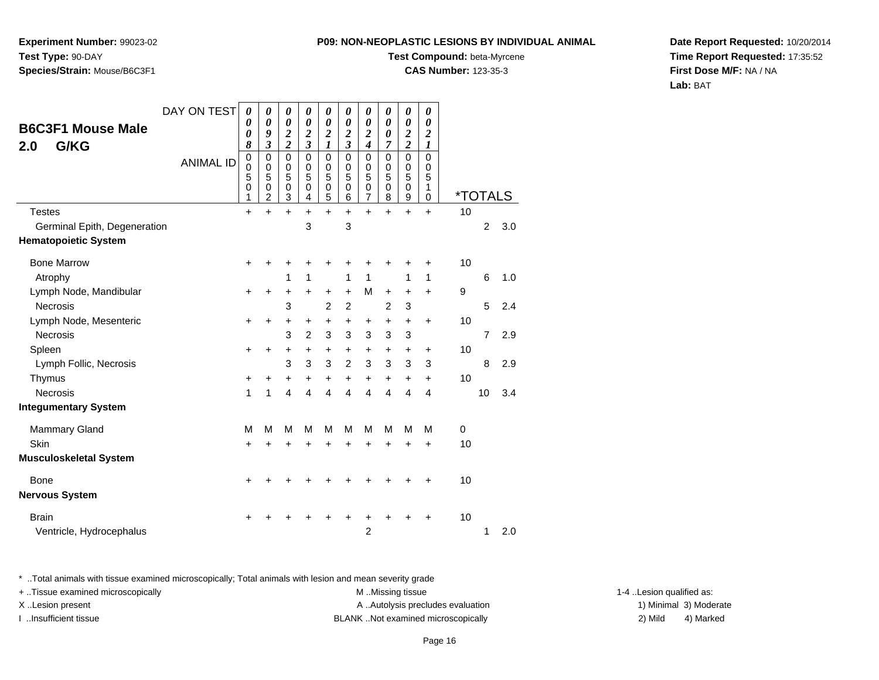**Experiment Number:** 99023-02
**Test Type:** 90-DAY
**Species/Strain:** Mouse/B6C3F1

**P09: NON-NEOPLASTIC LESIONS BY INDIVIDUAL ANIMAL**
**Test Compound:** beta-Myrcene
**CAS Number:** 123-35-3

**Date Report Requested:** 10/20/2014
**Time Report Requested:** 17:35:52
**First Dose M/F:** NA / NA
**Lab:** BAT

## B6C3F1 Mouse Male 2.0 G/KG

| DAY ON TEST | 0008 | 0093 | 0022 | 0023 | 0021 | 0023 | 0024 | 0007 | 0022 | 0021 | | | |
|---|---|---|---|---|---|---|---|---|---|---|---|---|---|
| **ANIMAL ID** | 00501 | 00502 | 00503 | 00504 | 00505 | 00506 | 00507 | 00508 | 00509 | 00510 | ***TOTALS** | | |
| Testes | + | + | + | + | + | + | + | + | + | + | 10 | | |
| Germinal Epith, Degeneration | | | | 3 | | 3 | | | | | | 2 | 3.0 |
| **Hematopoietic System** | | | | | | | | | | | | | |
| Bone Marrow | + | + | + | + | + | + | + | + | + | + | 10 | | |
| Atrophy | | | 1 | 1 | | 1 | 1 | | 1 | 1 | | 6 | 1.0 |
| Lymph Node, Mandibular | + | + | + | + | + | + | M | + | + | + | 9 | | |
| Necrosis | | | 3 | | 2 | 2 | | 2 | 3 | | | 5 | 2.4 |
| Lymph Node, Mesenteric | + | + | + | + | + | + | + | + | + | + | 10 | | |
| Necrosis | | | 3 | 2 | 3 | 3 | 3 | 3 | 3 | | | 7 | 2.9 |
| Spleen | + | + | + | + | + | + | + | + | + | + | 10 | | |
| Lymph Follic, Necrosis | | | 3 | 3 | 3 | 2 | 3 | 3 | 3 | 3 | | 8 | 2.9 |
| Thymus | + | + | + | + | + | + | + | + | + | + | 10 | | |
| Necrosis | 1 | 1 | 4 | 4 | 4 | 4 | 4 | 4 | 4 | 4 | | 10 | 3.4 |
| **Integumentary System** | | | | | | | | | | | | | |
| Mammary Gland | M | M | M | M | M | M | M | M | M | M | 0 | | |
| Skin | + | + | + | + | + | + | + | + | + | + | 10 | | |
| **Musculoskeletal System** | | | | | | | | | | | | | |
| Bone | + | + | + | + | + | + | + | + | + | + | 10 | | |
| **Nervous System** | | | | | | | | | | | | | |
| Brain | + | + | + | + | + | + | + | + | + | + | 10 | | |
| Ventricle, Hydrocephalus | | | | | | | 2 | | | | | 1 | 2.0 |

* ..Total animals with tissue examined microscopically; Total animals with lesion and mean severity grade
+ ..Tissue examined microscopically
X ..Lesion present
I ..Insufficient tissue
M ..Missing tissue
A ..Autolysis precludes evaluation
BLANK ..Not examined microscopically
1-4 ..Lesion qualified as:
1) Minimal 3) Moderate
2) Mild 4) Marked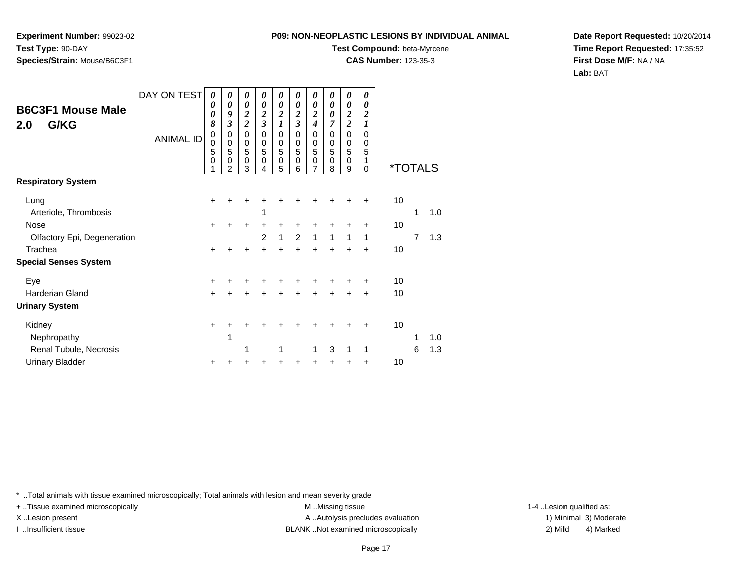**Experiment Number:** 99023-02
**Test Type:** 90-DAY
**Species/Strain:** Mouse/B6C3F1

**P09: NON-NEOPLASTIC LESIONS BY INDIVIDUAL ANIMAL**
**Test Compound:** beta-Myrcene
**CAS Number:** 123-35-3

**Date Report Requested:** 10/20/2014
**Time Report Requested:** 17:35:52
**First Dose M/F:** NA / NA
**Lab:** BAT

## B6C3F1 Mouse Male 2.0 G/KG

| DAY ON TEST | 0008 | 0093 | 0022 | 0023 | 0021 | 0023 | 0024 | 0007 | 0022 | 0021 | *TOTALS | | |
|---|---|---|---|---|---|---|---|---|---|---|---|---|---|
| ANIMAL ID | 00501 | 00502 | 00503 | 00504 | 00505 | 00506 | 00507 | 00508 | 00509 | 00510 | | | |
| **Respiratory System** | | | | | | | | | | | | | |
| Lung | + | + | + | + | + | + | + | + | + | + | 10 | | |
| Arteriole, Thrombosis | | | | 1 | | | | | | | | 1 | 1.0 |
| Nose | + | + | + | + | + | + | + | + | + | + | 10 | | |
| Olfactory Epi, Degeneration | | | | 2 | 1 | 2 | 1 | 1 | 1 | 1 | | 7 | 1.3 |
| Trachea | + | + | + | + | + | + | + | + | + | + | 10 | | |
| **Special Senses System** | | | | | | | | | | | | | |
| Eye | + | + | + | + | + | + | + | + | + | + | 10 | | |
| Harderian Gland | + | + | + | + | + | + | + | + | + | + | 10 | | |
| **Urinary System** | | | | | | | | | | | | | |
| Kidney | + | + | + | + | + | + | + | + | + | + | 10 | | |
| Nephropathy | | 1 | | | | | | | | | | 1 | 1.0 |
| Renal Tubule, Necrosis | | | 1 | | 1 | | 1 | 3 | 1 | 1 | | 6 | 1.3 |
| Urinary Bladder | + | + | + | + | + | + | + | + | + | + | 10 | | |

* ..Total animals with tissue examined microscopically; Total animals with lesion and mean severity grade
+ ..Tissue examined microscopically
X ..Lesion present
I ..Insufficient tissue

M ..Missing tissue
A ..Autolysis precludes evaluation
BLANK ..Not examined microscopically

1-4 ..Lesion qualified as:
1) Minimal 3) Moderate
2) Mild 4) Marked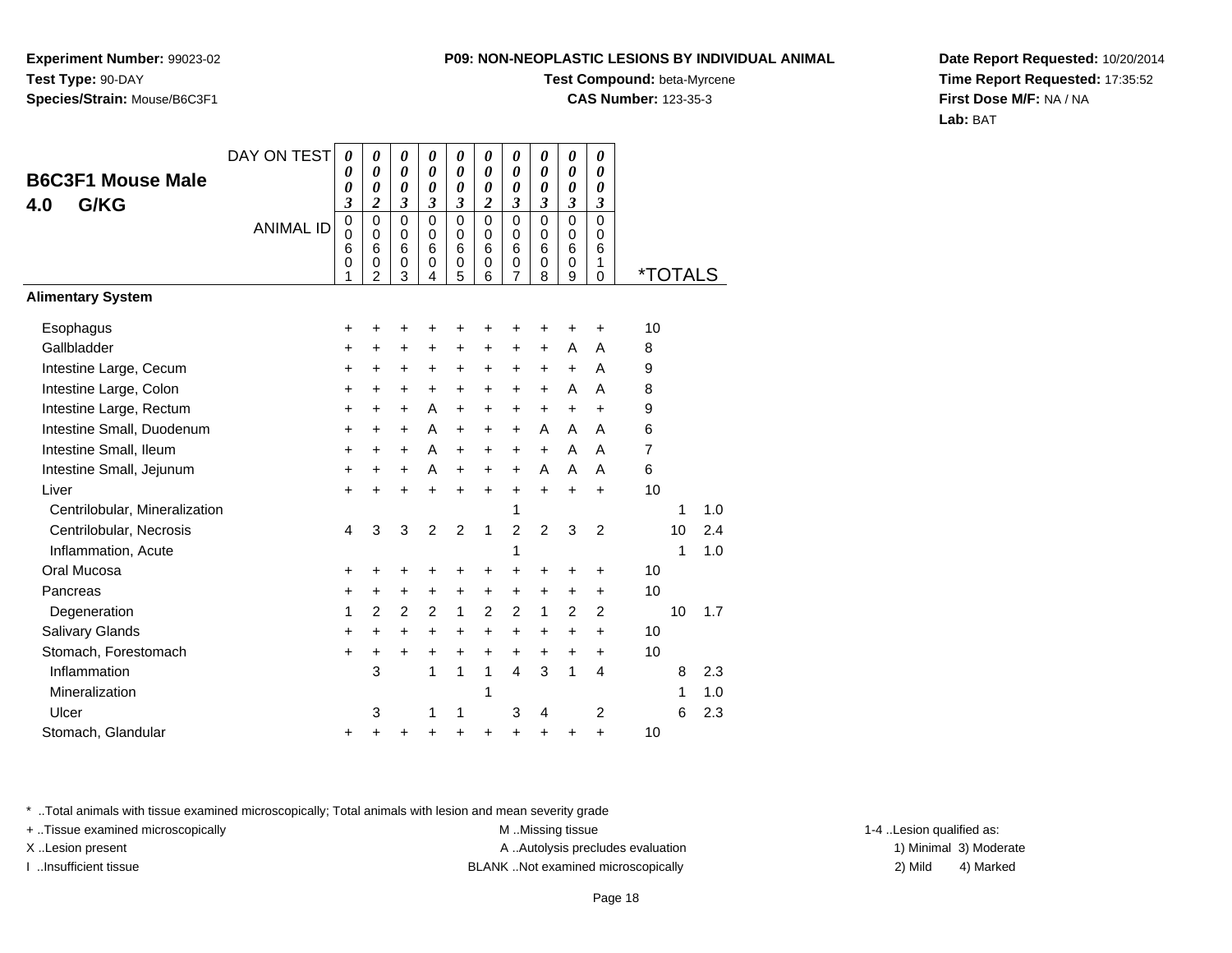**Experiment Number:** 99023-02
**Test Type:** 90-DAY
**Species/Strain:** Mouse/B6C3F1

**P09: NON-NEOPLASTIC LESIONS BY INDIVIDUAL ANIMAL**
**Test Compound:** beta-Myrcene
**CAS Number:** 123-35-3

**Date Report Requested:** 10/20/2014
**Time Report Requested:** 17:35:52
**First Dose M/F:** NA / NA
**Lab:** BAT

## B6C3F1 Mouse Male 4.0 G/KG

| DAY ON TEST | 0003 | 0002 | 0003 | 0003 | 0003 | 0002 | 0003 | 0003 | 0003 | 0003 | | |
|---|---|---|---|---|---|---|---|---|---|---|---|---|
| ANIMAL ID | 00601 | 00602 | 00603 | 00604 | 00605 | 00606 | 00607 | 00608 | 00609 | 00610 | *TOTALS | |
| **Alimentary System** | | | | | | | | | | | | |
| Esophagus | + | + | + | + | + | + | + | + | + | + | 10 | |
| Gallbladder | + | + | + | + | + | + | + | + | A | A | 8 | |
| Intestine Large, Cecum | + | + | + | + | + | + | + | + | + | A | 9 | |
| Intestine Large, Colon | + | + | + | + | + | + | + | + | A | A | 8 | |
| Intestine Large, Rectum | + | + | + | A | + | + | + | + | + | + | 9 | |
| Intestine Small, Duodenum | + | + | + | A | + | + | + | A | A | A | 6 | |
| Intestine Small, Ileum | + | + | + | A | + | + | + | + | A | A | 7 | |
| Intestine Small, Jejunum | + | + | + | A | + | + | + | A | A | A | 6 | |
| Liver | + | + | + | + | + | + | + | + | + | + | 10 | |
| Centrilobular, Mineralization | | | | | | | 1 | | | | 1 | 1.0 |
| Centrilobular, Necrosis | 4 | 3 | 3 | 2 | 2 | 1 | 2 | 2 | 3 | 2 | 10 | 2.4 |
| Inflammation, Acute | | | | | | | 1 | | | | 1 | 1.0 |
| Oral Mucosa | + | + | + | + | + | + | + | + | + | + | 10 | |
| Pancreas | + | + | + | + | + | + | + | + | + | + | 10 | |
| Degeneration | 1 | 2 | 2 | 2 | 1 | 2 | 2 | 1 | 2 | 2 | 10 | 1.7 |
| Salivary Glands | + | + | + | + | + | + | + | + | + | + | 10 | |
| Stomach, Forestomach | + | + | + | + | + | + | + | + | + | + | 10 | |
| Inflammation | | 3 | | 1 | 1 | 1 | 4 | 3 | 1 | 4 | 8 | 2.3 |
| Mineralization | | | | | | 1 | | | | | 1 | 1.0 |
| Ulcer | | 3 | | 1 | 1 | | 3 | 4 | | 2 | 6 | 2.3 |
| Stomach, Glandular | + | + | + | + | + | + | + | + | + | + | 10 | |

\* ..Total animals with tissue examined microscopically; Total animals with lesion and mean severity grade
+ ..Tissue examined microscopically
X ..Lesion present
I ..Insufficient tissue
M ..Missing tissue
A ..Autolysis precludes evaluation
BLANK ..Not examined microscopically
1-4 ..Lesion qualified as:
1) Minimal 3) Moderate
2) Mild 4) Marked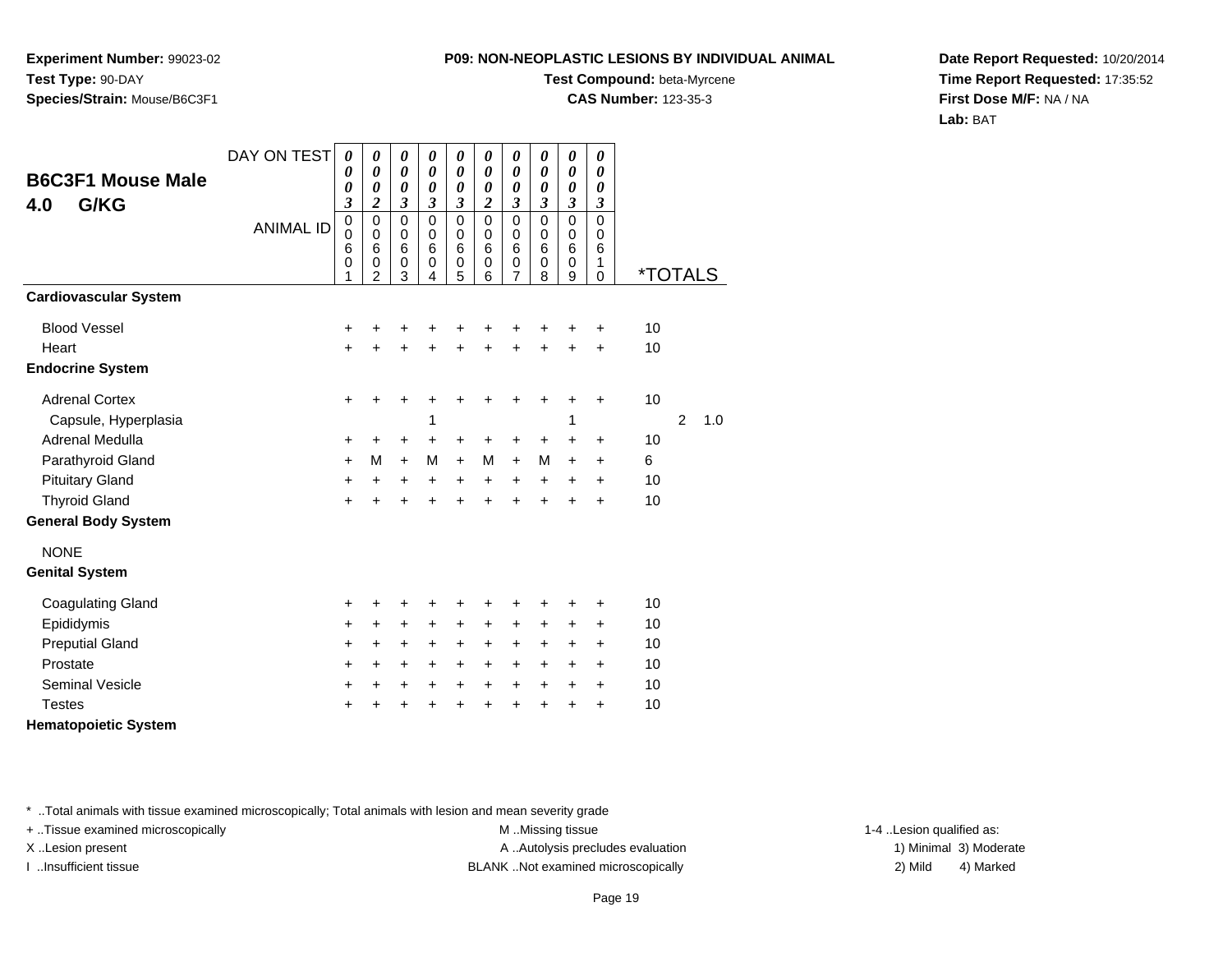**Experiment Number:** 99023-02
**Test Type:** 90-DAY
**Species/Strain:** Mouse/B6C3F1

**P09: NON-NEOPLASTIC LESIONS BY INDIVIDUAL ANIMAL**
**Test Compound:** beta-Myrcene
**CAS Number:** 123-35-3

**Date Report Requested:** 10/20/2014
**Time Report Requested:** 17:35:52
**First Dose M/F:** NA / NA
**Lab:** BAT

## B6C3F1 Mouse Male 4.0 G/KG

| DAY ON TEST | 0003 | 0002 | 0003 | 0003 | 0003 | 0002 | 0003 | 0003 | 0003 | 0003 | | | |
|---|---|---|---|---|---|---|---|---|---|---|---|---|---|
| ANIMAL ID | 00601 | 00602 | 00603 | 00604 | 00605 | 00606 | 00607 | 00608 | 00609 | 00610 | *TOTALS | | |
| **Cardiovascular System** | | | | | | | | | | | | | |
| Blood Vessel | + | + | + | + | + | + | + | + | + | + | 10 | | |
| Heart | + | + | + | + | + | + | + | + | + | + | 10 | | |
| **Endocrine System** | | | | | | | | | | | | | |
| Adrenal Cortex | + | + | + | + | + | + | + | + | + | + | 10 | | |
| Capsule, Hyperplasia | | | | 1 | | | | | 1 | | | 2 | 1.0 |
| Adrenal Medulla | + | + | + | + | + | + | + | + | + | + | 10 | | |
| Parathyroid Gland | + | M | + | M | + | M | + | M | + | + | 6 | | |
| Pituitary Gland | + | + | + | + | + | + | + | + | + | + | 10 | | |
| Thyroid Gland | + | + | + | + | + | + | + | + | + | + | 10 | | |
| **General Body System** | | | | | | | | | | | | | |
| NONE | | | | | | | | | | | | | |
| **Genital System** | | | | | | | | | | | | | |
| Coagulating Gland | + | + | + | + | + | + | + | + | + | + | 10 | | |
| Epididymis | + | + | + | + | + | + | + | + | + | + | 10 | | |
| Preputial Gland | + | + | + | + | + | + | + | + | + | + | 10 | | |
| Prostate | + | + | + | + | + | + | + | + | + | + | 10 | | |
| Seminal Vesicle | + | + | + | + | + | + | + | + | + | + | 10 | | |
| Testes | + | + | + | + | + | + | + | + | + | + | 10 | | |
| **Hematopoietic System** | | | | | | | | | | | | | |

* ..Total animals with tissue examined microscopically; Total animals with lesion and mean severity grade
+ ..Tissue examined microscopically
X ..Lesion present
I ..Insufficient tissue

M ..Missing tissue
A ..Autolysis precludes evaluation
BLANK ..Not examined microscopically

1-4 ..Lesion qualified as:
1) Minimal 3) Moderate
2) Mild 4) Marked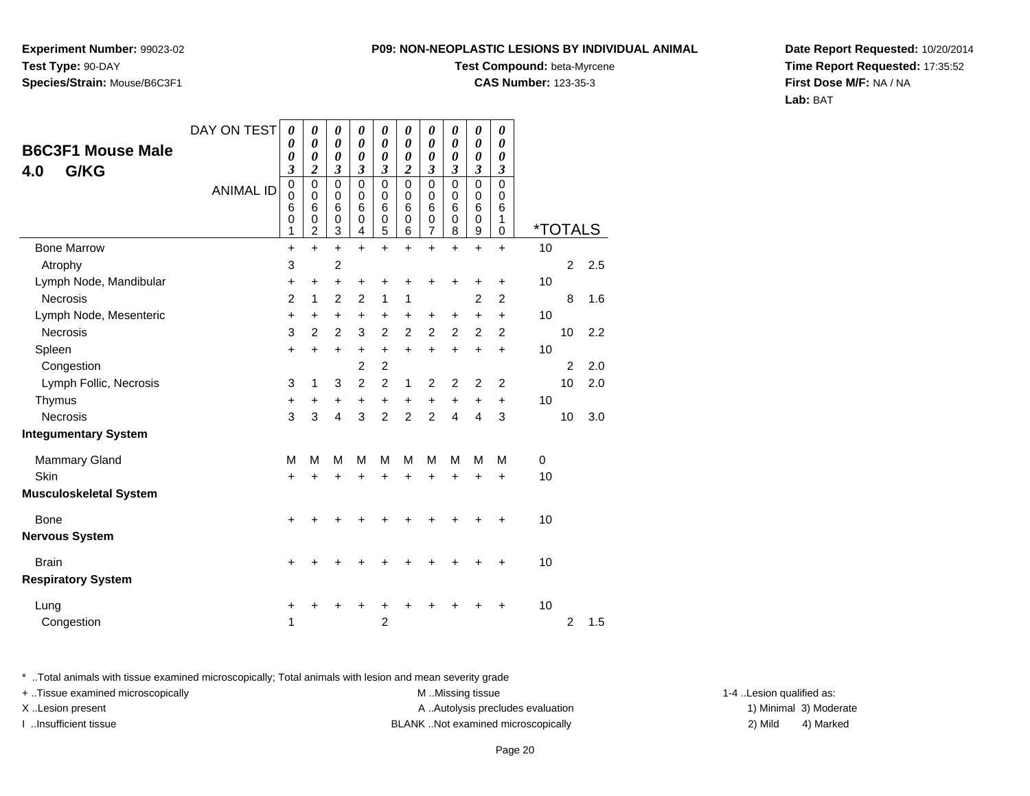**Experiment Number:** 99023-02
**Test Type:** 90-DAY
**Species/Strain:** Mouse/B6C3F1

**P09: NON-NEOPLASTIC LESIONS BY INDIVIDUAL ANIMAL**
**Test Compound:** beta-Myrcene
**CAS Number:** 123-35-3

**Date Report Requested:** 10/20/2014
**Time Report Requested:** 17:35:52
**First Dose M/F:** NA / NA
**Lab:** BAT

## B6C3F1 Mouse Male
## 4.0 G/KG

| DAY ON TEST | 0003 | 0002 | 0003 | 0003 | 0003 | 0002 | 0003 | 0003 | 0003 | 0003 | | |
|---|---|---|---|---|---|---|---|---|---|---|---|---|
| ANIMAL ID | 00601 | 00602 | 00603 | 00604 | 00605 | 00606 | 00607 | 00608 | 00609 | 00610 | *TOTALS | |
| Bone Marrow | + | + | + | + | + | + | + | + | + | + | 10 | |
| Atrophy | 3 | | 2 | | | | | | | | 2 | 2.5 |
| Lymph Node, Mandibular | + | + | + | + | + | + | + | + | + | + | 10 | |
| Necrosis | 2 | 1 | 2 | 2 | 1 | 1 | | | 2 | 2 | 8 | 1.6 |
| Lymph Node, Mesenteric | + | + | + | + | + | + | + | + | + | + | 10 | |
| Necrosis | 3 | 2 | 2 | 3 | 2 | 2 | 2 | 2 | 2 | 2 | 10 | 2.2 |
| Spleen | + | + | + | + | + | + | + | + | + | + | 10 | |
| Congestion | | | | 2 | 2 | | | | | | 2 | 2.0 |
| Lymph Follic, Necrosis | 3 | 1 | 3 | 2 | 2 | 1 | 2 | 2 | 2 | 2 | 10 | 2.0 |
| Thymus | + | + | + | + | + | + | + | + | + | + | 10 | |
| Necrosis | 3 | 3 | 4 | 3 | 2 | 2 | 2 | 4 | 4 | 3 | 10 | 3.0 |
| **Integumentary System** | | | | | | | | | | | | |
| Mammary Gland | M | M | M | M | M | M | M | M | M | M | 0 | |
| Skin | + | + | + | + | + | + | + | + | + | + | 10 | |
| **Musculoskeletal System** | | | | | | | | | | | | |
| Bone | + | + | + | + | + | + | + | + | + | + | 10 | |
| **Nervous System** | | | | | | | | | | | | |
| Brain | + | + | + | + | + | + | + | + | + | + | 10 | |
| **Respiratory System** | | | | | | | | | | | | |
| Lung | + | + | + | + | + | + | + | + | + | + | 10 | |
| Congestion | 1 | | | | 2 | | | | | | 2 | 1.5 |

\* ..Total animals with tissue examined microscopically; Total animals with lesion and mean severity grade
+ ..Tissue examined microscopically
X ..Lesion present
I ..Insufficient tissue

M ..Missing tissue
A ..Autolysis precludes evaluation
BLANK ..Not examined microscopically

1-4 ..Lesion qualified as:
1) Minimal 3) Moderate
2) Mild 4) Marked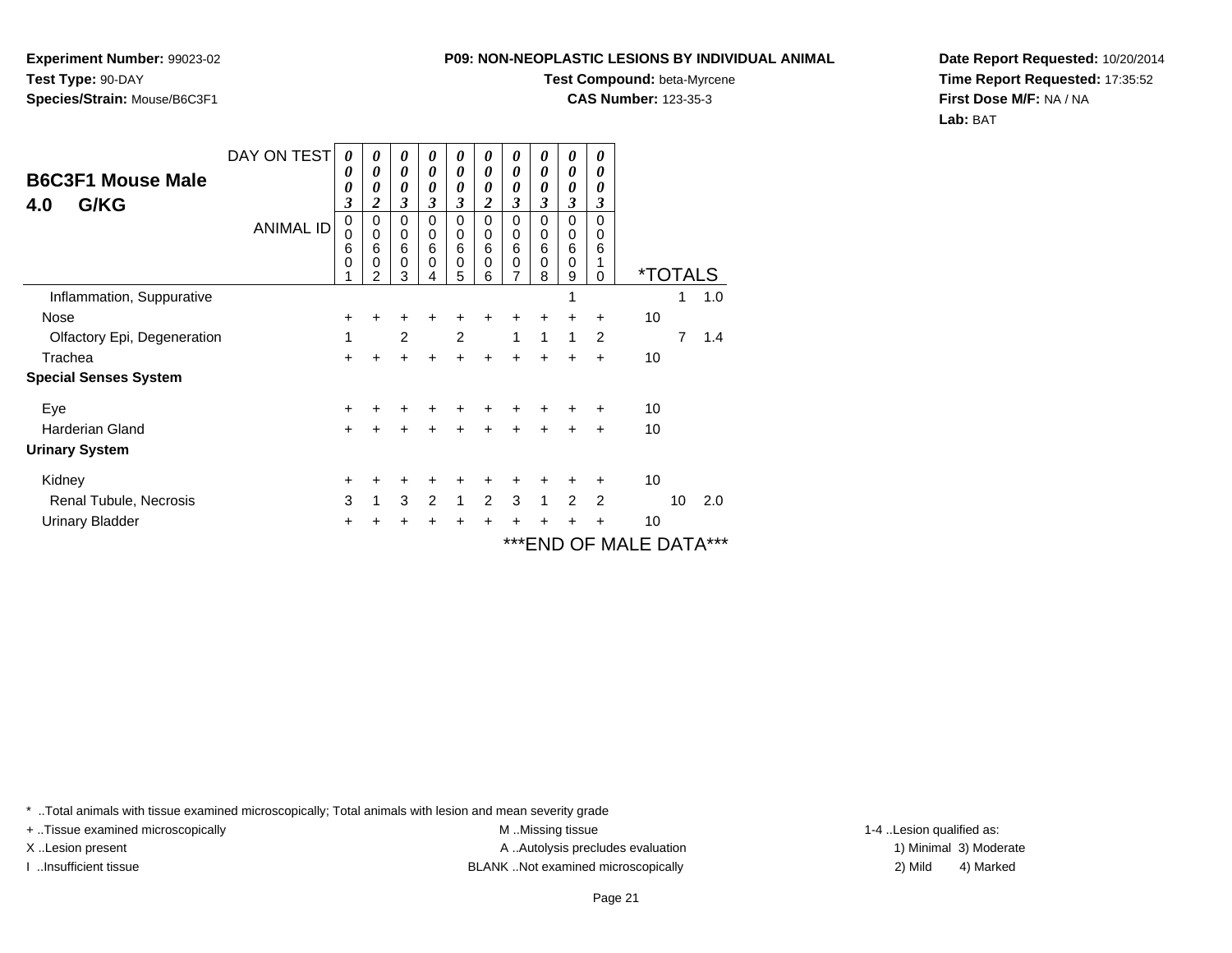**Experiment Number:** 99023-02
**Test Type:** 90-DAY
**Species/Strain:** Mouse/B6C3F1

**P09: NON-NEOPLASTIC LESIONS BY INDIVIDUAL ANIMAL**
**Test Compound:** beta-Myrcene
**CAS Number:** 123-35-3

**Date Report Requested:** 10/20/2014
**Time Report Requested:** 17:35:52
**First Dose M/F:** NA / NA
**Lab:** BAT

## B6C3F1 Mouse Male
## 4.0 G/KG

| DAY ON TEST | 0003 | 0002 | 0003 | 0003 | 0003 | 0002 | 0003 | 0003 | 0003 | 0003 | | |
|---|---|---|---|---|---|---|---|---|---|---|---|---|
| ANIMAL ID | 0006001 | 0006002 | 0006003 | 0006004 | 0006005 | 0006006 | 0006007 | 0006008 | 0006009 | 0006010 | *TOTALS | |
| Inflammation, Suppurative | | | | | | | | | 1 | | 1 | 1.0 |
| Nose | + | + | + | + | + | + | + | + | + | + | 10 | |
| Olfactory Epi, Degeneration | 1 | | 2 | | 2 | | 1 | 1 | 1 | 2 | 7 | 1.4 |
| Trachea | + | + | + | + | + | + | + | + | + | + | 10 | |
| **Special Senses System** | | | | | | | | | | | | |
| Eye | + | + | + | + | + | + | + | + | + | + | 10 | |
| Harderian Gland | + | + | + | + | + | + | + | + | + | + | 10 | |
| **Urinary System** | | | | | | | | | | | | |
| Kidney | + | + | + | + | + | + | + | + | + | + | 10 | |
| Renal Tubule, Necrosis | 3 | 1 | 3 | 2 | 1 | 2 | 3 | 1 | 2 | 2 | 10 | 2.0 |
| Urinary Bladder | + | + | + | + | + | + | + | + | + | + | 10 | |

***END OF MALE DATA***

* ..Total animals with tissue examined microscopically; Total animals with lesion and mean severity grade
+ ..Tissue examined microscopically
X ..Lesion present
I ..Insufficient tissue

M ..Missing tissue
A ..Autolysis precludes evaluation
BLANK ..Not examined microscopically

1-4 ..Lesion qualified as:
1) Minimal 3) Moderate
2) Mild 4) Marked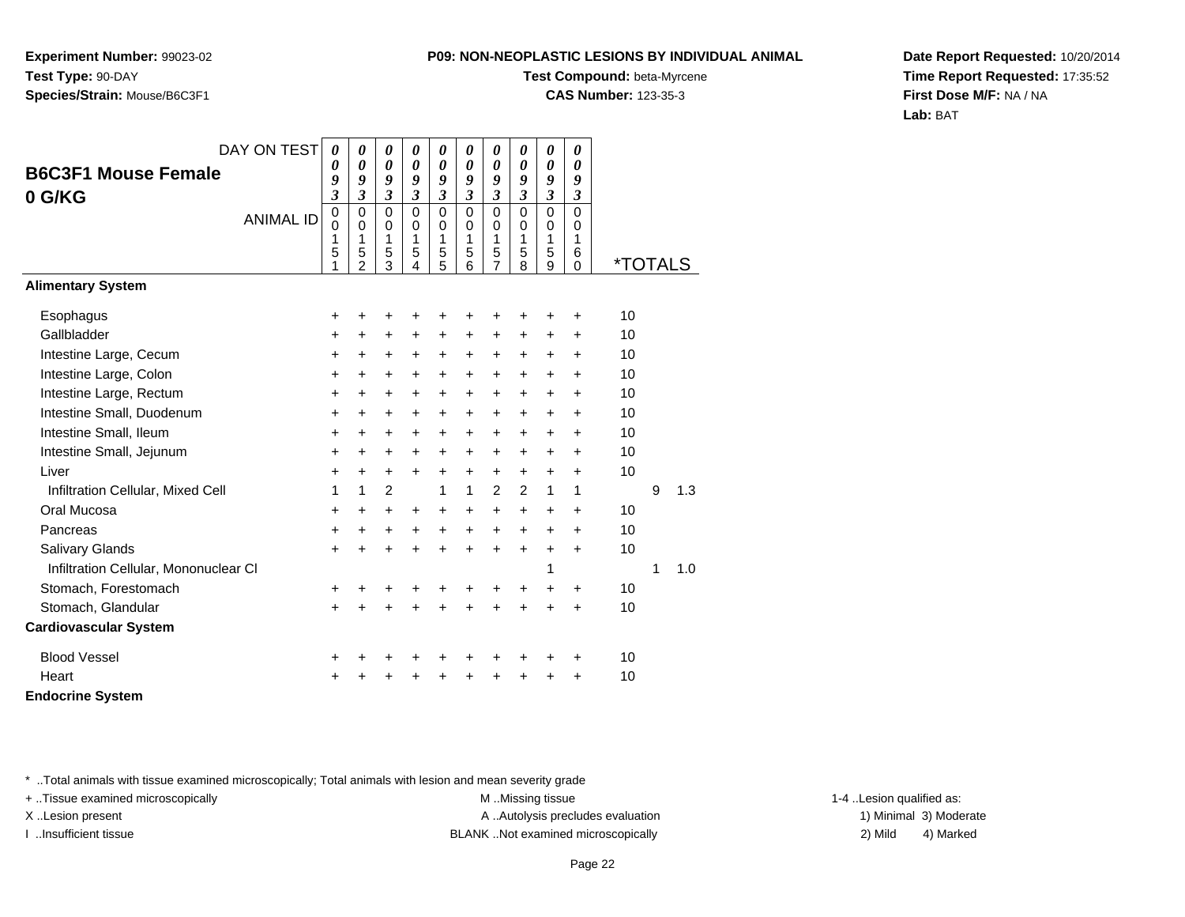**Experiment Number:** 99023-02
**Test Type:** 90-DAY
**Species/Strain:** Mouse/B6C3F1

**P09: NON-NEOPLASTIC LESIONS BY INDIVIDUAL ANIMAL**
**Test Compound:** beta-Myrcene
**CAS Number:** 123-35-3

**Date Report Requested:** 10/20/2014
**Time Report Requested:** 17:35:52
**First Dose M/F:** NA / NA
**Lab:** BAT

## B6C3F1 Mouse Female
## 0 G/KG

| DAY ON TEST | 0093 | 0093 | 0093 | 0093 | 0093 | 0093 | 0093 | 0093 | 0093 | 0093 | | | |
|---|---|---|---|---|---|---|---|---|---|---|---|---|---|
| ANIMAL ID | 00151 | 00152 | 00153 | 00154 | 00155 | 00156 | 00157 | 00158 | 00159 | 00160 | *TOTALS | | |
| **Alimentary System** | | | | | | | | | | | | | |
| Esophagus | + | + | + | + | + | + | + | + | + | + | 10 | | |
| Gallbladder | + | + | + | + | + | + | + | + | + | + | 10 | | |
| Intestine Large, Cecum | + | + | + | + | + | + | + | + | + | + | 10 | | |
| Intestine Large, Colon | + | + | + | + | + | + | + | + | + | + | 10 | | |
| Intestine Large, Rectum | + | + | + | + | + | + | + | + | + | + | 10 | | |
| Intestine Small, Duodenum | + | + | + | + | + | + | + | + | + | + | 10 | | |
| Intestine Small, Ileum | + | + | + | + | + | + | + | + | + | + | 10 | | |
| Intestine Small, Jejunum | + | + | + | + | + | + | + | + | + | + | 10 | | |
| Liver | + | + | + | + | + | + | + | + | + | + | 10 | | |
| Infiltration Cellular, Mixed Cell | 1 | 1 | 2 | | 1 | 1 | 2 | 2 | 1 | 1 | | 9 | 1.3 |
| Oral Mucosa | + | + | + | + | + | + | + | + | + | + | 10 | | |
| Pancreas | + | + | + | + | + | + | + | + | + | + | 10 | | |
| Salivary Glands | + | + | + | + | + | + | + | + | + | + | 10 | | |
| Infiltration Cellular, Mononuclear Cl | | | | | | | | | 1 | | | 1 | 1.0 |
| Stomach, Forestomach | + | + | + | + | + | + | + | + | + | + | 10 | | |
| Stomach, Glandular | + | + | + | + | + | + | + | + | + | + | 10 | | |
| **Cardiovascular System** | | | | | | | | | | | | | |
| Blood Vessel | + | + | + | + | + | + | + | + | + | + | 10 | | |
| Heart | + | + | + | + | + | + | + | + | + | + | 10 | | |
| **Endocrine System** | | | | | | | | | | | | | |

* ..Total animals with tissue examined microscopically; Total animals with lesion and mean severity grade
+ ..Tissue examined microscopically
X ..Lesion present
I ..Insufficient tissue

M ..Missing tissue
A ..Autolysis precludes evaluation
BLANK ..Not examined microscopically

1-4 ..Lesion qualified as:
1) Minimal 3) Moderate
2) Mild 4) Marked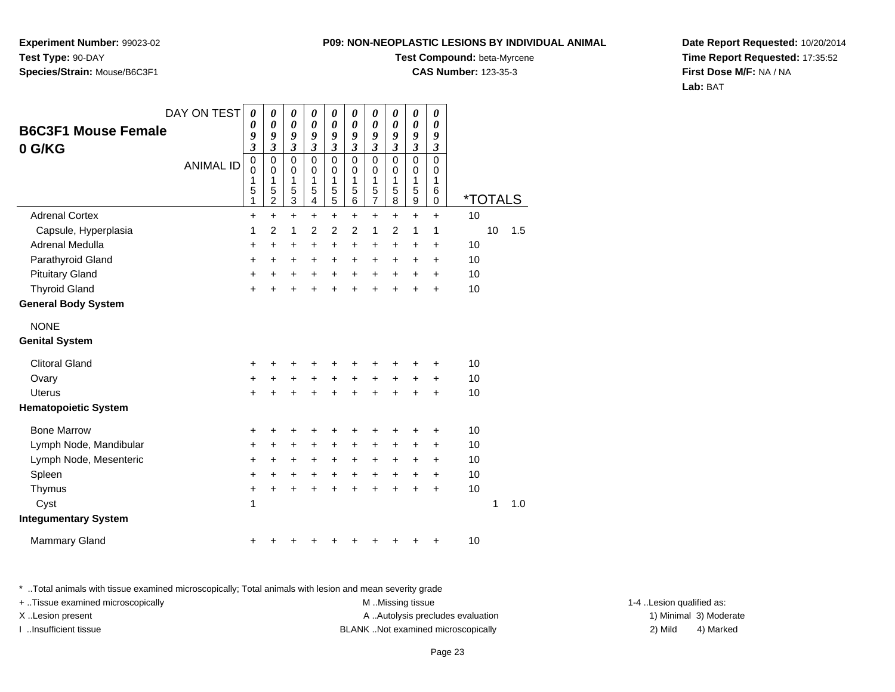**Experiment Number:** 99023-02
**Test Type:** 90-DAY
**Species/Strain:** Mouse/B6C3F1

**P09: NON-NEOPLASTIC LESIONS BY INDIVIDUAL ANIMAL**
**Test Compound:** beta-Myrcene
**CAS Number:** 123-35-3

**Date Report Requested:** 10/20/2014
**Time Report Requested:** 17:35:52
**First Dose M/F:** NA / NA
**Lab:** BAT

## B6C3F1 Mouse Female
## 0 G/KG

| DAY ON TEST | 0093 | 0093 | 0093 | 0093 | 0093 | 0093 | 0093 | 0093 | 0093 | 0093 | | | |
|---|---|---|---|---|---|---|---|---|---|---|---|---|---|
| ANIMAL ID | 00151 | 00152 | 00153 | 00154 | 00155 | 00156 | 00157 | 00158 | 00159 | 00160 | *TOTALS | | |
| Adrenal Cortex | + | + | + | + | + | + | + | + | + | + | 10 | | |
| Capsule, Hyperplasia | 1 | 2 | 1 | 2 | 2 | 2 | 1 | 2 | 1 | 1 | | 10 | 1.5 |
| Adrenal Medulla | + | + | + | + | + | + | + | + | + | + | 10 | | |
| Parathyroid Gland | + | + | + | + | + | + | + | + | + | + | 10 | | |
| Pituitary Gland | + | + | + | + | + | + | + | + | + | + | 10 | | |
| Thyroid Gland | + | + | + | + | + | + | + | + | + | + | 10 | | |
| **General Body System** | | | | | | | | | | | | | |
| NONE | | | | | | | | | | | | | |
| **Genital System** | | | | | | | | | | | | | |
| Clitoral Gland | + | + | + | + | + | + | + | + | + | + | 10 | | |
| Ovary | + | + | + | + | + | + | + | + | + | + | 10 | | |
| Uterus | + | + | + | + | + | + | + | + | + | + | 10 | | |
| **Hematopoietic System** | | | | | | | | | | | | | |
| Bone Marrow | + | + | + | + | + | + | + | + | + | + | 10 | | |
| Lymph Node, Mandibular | + | + | + | + | + | + | + | + | + | + | 10 | | |
| Lymph Node, Mesenteric | + | + | + | + | + | + | + | + | + | + | 10 | | |
| Spleen | + | + | + | + | + | + | + | + | + | + | 10 | | |
| Thymus | + | + | + | + | + | + | + | + | + | + | 10 | | |
| Cyst | 1 | | | | | | | | | | | 1 | 1.0 |
| **Integumentary System** | | | | | | | | | | | | | |
| Mammary Gland | + | + | + | + | + | + | + | + | + | + | 10 | | |

* ..Total animals with tissue examined microscopically; Total animals with lesion and mean severity grade
+ ..Tissue examined microscopically
X ..Lesion present
I ..Insufficient tissue
M ..Missing tissue
A ..Autolysis precludes evaluation
BLANK ..Not examined microscopically
1-4 ..Lesion qualified as:
1) Minimal 3) Moderate
2) Mild 4) Marked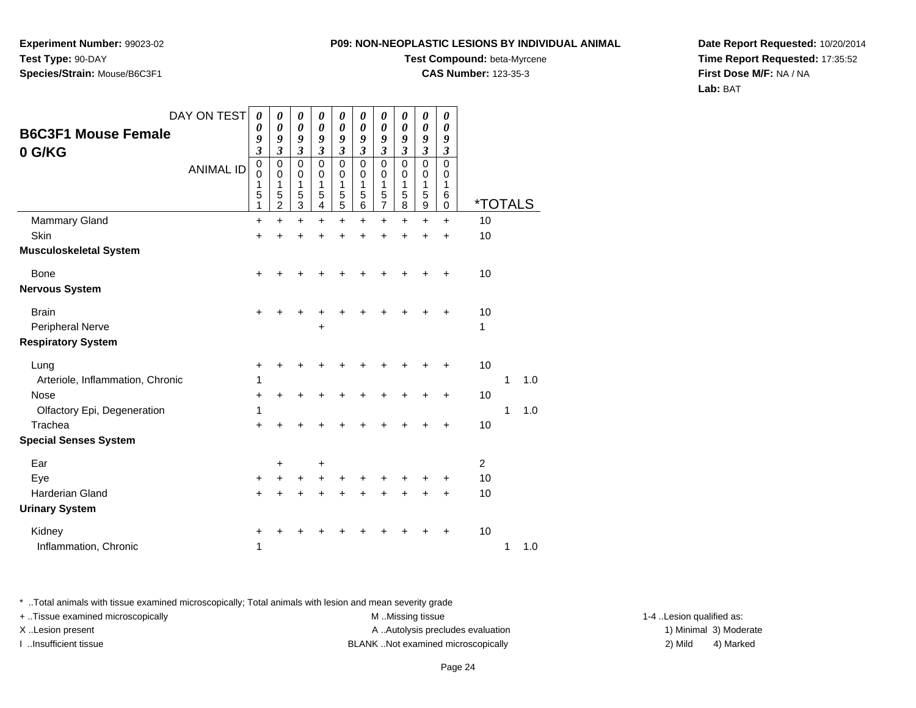**Experiment Number:** 99023-02
**Test Type:** 90-DAY
**Species/Strain:** Mouse/B6C3F1

**P09: NON-NEOPLASTIC LESIONS BY INDIVIDUAL ANIMAL**
**Test Compound:** beta-Myrcene
**CAS Number:** 123-35-3

**Date Report Requested:** 10/20/2014
**Time Report Requested:** 17:35:52
**First Dose M/F:** NA / NA
**Lab:** BAT

## B6C3F1 Mouse Female
## 0 G/KG

| DAY ON TEST | 0093 | 0093 | 0093 | 0093 | 0093 | 0093 | 0093 | 0093 | 0093 | 0093 | | | |
|---|---|---|---|---|---|---|---|---|---|---|---|---|---|
| ANIMAL ID | 00151 | 00152 | 00153 | 00154 | 00155 | 00156 | 00157 | 00158 | 00159 | 00160 | *TOTALS | | |
| Mammary Gland | + | + | + | + | + | + | + | + | + | + | 10 | | |
| Skin | + | + | + | + | + | + | + | + | + | + | 10 | | |
| **Musculoskeletal System** | | | | | | | | | | | | | |
| Bone | + | + | + | + | + | + | + | + | + | + | 10 | | |
| **Nervous System** | | | | | | | | | | | | | |
| Brain | + | + | + | + | + | + | + | + | + | + | 10 | | |
| Peripheral Nerve | | | | + | | | | | | | 1 | | |
| **Respiratory System** | | | | | | | | | | | | | |
| Lung | + | + | + | + | + | + | + | + | + | + | 10 | | |
| Arteriole, Inflammation, Chronic | 1 | | | | | | | | | | | 1 | 1.0 |
| Nose | + | + | + | + | + | + | + | + | + | + | 10 | | |
| Olfactory Epi, Degeneration | 1 | | | | | | | | | | | 1 | 1.0 |
| Trachea | + | + | + | + | + | + | + | + | + | + | 10 | | |
| **Special Senses System** | | | | | | | | | | | | | |
| Ear | | + | | + | | | | | | | 2 | | |
| Eye | + | + | + | + | + | + | + | + | + | + | 10 | | |
| Harderian Gland | + | + | + | + | + | + | + | + | + | + | 10 | | |
| **Urinary System** | | | | | | | | | | | | | |
| Kidney | + | + | + | + | + | + | + | + | + | + | 10 | | |
| Inflammation, Chronic | 1 | | | | | | | | | | | 1 | 1.0 |

* ..Total animals with tissue examined microscopically; Total animals with lesion and mean severity grade
+ ..Tissue examined microscopically
X ..Lesion present
I ..Insufficient tissue

M ..Missing tissue
A ..Autolysis precludes evaluation
BLANK ..Not examined microscopically

1-4 ..Lesion qualified as:
1) Minimal 3) Moderate
2) Mild 4) Marked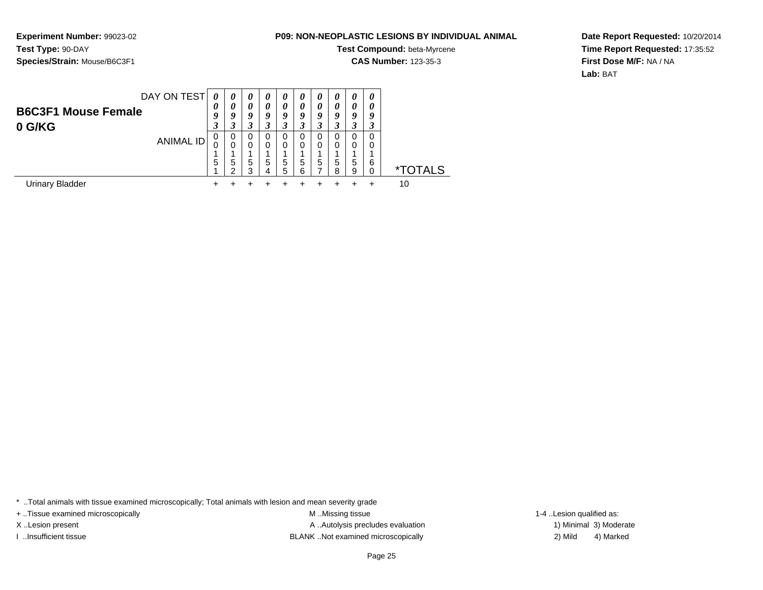**Experiment Number:** 99023-02
**Test Type:** 90-DAY
**Species/Strain:** Mouse/B6C3F1

**P09: NON-NEOPLASTIC LESIONS BY INDIVIDUAL ANIMAL**
**Test Compound:** beta-Myrcene
**CAS Number:** 123-35-3

**Date Report Requested:** 10/20/2014
**Time Report Requested:** 17:35:52
**First Dose M/F:** NA / NA
**Lab:** BAT

## B6C3F1 Mouse Female
## 0 G/KG

| DAY ON TEST | 0093 | 0093 | 0093 | 0093 | 0093 | 0093 | 0093 | 0093 | 0093 | 0093 | |
|---|---|---|---|---|---|---|---|---|---|---|---|
| ANIMAL ID | 00151 | 00152 | 00153 | 00154 | 00155 | 00156 | 00157 | 00158 | 00159 | 00160 | *TOTALS |
| Urinary Bladder | + | + | + | + | + | + | + | + | + | + | 10 |

* ..Total animals with tissue examined microscopically; Total animals with lesion and mean severity grade
+ ..Tissue examined microscopically
X ..Lesion present
I ..Insufficient tissue
M ..Missing tissue
A ..Autolysis precludes evaluation
BLANK ..Not examined microscopically
1-4 ..Lesion qualified as:
1) Minimal 3) Moderate
2) Mild 4) Marked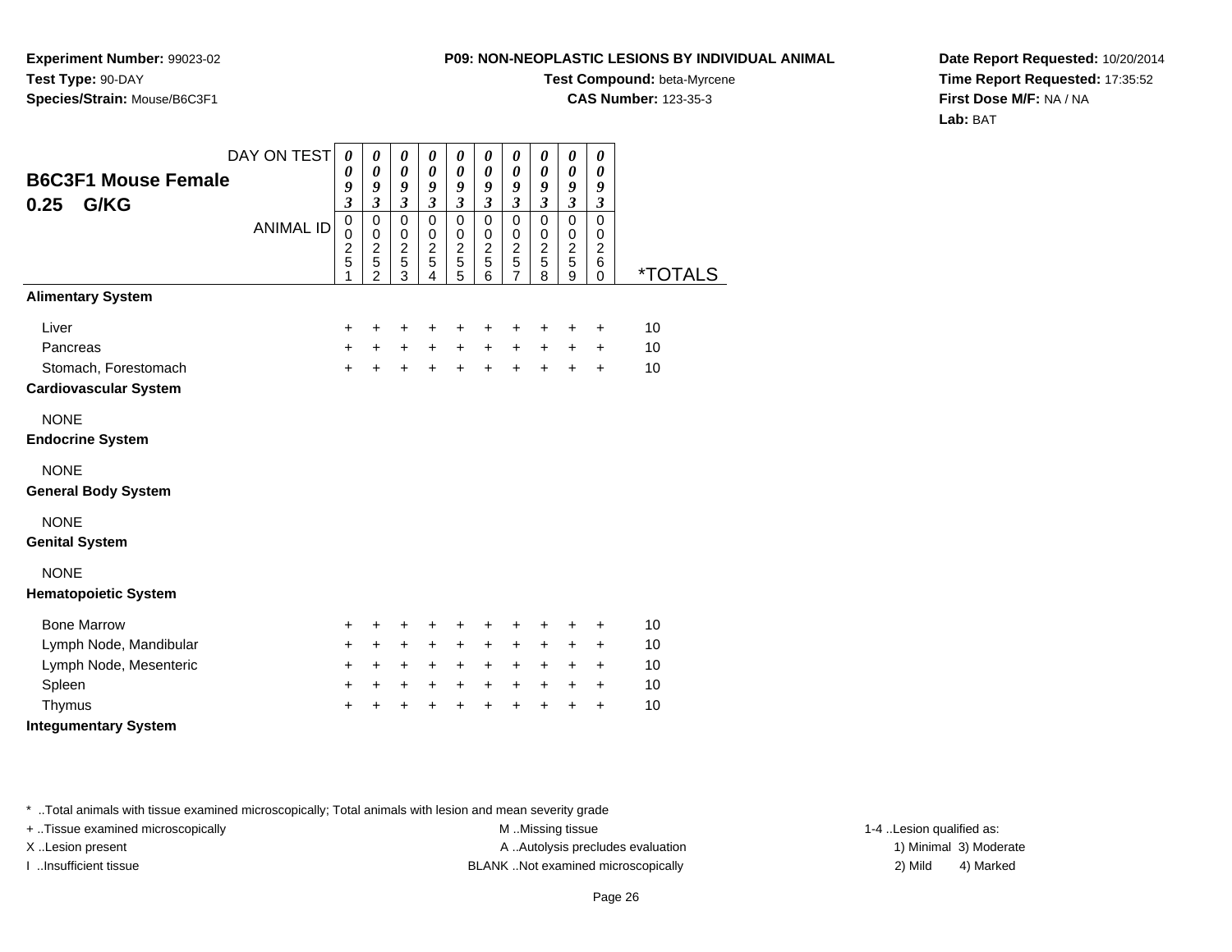**Experiment Number:** 99023-02
**Test Type:** 90-DAY
**Species/Strain:** Mouse/B6C3F1

**P09: NON-NEOPLASTIC LESIONS BY INDIVIDUAL ANIMAL**
**Test Compound:** beta-Myrcene
**CAS Number:** 123-35-3

**Date Report Requested:** 10/20/2014
**Time Report Requested:** 17:35:52
**First Dose M/F:** NA / NA
**Lab:** BAT

## B6C3F1 Mouse Female 0.25 G/KG

| DAY ON TEST | 0093 | 0093 | 0093 | 0093 | 0093 | 0093 | 0093 | 0093 | 0093 | 0093 | |
|---|---|---|---|---|---|---|---|---|---|---|---|
| ANIMAL ID | 00251 | 00252 | 00253 | 00254 | 00255 | 00256 | 00257 | 00258 | 00259 | 00260 | *TOTALS |
| **Alimentary System** | | | | | | | | | | | |
| Liver | + | + | + | + | + | + | + | + | + | + | 10 |
| Pancreas | + | + | + | + | + | + | + | + | + | + | 10 |
| Stomach, Forestomach | + | + | + | + | + | + | + | + | + | + | 10 |
| **Cardiovascular System** | | | | | | | | | | | |
| NONE | | | | | | | | | | | |
| **Endocrine System** | | | | | | | | | | | |
| NONE | | | | | | | | | | | |
| **General Body System** | | | | | | | | | | | |
| NONE | | | | | | | | | | | |
| **Genital System** | | | | | | | | | | | |
| NONE | | | | | | | | | | | |
| **Hematopoietic System** | | | | | | | | | | | |
| Bone Marrow | + | + | + | + | + | + | + | + | + | + | 10 |
| Lymph Node, Mandibular | + | + | + | + | + | + | + | + | + | + | 10 |
| Lymph Node, Mesenteric | + | + | + | + | + | + | + | + | + | + | 10 |
| Spleen | + | + | + | + | + | + | + | + | + | + | 10 |
| Thymus | + | + | + | + | + | + | + | + | + | + | 10 |
| **Integumentary System** | | | | | | | | | | | |

* ..Total animals with tissue examined microscopically; Total animals with lesion and mean severity grade
+ ..Tissue examined microscopically
X ..Lesion present
I ..Insufficient tissue
M ..Missing tissue
A ..Autolysis precludes evaluation
BLANK ..Not examined microscopically
1-4 ..Lesion qualified as:
1) Minimal 3) Moderate
2) Mild 4) Marked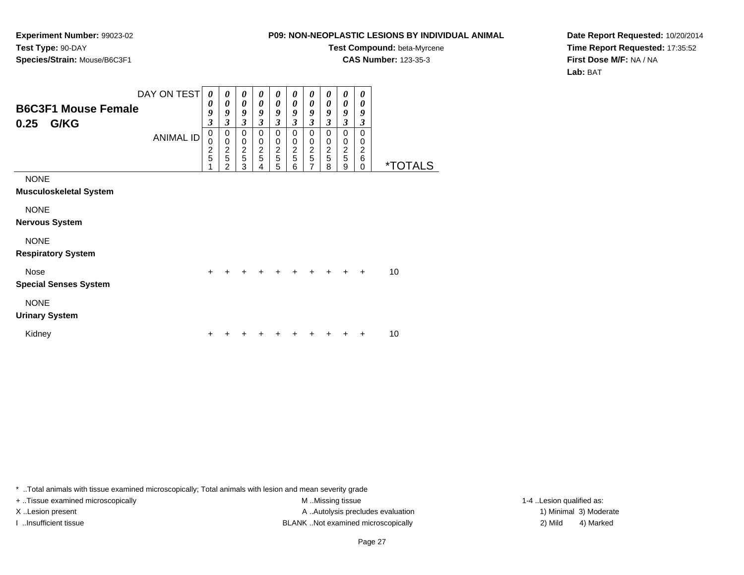**Experiment Number:** 99023-02
**Test Type:** 90-DAY
**Species/Strain:** Mouse/B6C3F1

**P09: NON-NEOPLASTIC LESIONS BY INDIVIDUAL ANIMAL**
**Test Compound:** beta-Myrcene
**CAS Number:** 123-35-3

**Date Report Requested:** 10/20/2014
**Time Report Requested:** 17:35:52
**First Dose M/F:** NA / NA
**Lab:** BAT

## B6C3F1 Mouse Female
## 0.25 G/KG

| DAY ON TEST | 0093 | 0093 | 0093 | 0093 | 0093 | 0093 | 0093 | 0093 | 0093 | 0093 | |
|---|---|---|---|---|---|---|---|---|---|---|---|
| ANIMAL ID | 00251 | 00252 | 00253 | 00254 | 00255 | 00256 | 00257 | 00258 | 00259 | 00260 | *TOTALS |
| NONE | | | | | | | | | | | |
| **Musculoskeletal System** | | | | | | | | | | | |
| NONE | | | | | | | | | | | |
| **Nervous System** | | | | | | | | | | | |
| NONE | | | | | | | | | | | |
| **Respiratory System** | | | | | | | | | | | |
| Nose | + | + | + | + | + | + | + | + | + | + | 10 |
| **Special Senses System** | | | | | | | | | | | |
| NONE | | | | | | | | | | | |
| **Urinary System** | | | | | | | | | | | |
| Kidney | + | + | + | + | + | + | + | + | + | + | 10 |

* ..Total animals with tissue examined microscopically; Total animals with lesion and mean severity grade
+ ..Tissue examined microscopically
X ..Lesion present
I ..Insufficient tissue

M ..Missing tissue
A ..Autolysis precludes evaluation
BLANK ..Not examined microscopically

1-4 ..Lesion qualified as:
1) Minimal 3) Moderate
2) Mild 4) Marked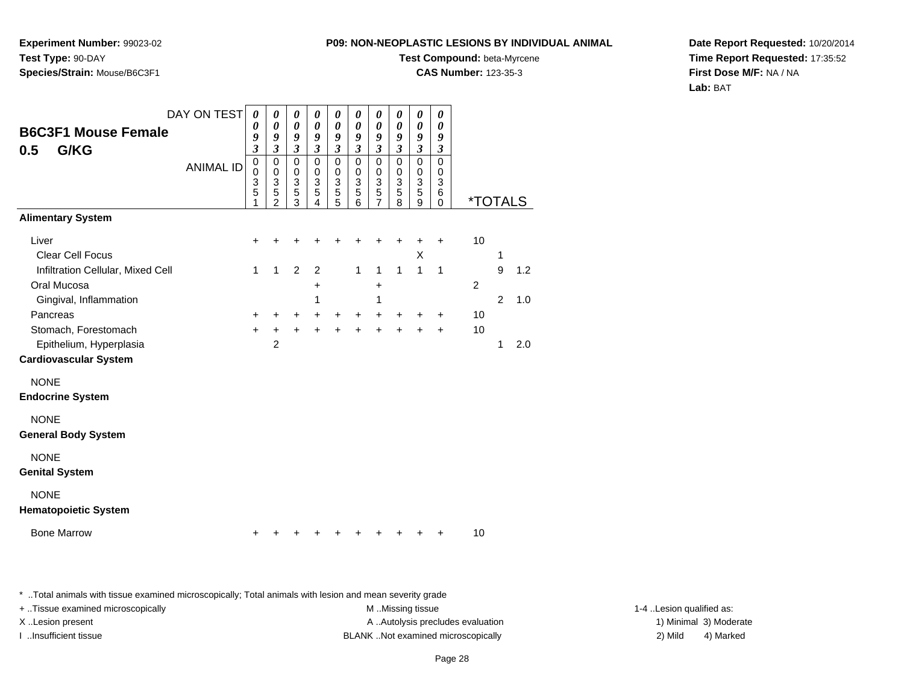**Experiment Number:** 99023-02
**Test Type:** 90-DAY
**Species/Strain:** Mouse/B6C3F1

**P09: NON-NEOPLASTIC LESIONS BY INDIVIDUAL ANIMAL**
**Test Compound:** beta-Myrcene
**CAS Number:** 123-35-3

**Date Report Requested:** 10/20/2014
**Time Report Requested:** 17:35:52
**First Dose M/F:** NA / NA
**Lab:** BAT

## B6C3F1 Mouse Female 0.5 G/KG

| DAY ON TEST | 0093 | 0093 | 0093 | 0093 | 0093 | 0093 | 0093 | 0093 | 0093 | 0093 | | | |
|---|---|---|---|---|---|---|---|---|---|---|---|---|---|
| ANIMAL ID | 00351 | 00352 | 00353 | 00354 | 00355 | 00356 | 00357 | 00358 | 00359 | 00360 | *TOTALS | | |
| **Alimentary System** | | | | | | | | | | | | | |
| Liver | + | + | + | + | + | + | + | + | + | + | 10 | | |
| Clear Cell Focus | | | | | | | | | X | | | 1 | |
| Infiltration Cellular, Mixed Cell | 1 | 1 | 2 | 2 | | 1 | 1 | 1 | 1 | 1 | | 9 | 1.2 |
| Oral Mucosa | | | | + | | | + | | | | 2 | | |
| Gingival, Inflammation | | | | 1 | | | 1 | | | | | 2 | 1.0 |
| Pancreas | + | + | + | + | + | + | + | + | + | + | 10 | | |
| Stomach, Forestomach | + | + | + | + | + | + | + | + | + | + | 10 | | |
| Epithelium, Hyperplasia | | 2 | | | | | | | | | | 1 | 2.0 |
| **Cardiovascular System** | | | | | | | | | | | | | |
| NONE | | | | | | | | | | | | | |
| **Endocrine System** | | | | | | | | | | | | | |
| NONE | | | | | | | | | | | | | |
| **General Body System** | | | | | | | | | | | | | |
| NONE | | | | | | | | | | | | | |
| **Genital System** | | | | | | | | | | | | | |
| NONE | | | | | | | | | | | | | |
| **Hematopoietic System** | | | | | | | | | | | | | |
| Bone Marrow | + | + | + | + | + | + | + | + | + | + | 10 | | |

* ..Total animals with tissue examined microscopically; Total animals with lesion and mean severity grade
+ ..Tissue examined microscopically
X ..Lesion present
I ..Insufficient tissue
M ..Missing tissue
A ..Autolysis precludes evaluation
BLANK ..Not examined microscopically
1-4 ..Lesion qualified as: 1) Minimal 2) Mild 3) Moderate 4) Marked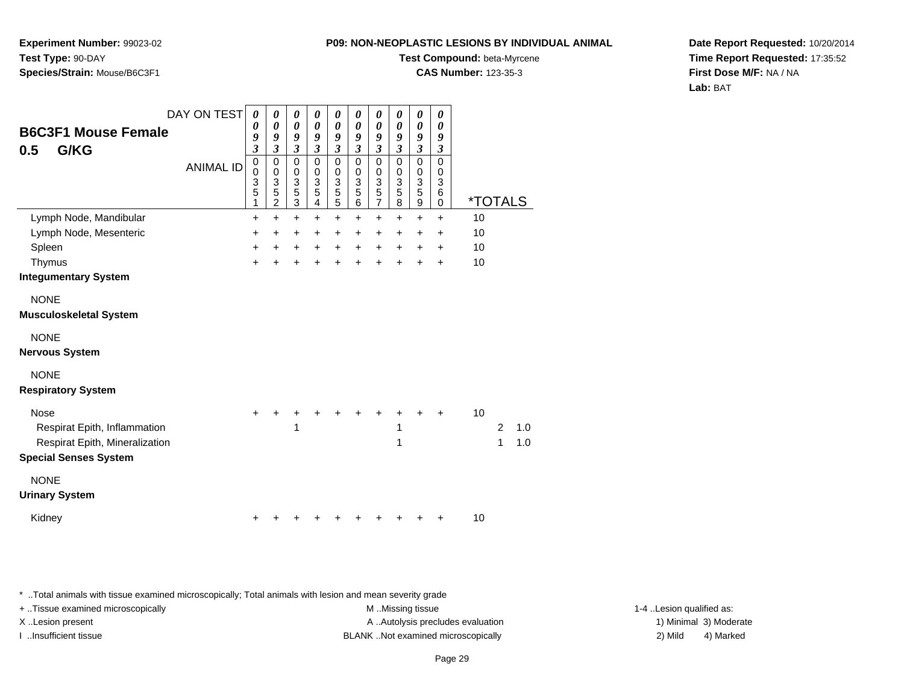**Experiment Number:** 99023-02
**Test Type:** 90-DAY
**Species/Strain:** Mouse/B6C3F1

**P09: NON-NEOPLASTIC LESIONS BY INDIVIDUAL ANIMAL**
**Test Compound:** beta-Myrcene
**CAS Number:** 123-35-3

**Date Report Requested:** 10/20/2014
**Time Report Requested:** 17:35:52
**First Dose M/F:** NA / NA
**Lab:** BAT

## B6C3F1 Mouse Female 0.5 G/KG

| DAY ON TEST | 0093 | 0093 | 0093 | 0093 | 0093 | 0093 | 0093 | 0093 | 0093 | 0093 | | | |
|---|---|---|---|---|---|---|---|---|---|---|---|---|---|
| ANIMAL ID | 00351 | 00352 | 00353 | 00354 | 00355 | 00356 | 00357 | 00358 | 00359 | 00360 | *TOTALS | | |
| Lymph Node, Mandibular | + | + | + | + | + | + | + | + | + | + | 10 | | |
| Lymph Node, Mesenteric | + | + | + | + | + | + | + | + | + | + | 10 | | |
| Spleen | + | + | + | + | + | + | + | + | + | + | 10 | | |
| Thymus | + | + | + | + | + | + | + | + | + | + | 10 | | |
| **Integumentary System** | | | | | | | | | | | | | |
| NONE | | | | | | | | | | | | | |
| **Musculoskeletal System** | | | | | | | | | | | | | |
| NONE | | | | | | | | | | | | | |
| **Nervous System** | | | | | | | | | | | | | |
| NONE | | | | | | | | | | | | | |
| **Respiratory System** | | | | | | | | | | | | | |
| Nose | + | + | + | + | + | + | + | + | + | + | 10 | | |
| Respirat Epith, Inflammation | | | 1 | | | | | 1 | | | | 2 | 1.0 |
| Respirat Epith, Mineralization | | | | | | | | 1 | | | | 1 | 1.0 |
| **Special Senses System** | | | | | | | | | | | | | |
| NONE | | | | | | | | | | | | | |
| **Urinary System** | | | | | | | | | | | | | |
| Kidney | + | + | + | + | + | + | + | + | + | + | 10 | | |

* ..Total animals with tissue examined microscopically; Total animals with lesion and mean severity grade
+ ..Tissue examined microscopically
X ..Lesion present
I ..Insufficient tissue

M ..Missing tissue
A ..Autolysis precludes evaluation
BLANK ..Not examined microscopically

1-4 ..Lesion qualified as:
1) Minimal 3) Moderate
2) Mild 4) Marked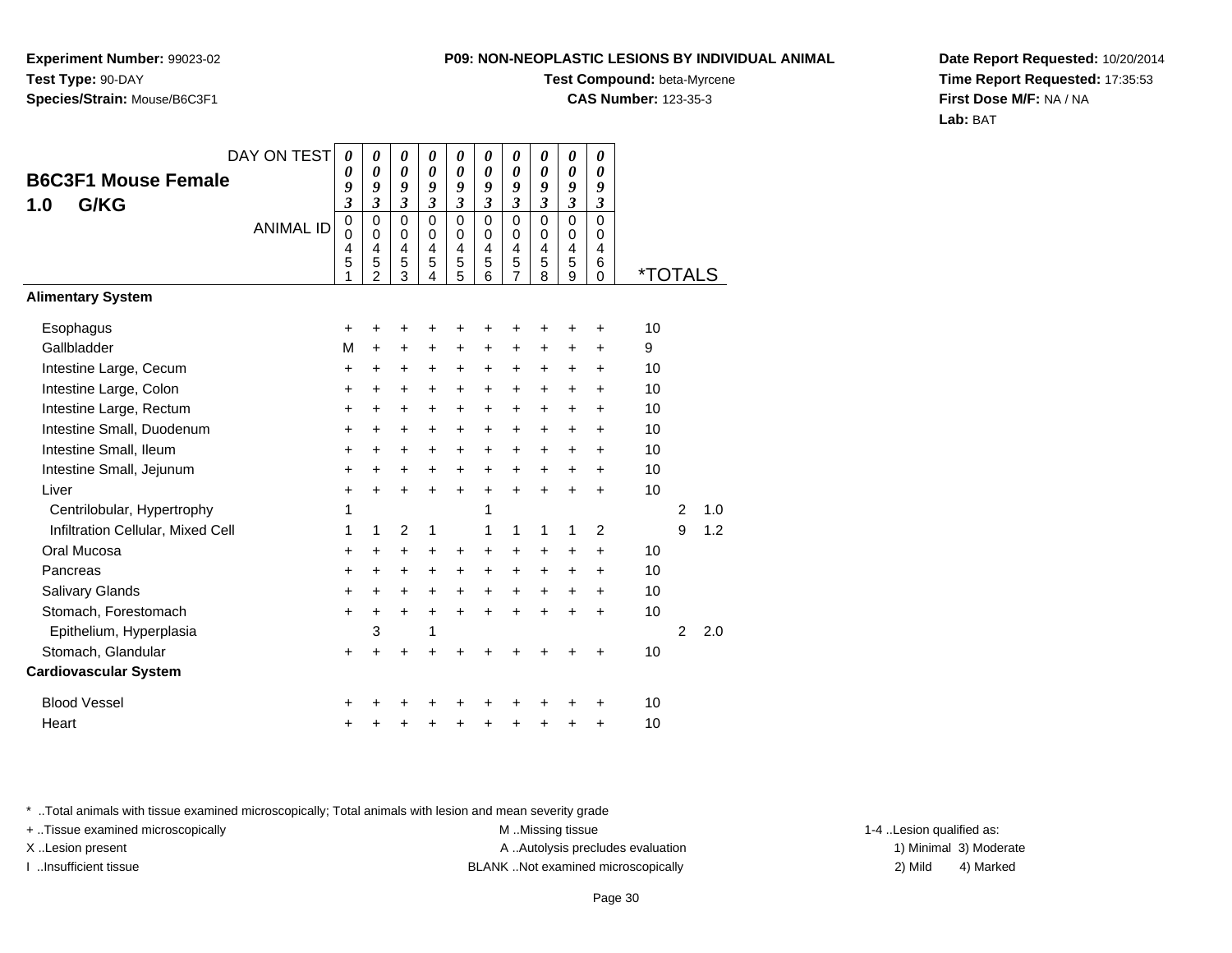**Experiment Number:** 99023-02
**Test Type:** 90-DAY
**Species/Strain:** Mouse/B6C3F1

**P09: NON-NEOPLASTIC LESIONS BY INDIVIDUAL ANIMAL**
**Test Compound:** beta-Myrcene
**CAS Number:** 123-35-3

**Date Report Requested:** 10/20/2014
**Time Report Requested:** 17:35:53
**First Dose M/F:** NA / NA
**Lab:** BAT

## B6C3F1 Mouse Female
## 1.0 G/KG

| DAY ON TEST | 0093 | 0093 | 0093 | 0093 | 0093 | 0093 | 0093 | 0093 | 0093 | 0093 | *TOTALS | | |
|---|---|---|---|---|---|---|---|---|---|---|---|---|---|
| ANIMAL ID | 00451 | 00452 | 00453 | 00454 | 00455 | 00456 | 00457 | 00458 | 00459 | 00460 | | | |
| **Alimentary System** | | | | | | | | | | | | | |
| Esophagus | + | + | + | + | + | + | + | + | + | + | 10 | | |
| Gallbladder | M | + | + | + | + | + | + | + | + | + | 9 | | |
| Intestine Large, Cecum | + | + | + | + | + | + | + | + | + | + | 10 | | |
| Intestine Large, Colon | + | + | + | + | + | + | + | + | + | + | 10 | | |
| Intestine Large, Rectum | + | + | + | + | + | + | + | + | + | + | 10 | | |
| Intestine Small, Duodenum | + | + | + | + | + | + | + | + | + | + | 10 | | |
| Intestine Small, Ileum | + | + | + | + | + | + | + | + | + | + | 10 | | |
| Intestine Small, Jejunum | + | + | + | + | + | + | + | + | + | + | 10 | | |
| Liver | + | + | + | + | + | + | + | + | + | + | 10 | | |
| Centrilobular, Hypertrophy | 1 | | | | | 1 | | | | | | 2 | 1.0 |
| Infiltration Cellular, Mixed Cell | 1 | 1 | 2 | 1 | | 1 | 1 | 1 | 1 | 2 | | 9 | 1.2 |
| Oral Mucosa | + | + | + | + | + | + | + | + | + | + | 10 | | |
| Pancreas | + | + | + | + | + | + | + | + | + | + | 10 | | |
| Salivary Glands | + | + | + | + | + | + | + | + | + | + | 10 | | |
| Stomach, Forestomach | + | + | + | + | + | + | + | + | + | + | 10 | | |
| Epithelium, Hyperplasia | | 3 | | 1 | | | | | | | | 2 | 2.0 |
| Stomach, Glandular | + | + | + | + | + | + | + | + | + | + | 10 | | |
| **Cardiovascular System** | | | | | | | | | | | | | |
| Blood Vessel | + | + | + | + | + | + | + | + | + | + | 10 | | |
| Heart | + | + | + | + | + | + | + | + | + | + | 10 | | |

* ..Total animals with tissue examined microscopically; Total animals with lesion and mean severity grade
+ ..Tissue examined microscopically
X ..Lesion present
I ..Insufficient tissue
M ..Missing tissue
A ..Autolysis precludes evaluation
BLANK ..Not examined microscopically
1-4 ..Lesion qualified as:
1) Minimal 3) Moderate
2) Mild 4) Marked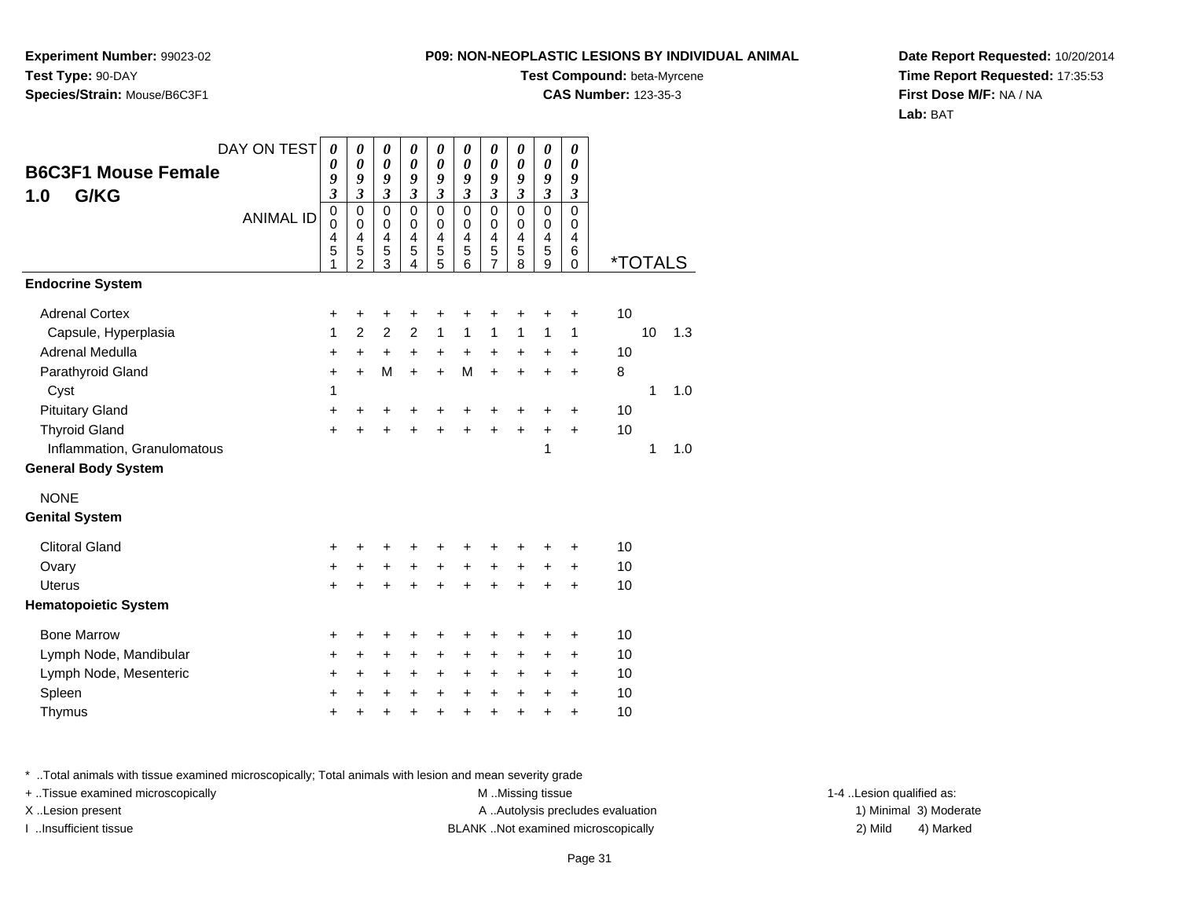**Experiment Number:** 99023-02
**Test Type:** 90-DAY
**Species/Strain:** Mouse/B6C3F1

**P09: NON-NEOPLASTIC LESIONS BY INDIVIDUAL ANIMAL**
**Test Compound:** beta-Myrcene
**CAS Number:** 123-35-3

**Date Report Requested:** 10/20/2014
**Time Report Requested:** 17:35:53
**First Dose M/F:** NA / NA
**Lab:** BAT

## B6C3F1 Mouse Female 1.0 G/KG

| DAY ON TEST | 0093 | 0093 | 0093 | 0093 | 0093 | 0093 | 0093 | 0093 | 0093 | 0093 | | | |
|---|---|---|---|---|---|---|---|---|---|---|---|---|---|
| ANIMAL ID | 00451 | 00452 | 00453 | 00454 | 00455 | 00456 | 00457 | 00458 | 00459 | 00460 | *TOTALS | | |
| **Endocrine System** | | | | | | | | | | | | | |
| Adrenal Cortex | + | + | + | + | + | + | + | + | + | + | 10 | | |
| Capsule, Hyperplasia | 1 | 2 | 2 | 2 | 1 | 1 | 1 | 1 | 1 | 1 | | 10 | 1.3 |
| Adrenal Medulla | + | + | + | + | + | + | + | + | + | + | 10 | | |
| Parathyroid Gland | + | + | M | + | + | M | + | + | + | + | 8 | | |
| Cyst | 1 | | | | | | | | | | | 1 | 1.0 |
| Pituitary Gland | + | + | + | + | + | + | + | + | + | + | 10 | | |
| Thyroid Gland | + | + | + | + | + | + | + | + | + | + | 10 | | |
| Inflammation, Granulomatous | | | | | | | | | 1 | | | 1 | 1.0 |
| **General Body System** | | | | | | | | | | | | | |
| NONE | | | | | | | | | | | | | |
| **Genital System** | | | | | | | | | | | | | |
| Clitoral Gland | + | + | + | + | + | + | + | + | + | + | 10 | | |
| Ovary | + | + | + | + | + | + | + | + | + | + | 10 | | |
| Uterus | + | + | + | + | + | + | + | + | + | + | 10 | | |
| **Hematopoietic System** | | | | | | | | | | | | | |
| Bone Marrow | + | + | + | + | + | + | + | + | + | + | 10 | | |
| Lymph Node, Mandibular | + | + | + | + | + | + | + | + | + | + | 10 | | |
| Lymph Node, Mesenteric | + | + | + | + | + | + | + | + | + | + | 10 | | |
| Spleen | + | + | + | + | + | + | + | + | + | + | 10 | | |
| Thymus | + | + | + | + | + | + | + | + | + | + | 10 | | |

* ..Total animals with tissue examined microscopically; Total animals with lesion and mean severity grade
+ ..Tissue examined microscopically
X ..Lesion present
I ..Insufficient tissue
M ..Missing tissue
A ..Autolysis precludes evaluation
BLANK ..Not examined microscopically
1-4 ..Lesion qualified as:
1) Minimal 2) Mild 3) Moderate 4) Marked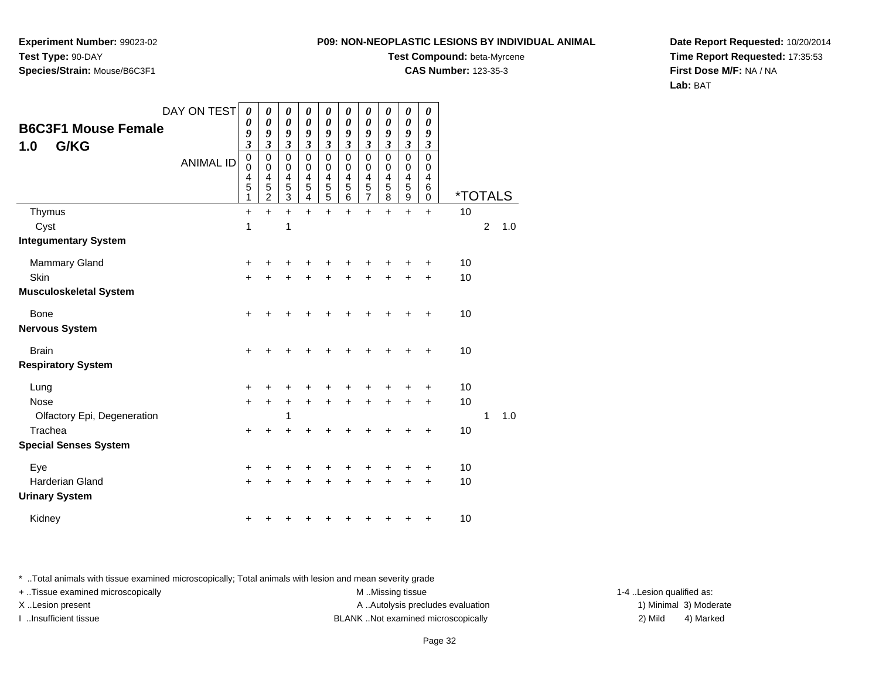**Experiment Number:** 99023-02
**Test Type:** 90-DAY
**Species/Strain:** Mouse/B6C3F1

**P09: NON-NEOPLASTIC LESIONS BY INDIVIDUAL ANIMAL**
**Test Compound:** beta-Myrcene
**CAS Number:** 123-35-3

**Date Report Requested:** 10/20/2014
**Time Report Requested:** 17:35:53
**First Dose M/F:** NA / NA
**Lab:** BAT

## B6C3F1 Mouse Female
## 1.0 G/KG

| DAY ON TEST | 0093 | 0093 | 0093 | 0093 | 0093 | 0093 | 0093 | 0093 | 0093 | 0093 | | | |
|---|---|---|---|---|---|---|---|---|---|---|---|---|---|
| ANIMAL ID | 00451 | 00452 | 00453 | 00454 | 00455 | 00456 | 00457 | 00458 | 00459 | 00460 | *TOTALS | | |
| Thymus | + | + | + | + | + | + | + | + | + | + | 10 | | |
| Cyst | 1 | | 1 | | | | | | | | | 2 | 1.0 |
| **Integumentary System** | | | | | | | | | | | | | |
| Mammary Gland | + | + | + | + | + | + | + | + | + | + | 10 | | |
| Skin | + | + | + | + | + | + | + | + | + | + | 10 | | |
| **Musculoskeletal System** | | | | | | | | | | | | | |
| Bone | + | + | + | + | + | + | + | + | + | + | 10 | | |
| **Nervous System** | | | | | | | | | | | | | |
| Brain | + | + | + | + | + | + | + | + | + | + | 10 | | |
| **Respiratory System** | | | | | | | | | | | | | |
| Lung | + | + | + | + | + | + | + | + | + | + | 10 | | |
| Nose | + | + | + | + | + | + | + | + | + | + | 10 | | |
| Olfactory Epi, Degeneration | | | 1 | | | | | | | | | 1 | 1.0 |
| Trachea | + | + | + | + | + | + | + | + | + | + | 10 | | |
| **Special Senses System** | | | | | | | | | | | | | |
| Eye | + | + | + | + | + | + | + | + | + | + | 10 | | |
| Harderian Gland | + | + | + | + | + | + | + | + | + | + | 10 | | |
| **Urinary System** | | | | | | | | | | | | | |
| Kidney | + | + | + | + | + | + | + | + | + | + | 10 | | |

* ..Total animals with tissue examined microscopically; Total animals with lesion and mean severity grade
+ ..Tissue examined microscopically
X ..Lesion present
I ..Insufficient tissue

M ..Missing tissue
A ..Autolysis precludes evaluation
BLANK ..Not examined microscopically

1-4 ..Lesion qualified as:
1) Minimal 3) Moderate
2) Mild 4) Marked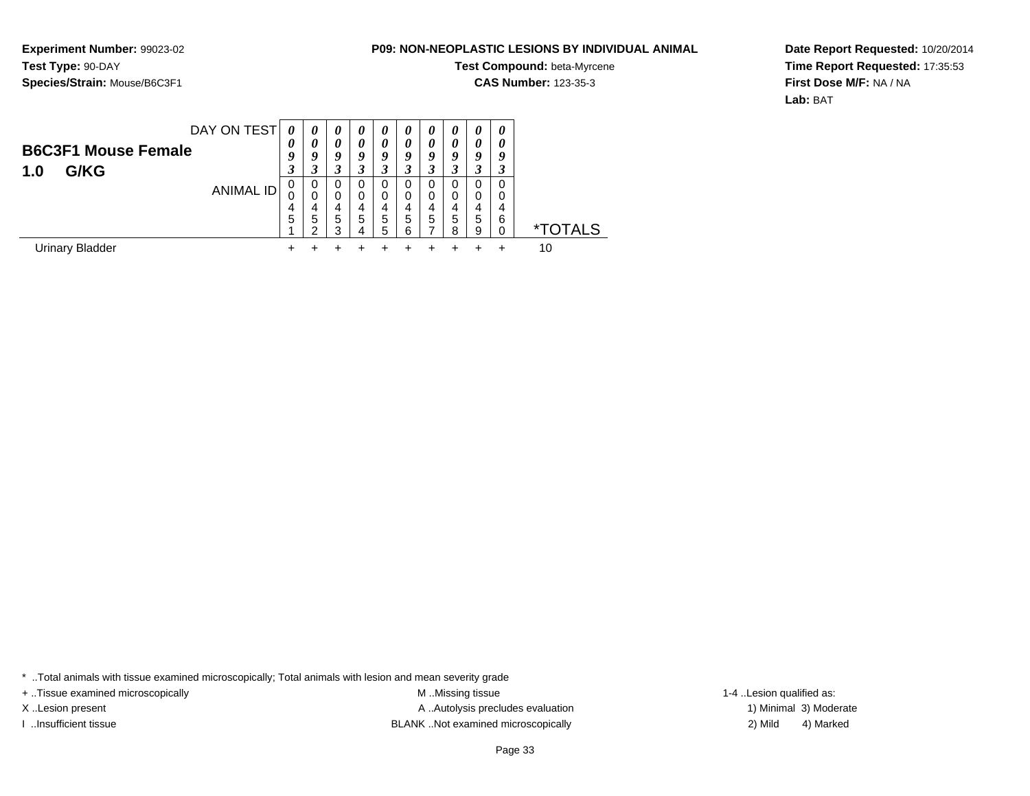**Experiment Number:** 99023-02
**Test Type:** 90-DAY
**Species/Strain:** Mouse/B6C3F1

**P09: NON-NEOPLASTIC LESIONS BY INDIVIDUAL ANIMAL**
**Test Compound:** beta-Myrcene
**CAS Number:** 123-35-3

**Date Report Requested:** 10/20/2014
**Time Report Requested:** 17:35:53
**First Dose M/F:** NA / NA
**Lab:** BAT

## B6C3F1 Mouse Female
## 1.0 G/KG

| DAY ON TEST | 0093 | 0093 | 0093 | 0093 | 0093 | 0093 | 0093 | 0093 | 0093 | 0093 | |
|---|---|---|---|---|---|---|---|---|---|---|---|
| ANIMAL ID | 00451 | 00452 | 00453 | 00454 | 00455 | 00456 | 00457 | 00458 | 00459 | 00460 | *TOTALS |
| Urinary Bladder | + | + | + | + | + | + | + | + | + | + | 10 |

* ..Total animals with tissue examined microscopically; Total animals with lesion and mean severity grade
+ ..Tissue examined microscopically
X ..Lesion present
I ..Insufficient tissue
M ..Missing tissue
A ..Autolysis precludes evaluation
BLANK ..Not examined microscopically
1-4 ..Lesion qualified as:
1) Minimal 3) Moderate
2) Mild 4) Marked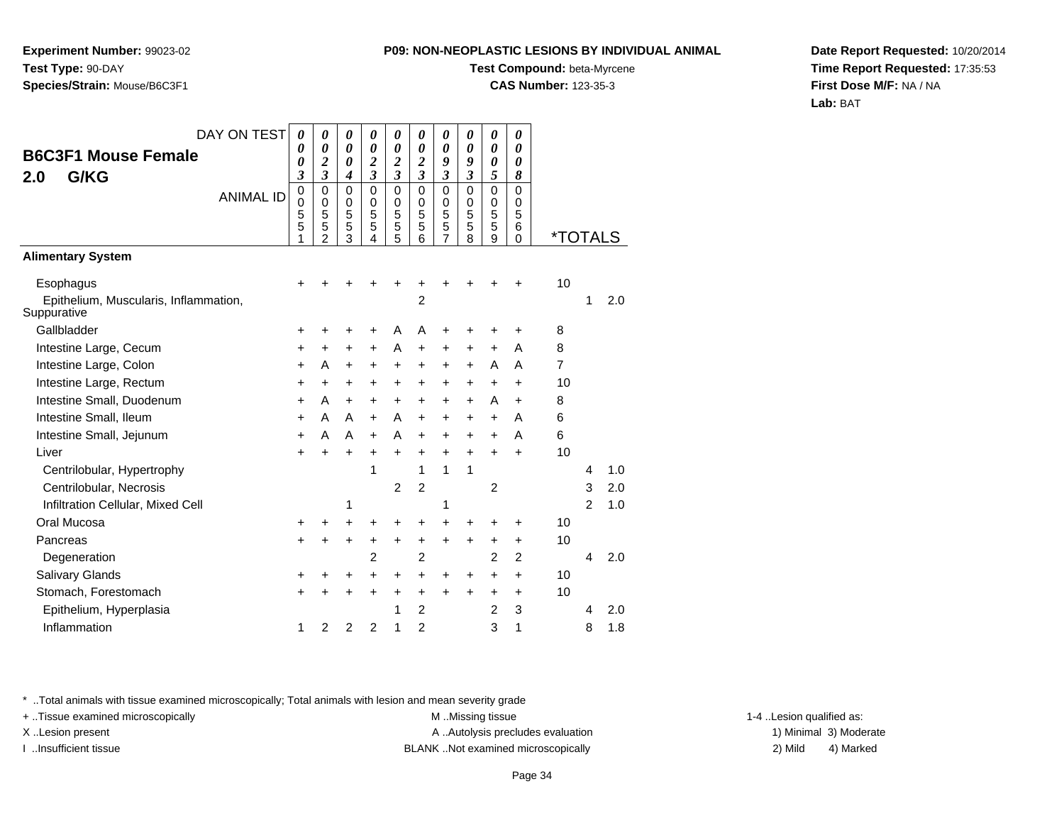**Experiment Number:** 99023-02
**Test Type:** 90-DAY
**Species/Strain:** Mouse/B6C3F1

**P09: NON-NEOPLASTIC LESIONS BY INDIVIDUAL ANIMAL**
**Test Compound:** beta-Myrcene
**CAS Number:** 123-35-3

**Date Report Requested:** 10/20/2014
**Time Report Requested:** 17:35:53
**First Dose M/F:** NA / NA
**Lab:** BAT

## B6C3F1 Mouse Female 2.0 G/KG

| DAY ON TEST | 0003 | 0023 | 0004 | 0023 | 0023 | 0023 | 0093 | 0093 | 0005 | 0008 | *TOTALS | | |
|---|---|---|---|---|---|---|---|---|---|---|---|---|---|
| ANIMAL ID | 00551 | 00552 | 00553 | 00554 | 00555 | 00556 | 00557 | 00558 | 00559 | 00560 | | | |
| **Alimentary System** | | | | | | | | | | | | | |
| Esophagus | + | + | + | + | + | + | + | + | + | + | 10 | | |
| Epithelium, Muscularis, Inflammation, Suppurative | | | | | | 2 | | | | | | 1 | 2.0 |
| Gallbladder | + | + | + | + | A | A | + | + | + | + | 8 | | |
| Intestine Large, Cecum | + | + | + | + | A | + | + | + | + | A | 8 | | |
| Intestine Large, Colon | + | A | + | + | + | + | + | + | A | A | 7 | | |
| Intestine Large, Rectum | + | + | + | + | + | + | + | + | + | + | 10 | | |
| Intestine Small, Duodenum | + | A | + | + | + | + | + | + | A | + | 8 | | |
| Intestine Small, Ileum | + | A | A | + | A | + | + | + | + | A | 6 | | |
| Intestine Small, Jejunum | + | A | A | + | A | + | + | + | + | A | 6 | | |
| Liver | + | + | + | + | + | + | + | + | + | + | 10 | | |
| Centrilobular, Hypertrophy | | | | 1 | | 1 | 1 | 1 | | | | 4 | 1.0 |
| Centrilobular, Necrosis | | | | | 2 | 2 | | | 2 | | | 3 | 2.0 |
| Infiltration Cellular, Mixed Cell | | | 1 | | | | 1 | | | | | 2 | 1.0 |
| Oral Mucosa | + | + | + | + | + | + | + | + | + | + | 10 | | |
| Pancreas | + | + | + | + | + | + | + | + | + | + | 10 | | |
| Degeneration | | | | 2 | | 2 | | | 2 | 2 | | 4 | 2.0 |
| Salivary Glands | + | + | + | + | + | + | + | + | + | + | 10 | | |
| Stomach, Forestomach | + | + | + | + | + | + | + | + | + | + | 10 | | |
| Epithelium, Hyperplasia | | | | | 1 | 2 | | | 2 | 3 | | 4 | 2.0 |
| Inflammation | 1 | 2 | 2 | 2 | 1 | 2 | | | 3 | 1 | | 8 | 1.8 |

\* ..Total animals with tissue examined microscopically; Total animals with lesion and mean severity grade
+ ..Tissue examined microscopically
X ..Lesion present
I ..Insufficient tissue
M ..Missing tissue
A ..Autolysis precludes evaluation
BLANK ..Not examined microscopically
1-4 ..Lesion qualified as:
1) Minimal 3) Moderate
2) Mild 4) Marked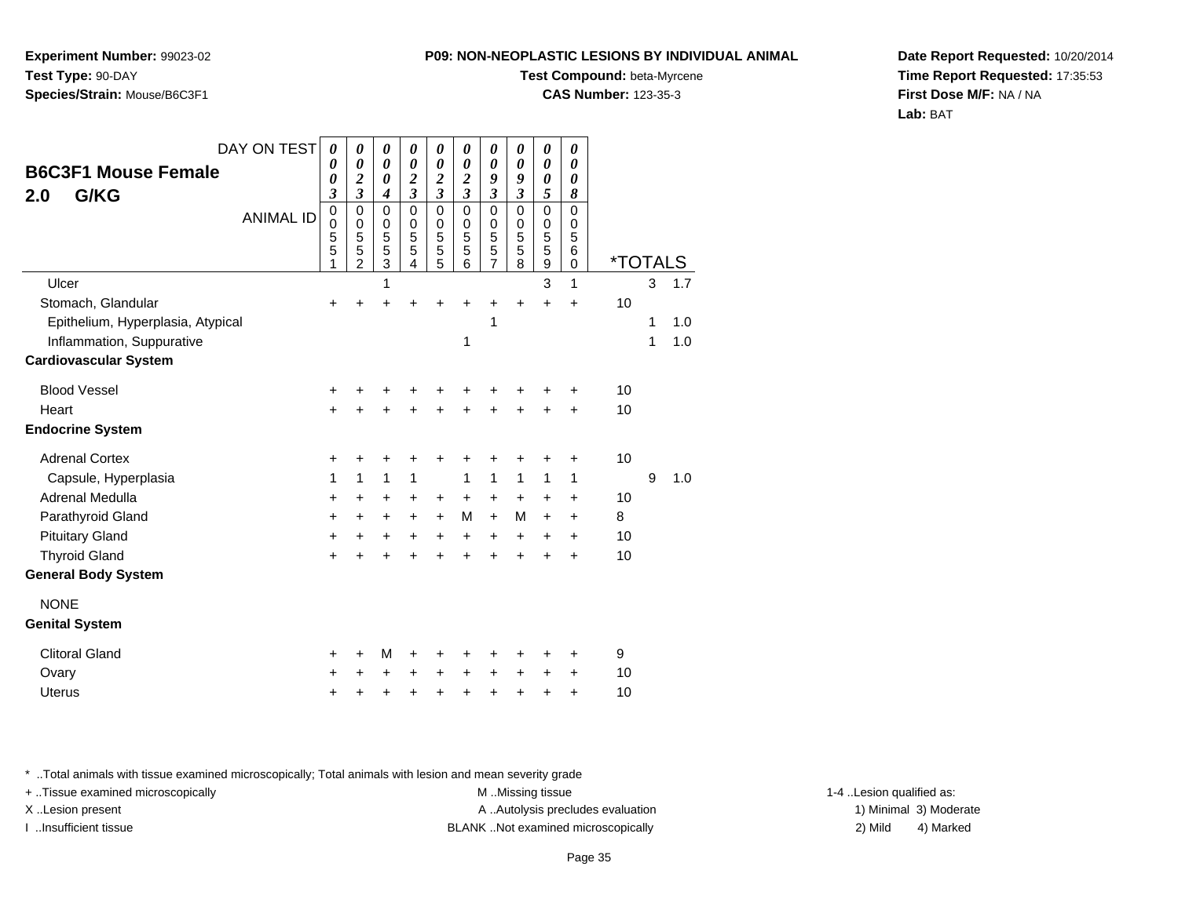**Experiment Number:** 99023-02
**Test Type:** 90-DAY
**Species/Strain:** Mouse/B6C3F1

**P09: NON-NEOPLASTIC LESIONS BY INDIVIDUAL ANIMAL**
**Test Compound:** beta-Myrcene
**CAS Number:** 123-35-3

**Date Report Requested:** 10/20/2014
**Time Report Requested:** 17:35:53
**First Dose M/F:** NA / NA
**Lab:** BAT

## B6C3F1 Mouse Female 2.0 G/KG

| DAY ON TEST | 0003 | 0023 | 0004 | 0023 | 0023 | 0023 | 0093 | 0093 | 0005 | 0008 | *TOTALS | | |
|---|---|---|---|---|---|---|---|---|---|---|---|---|---|
| ANIMAL ID | 00551 | 00552 | 00553 | 00554 | 00555 | 00556 | 00557 | 00558 | 00559 | 00560 | | | |
| Ulcer | | | 1 | | | | | | 3 | 1 | | 3 | 1.7 |
| Stomach, Glandular | + | + | + | + | + | + | + | + | + | + | 10 | | |
| Epithelium, Hyperplasia, Atypical | | | | | | | 1 | | | | | 1 | 1.0 |
| Inflammation, Suppurative | | | | | | 1 | | | | | | 1 | 1.0 |
| **Cardiovascular System** | | | | | | | | | | | | | |
| Blood Vessel | + | + | + | + | + | + | + | + | + | + | 10 | | |
| Heart | + | + | + | + | + | + | + | + | + | + | 10 | | |
| **Endocrine System** | | | | | | | | | | | | | |
| Adrenal Cortex | + | + | + | + | + | + | + | + | + | + | 10 | | |
| Capsule, Hyperplasia | 1 | 1 | 1 | 1 | | 1 | 1 | 1 | 1 | 1 | | 9 | 1.0 |
| Adrenal Medulla | + | + | + | + | + | + | + | + | + | + | 10 | | |
| Parathyroid Gland | + | + | + | + | + | M | + | M | + | + | 8 | | |
| Pituitary Gland | + | + | + | + | + | + | + | + | + | + | 10 | | |
| Thyroid Gland | + | + | + | + | + | + | + | + | + | + | 10 | | |
| **General Body System** | | | | | | | | | | | | | |
| NONE | | | | | | | | | | | | | |
| **Genital System** | | | | | | | | | | | | | |
| Clitoral Gland | + | + | M | + | + | + | + | + | + | + | 9 | | |
| Ovary | + | + | + | + | + | + | + | + | + | + | 10 | | |
| Uterus | + | + | + | + | + | + | + | + | + | + | 10 | | |

* ..Total animals with tissue examined microscopically; Total animals with lesion and mean severity grade
+ ..Tissue examined microscopically
X ..Lesion present
I ..Insufficient tissue

M ..Missing tissue
A ..Autolysis precludes evaluation
BLANK ..Not examined microscopically

1-4 ..Lesion qualified as:
1) Minimal 3) Moderate
2) Mild 4) Marked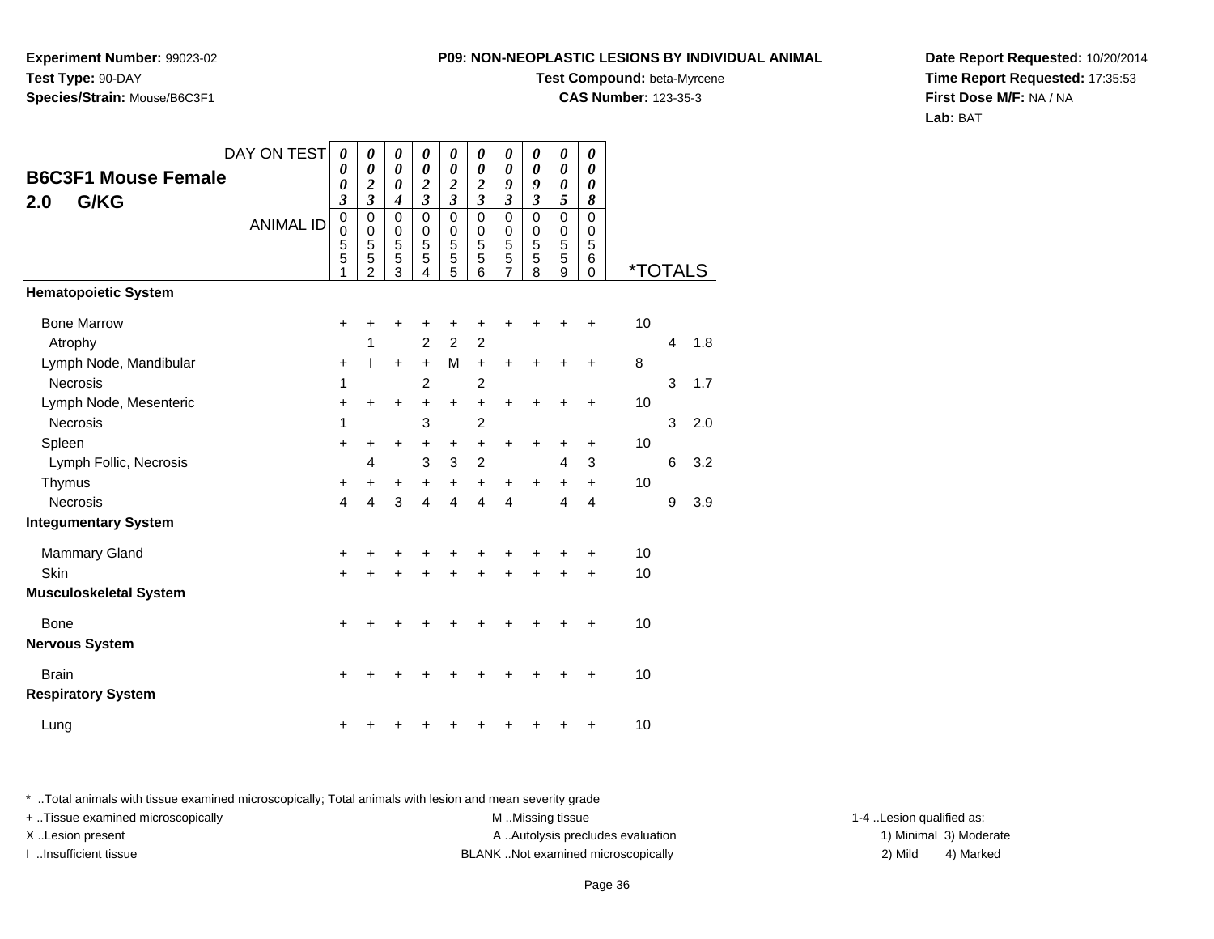**Experiment Number:** 99023-02
**Test Type:** 90-DAY
**Species/Strain:** Mouse/B6C3F1

**P09: NON-NEOPLASTIC LESIONS BY INDIVIDUAL ANIMAL**
**Test Compound:** beta-Myrcene
**CAS Number:** 123-35-3

**Date Report Requested:** 10/20/2014
**Time Report Requested:** 17:35:53
**First Dose M/F:** NA / NA
**Lab:** BAT

**B6C3F1 Mouse Female**
**2.0 G/KG**

| DAY ON TEST | 0003 | 0023 | 0004 | 0023 | 0023 | 0023 | 0093 | 0093 | 0005 | 0008 | *TOTALS | | |
|---|---|---|---|---|---|---|---|---|---|---|---|---|---|
| ANIMAL ID | 00551 | 00552 | 00553 | 00554 | 00555 | 00556 | 00557 | 00558 | 00559 | 00560 | | | |
| **Hematopoietic System** | | | | | | | | | | | | | |
| Bone Marrow | + | + | + | + | + | + | + | + | + | + | 10 | | |
| Atrophy | | 1 | | 2 | 2 | 2 | | | | | | 4 | 1.8 |
| Lymph Node, Mandibular | + | I | + | + | M | + | + | + | + | + | 8 | | |
| Necrosis | 1 | | | 2 | | 2 | | | | | | 3 | 1.7 |
| Lymph Node, Mesenteric | + | + | + | + | + | + | + | + | + | + | 10 | | |
| Necrosis | 1 | | | 3 | | 2 | | | | | | 3 | 2.0 |
| Spleen | + | + | + | + | + | + | + | + | + | + | 10 | | |
| Lymph Follic, Necrosis | | 4 | | 3 | 3 | 2 | | | 4 | 3 | | 6 | 3.2 |
| Thymus | + | + | + | + | + | + | + | + | + | + | 10 | | |
| Necrosis | 4 | 4 | 3 | 4 | 4 | 4 | 4 | | 4 | 4 | | 9 | 3.9 |
| **Integumentary System** | | | | | | | | | | | | | |
| Mammary Gland | + | + | + | + | + | + | + | + | + | + | 10 | | |
| Skin | + | + | + | + | + | + | + | + | + | + | 10 | | |
| **Musculoskeletal System** | | | | | | | | | | | | | |
| Bone | + | + | + | + | + | + | + | + | + | + | 10 | | |
| **Nervous System** | | | | | | | | | | | | | |
| Brain | + | + | + | + | + | + | + | + | + | + | 10 | | |
| **Respiratory System** | | | | | | | | | | | | | |
| Lung | + | + | + | + | + | + | + | + | + | + | 10 | | |

* ..Total animals with tissue examined microscopically; Total animals with lesion and mean severity grade
+ ..Tissue examined microscopically
X ..Lesion present
I ..Insufficient tissue
M ..Missing tissue
A ..Autolysis precludes evaluation
BLANK ..Not examined microscopically
1-4 ..Lesion qualified as:
1) Minimal 2) Mild 3) Moderate 4) Marked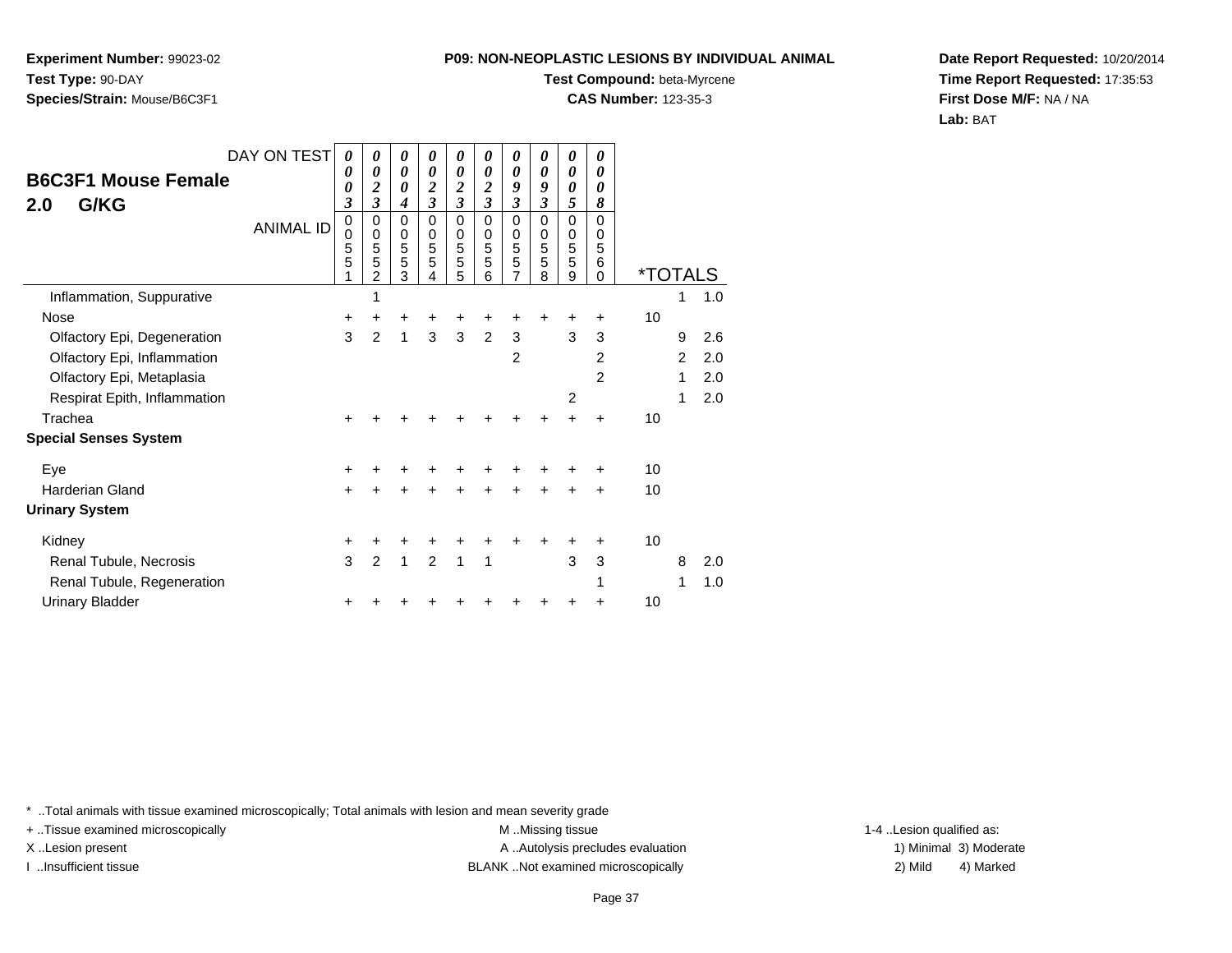**Experiment Number:** 99023-02
**Test Type:** 90-DAY
**Species/Strain:** Mouse/B6C3F1

**P09: NON-NEOPLASTIC LESIONS BY INDIVIDUAL ANIMAL**
**Test Compound:** beta-Myrcene
**CAS Number:** 123-35-3

**Date Report Requested:** 10/20/2014
**Time Report Requested:** 17:35:53
**First Dose M/F:** NA / NA
**Lab:** BAT

## B6C3F1 Mouse Female 2.0 G/KG

| DAY ON TEST | 0003 | 0023 | 0004 | 0023 | 0023 | 0023 | 0093 | 0093 | 0005 | 0008 | *TOTALS | | |
|---|---|---|---|---|---|---|---|---|---|---|---|---|---|
| ANIMAL ID | 00551 | 00552 | 00553 | 00554 | 00555 | 00556 | 00557 | 00558 | 00559 | 00560 | | | |
| Inflammation, Suppurative | | 1 | | | | | | | | | | 1 | 1.0 |
| Nose | + | + | + | + | + | + | + | + | + | + | 10 | | |
| Olfactory Epi, Degeneration | 3 | 2 | 1 | 3 | 3 | 2 | 3 | | 3 | 3 | | 9 | 2.6 |
| Olfactory Epi, Inflammation | | | | | | | 2 | | | 2 | | 2 | 2.0 |
| Olfactory Epi, Metaplasia | | | | | | | | | | 2 | | 1 | 2.0 |
| Respirat Epith, Inflammation | | | | | | | | | 2 | | | 1 | 2.0 |
| Trachea | + | + | + | + | + | + | + | + | + | + | 10 | | |
| **Special Senses System** | | | | | | | | | | | | | |
| Eye | + | + | + | + | + | + | + | + | + | + | 10 | | |
| Harderian Gland | + | + | + | + | + | + | + | + | + | + | 10 | | |
| **Urinary System** | | | | | | | | | | | | | |
| Kidney | + | + | + | + | + | + | + | + | + | + | 10 | | |
| Renal Tubule, Necrosis | 3 | 2 | 1 | 2 | 1 | 1 | | | 3 | 3 | | 8 | 2.0 |
| Renal Tubule, Regeneration | | | | | | | | | | 1 | | 1 | 1.0 |
| Urinary Bladder | + | + | + | + | + | + | + | + | + | + | 10 | | |

* ..Total animals with tissue examined microscopically; Total animals with lesion and mean severity grade
+ ..Tissue examined microscopically
X ..Lesion present
I ..Insufficient tissue
M ..Missing tissue
A ..Autolysis precludes evaluation
BLANK ..Not examined microscopically
1-4 ..Lesion qualified as:
1) Minimal 2) Mild 3) Moderate 4) Marked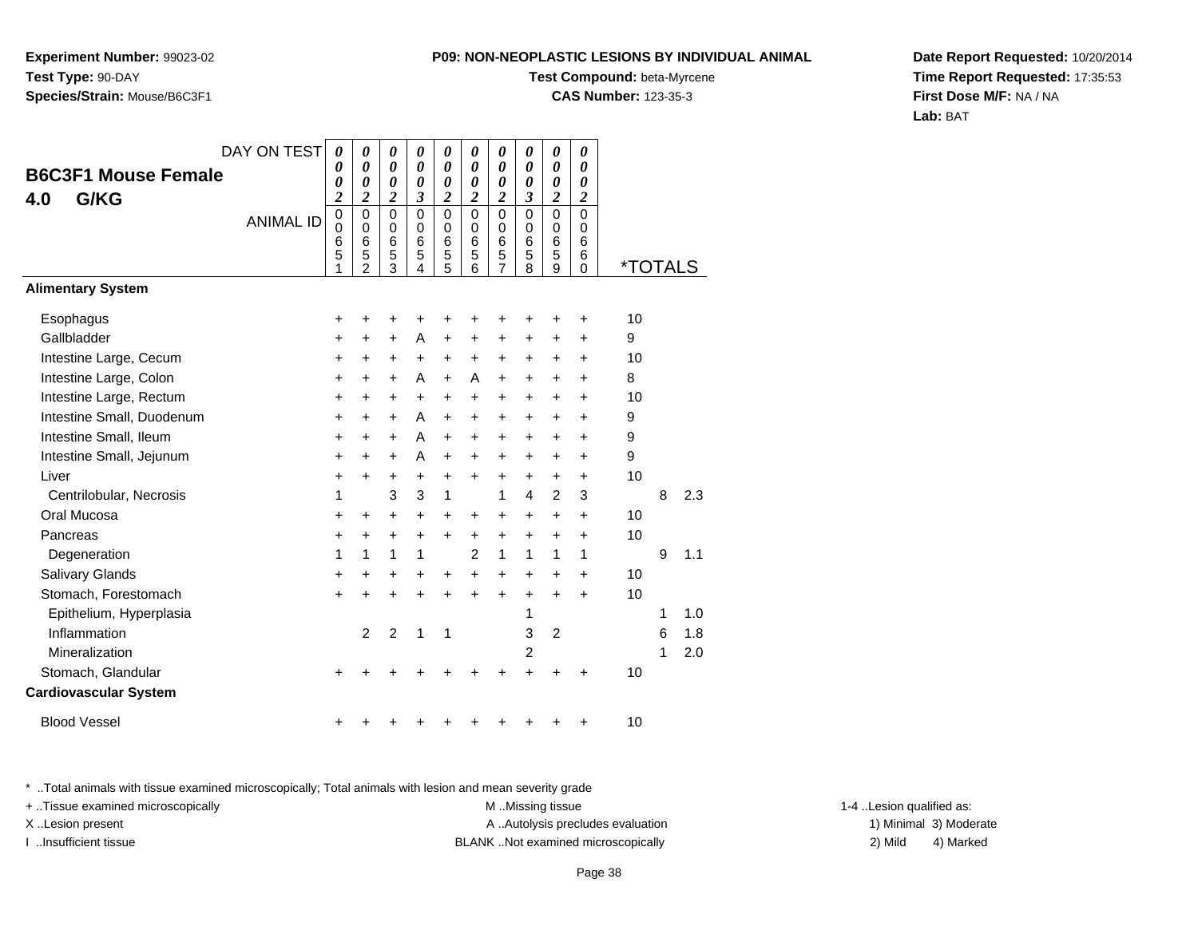**Experiment Number:** 99023-02
**Test Type:** 90-DAY
**Species/Strain:** Mouse/B6C3F1

**P09: NON-NEOPLASTIC LESIONS BY INDIVIDUAL ANIMAL**
**Test Compound:** beta-Myrcene
**CAS Number:** 123-35-3

**Date Report Requested:** 10/20/2014
**Time Report Requested:** 17:35:53
**First Dose M/F:** NA / NA
**Lab:** BAT

## B6C3F1 Mouse Female
## 4.0 G/KG

| DAY ON TEST | 0002 | 0002 | 0002 | 0003 | 0002 | 0002 | 0002 | 0003 | 0002 | 0002 | | | |
|---|---|---|---|---|---|---|---|---|---|---|---|---|---|
| ANIMAL ID | 00651 | 00652 | 00653 | 00654 | 00655 | 00656 | 00657 | 00658 | 00659 | 00660 | *TOTALS | | |
| **Alimentary System** | | | | | | | | | | | | | |
| Esophagus | + | + | + | + | + | + | + | + | + | + | 10 | | |
| Gallbladder | + | + | + | A | + | + | + | + | + | + | 9 | | |
| Intestine Large, Cecum | + | + | + | + | + | + | + | + | + | + | 10 | | |
| Intestine Large, Colon | + | + | + | A | + | A | + | + | + | + | 8 | | |
| Intestine Large, Rectum | + | + | + | + | + | + | + | + | + | + | 10 | | |
| Intestine Small, Duodenum | + | + | + | A | + | + | + | + | + | + | 9 | | |
| Intestine Small, Ileum | + | + | + | A | + | + | + | + | + | + | 9 | | |
| Intestine Small, Jejunum | + | + | + | A | + | + | + | + | + | + | 9 | | |
| Liver | + | + | + | + | + | + | + | + | + | + | 10 | | |
| Centrilobular, Necrosis | 1 | | 3 | 3 | 1 | | 1 | 4 | 2 | 3 | | 8 | 2.3 |
| Oral Mucosa | + | + | + | + | + | + | + | + | + | + | 10 | | |
| Pancreas | + | + | + | + | + | + | + | + | + | + | 10 | | |
| Degeneration | 1 | 1 | 1 | 1 | | 2 | 1 | 1 | 1 | 1 | | 9 | 1.1 |
| Salivary Glands | + | + | + | + | + | + | + | + | + | + | 10 | | |
| Stomach, Forestomach | + | + | + | + | + | + | + | + | + | + | 10 | | |
| Epithelium, Hyperplasia | | | | | | | | 1 | | | | 1 | 1.0 |
| Inflammation | | 2 | 2 | 1 | 1 | | | 3 | 2 | | | 6 | 1.8 |
| Mineralization | | | | | | | | 2 | | | | 1 | 2.0 |
| Stomach, Glandular | + | + | + | + | + | + | + | + | + | + | 10 | | |
| **Cardiovascular System** | | | | | | | | | | | | | |
| Blood Vessel | + | + | + | + | + | + | + | + | + | + | 10 | | |

\* ..Total animals with tissue examined microscopically; Total animals with lesion and mean severity grade
+ ..Tissue examined microscopically
X ..Lesion present
I ..Insufficient tissue

M ..Missing tissue
A ..Autolysis precludes evaluation
BLANK ..Not examined microscopically

1-4 ..Lesion qualified as:
1) Minimal 3) Moderate
2) Mild 4) Marked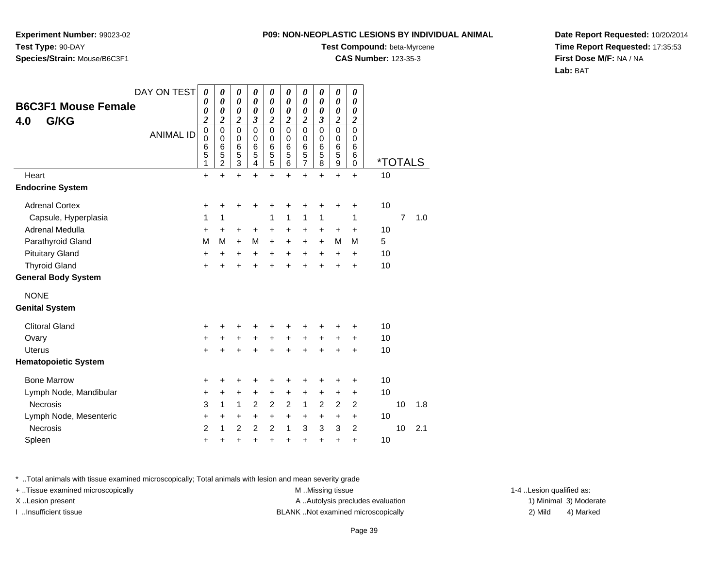**Experiment Number:** 99023-02
**Test Type:** 90-DAY
**Species/Strain:** Mouse/B6C3F1

**P09: NON-NEOPLASTIC LESIONS BY INDIVIDUAL ANIMAL**
**Test Compound:** beta-Myrcene
**CAS Number:** 123-35-3

**Date Report Requested:** 10/20/2014
**Time Report Requested:** 17:35:53
**First Dose M/F:** NA / NA
**Lab:** BAT

## B6C3F1 Mouse Female
## 4.0 G/KG

| DAY ON TEST | 0002 | 0002 | 0002 | 0003 | 0002 | 0002 | 0002 | 0003 | 0002 | 0002 | *TOTALS | | |
|---|---|---|---|---|---|---|---|---|---|---|---|---|---|
| ANIMAL ID | 00651 | 00652 | 00653 | 00654 | 00655 | 00656 | 00657 | 00658 | 00659 | 00660 | | | |
| Heart | + | + | + | + | + | + | + | + | + | + | 10 | | |
| **Endocrine System** | | | | | | | | | | | | | |
| Adrenal Cortex | + | + | + | + | + | + | + | + | + | + | 10 | | |
| Capsule, Hyperplasia | 1 | 1 | | | 1 | 1 | 1 | 1 | | 1 | | 7 | 1.0 |
| Adrenal Medulla | + | + | + | + | + | + | + | + | + | + | 10 | | |
| Parathyroid Gland | M | M | + | M | + | + | + | + | M | M | 5 | | |
| Pituitary Gland | + | + | + | + | + | + | + | + | + | + | 10 | | |
| Thyroid Gland | + | + | + | + | + | + | + | + | + | + | 10 | | |
| **General Body System** | | | | | | | | | | | | | |
| NONE | | | | | | | | | | | | | |
| **Genital System** | | | | | | | | | | | | | |
| Clitoral Gland | + | + | + | + | + | + | + | + | + | + | 10 | | |
| Ovary | + | + | + | + | + | + | + | + | + | + | 10 | | |
| Uterus | + | + | + | + | + | + | + | + | + | + | 10 | | |
| **Hematopoietic System** | | | | | | | | | | | | | |
| Bone Marrow | + | + | + | + | + | + | + | + | + | + | 10 | | |
| Lymph Node, Mandibular | + | + | + | + | + | + | + | + | + | + | 10 | | |
| Necrosis | 3 | 1 | 1 | 2 | 2 | 2 | 1 | 2 | 2 | 2 | | 10 | 1.8 |
| Lymph Node, Mesenteric | + | + | + | + | + | + | + | + | + | + | 10 | | |
| Necrosis | 2 | 1 | 2 | 2 | 2 | 1 | 3 | 3 | 3 | 2 | | 10 | 2.1 |
| Spleen | + | + | + | + | + | + | + | + | + | + | 10 | | |

* ..Total animals with tissue examined microscopically; Total animals with lesion and mean severity grade
+ ..Tissue examined microscopically
X ..Lesion present
I ..Insufficient tissue
M ..Missing tissue
A ..Autolysis precludes evaluation
BLANK ..Not examined microscopically
1-4 ..Lesion qualified as:
1) Minimal 2) Mild 3) Moderate 4) Marked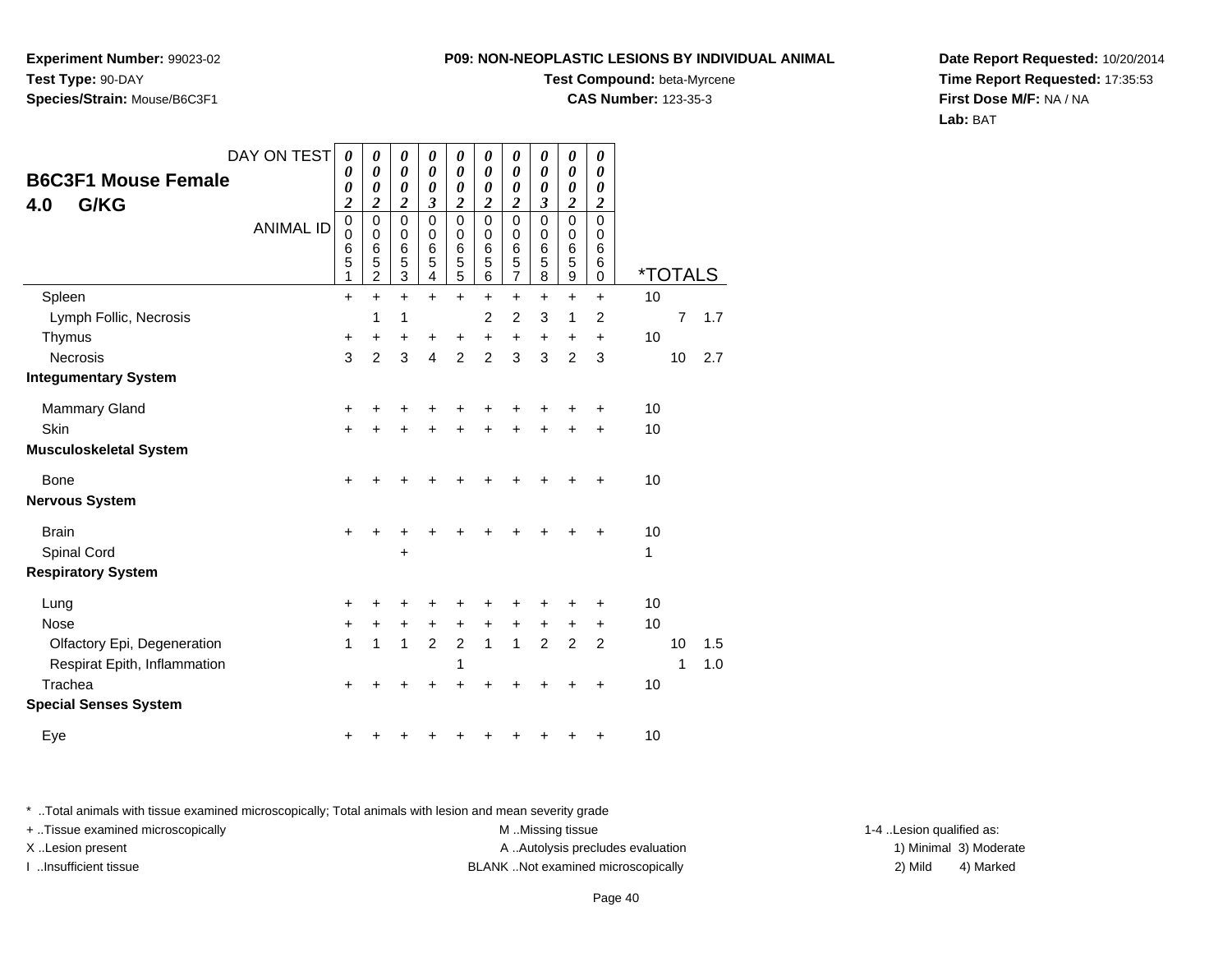**Experiment Number:** 99023-02
**Test Type:** 90-DAY
**Species/Strain:** Mouse/B6C3F1

**P09: NON-NEOPLASTIC LESIONS BY INDIVIDUAL ANIMAL**
**Test Compound:** beta-Myrcene
**CAS Number:** 123-35-3

**Date Report Requested:** 10/20/2014
**Time Report Requested:** 17:35:53
**First Dose M/F:** NA / NA
**Lab:** BAT

## B6C3F1 Mouse Female
## 4.0 G/KG

| DAY ON TEST | 0002 | 0002 | 0002 | 0003 | 0002 | 0002 | 0002 | 0003 | 0002 | 0002 | *TOTALS | | |
|---|---|---|---|---|---|---|---|---|---|---|---|---|---|
| ANIMAL ID | 00651 | 00652 | 00653 | 00654 | 00655 | 00656 | 00657 | 00658 | 00659 | 00660 | | | |
| Spleen | + | + | + | + | + | + | + | + | + | + | 10 | | |
| Lymph Follic, Necrosis | | 1 | 1 | | | 2 | 2 | 3 | 1 | 2 | | 7 | 1.7 |
| Thymus | + | + | + | + | + | + | + | + | + | + | 10 | | |
| Necrosis | 3 | 2 | 3 | 4 | 2 | 2 | 3 | 3 | 2 | 3 | | 10 | 2.7 |
| **Integumentary System** | | | | | | | | | | | | | |
| Mammary Gland | + | + | + | + | + | + | + | + | + | + | 10 | | |
| Skin | + | + | + | + | + | + | + | + | + | + | 10 | | |
| **Musculoskeletal System** | | | | | | | | | | | | | |
| Bone | + | + | + | + | + | + | + | + | + | + | 10 | | |
| **Nervous System** | | | | | | | | | | | | | |
| Brain | + | + | + | + | + | + | + | + | + | + | 10 | | |
| Spinal Cord | | | + | | | | | | | | 1 | | |
| **Respiratory System** | | | | | | | | | | | | | |
| Lung | + | + | + | + | + | + | + | + | + | + | 10 | | |
| Nose | + | + | + | + | + | + | + | + | + | + | 10 | | |
| Olfactory Epi, Degeneration | 1 | 1 | 1 | 2 | 2 | 1 | 1 | 2 | 2 | 2 | | 10 | 1.5 |
| Respirat Epith, Inflammation | | | | | 1 | | | | | | | 1 | 1.0 |
| Trachea | + | + | + | + | + | + | + | + | + | + | 10 | | |
| **Special Senses System** | | | | | | | | | | | | | |
| Eye | + | + | + | + | + | + | + | + | + | + | 10 | | |

\* ..Total animals with tissue examined microscopically; Total animals with lesion and mean severity grade
+ ..Tissue examined microscopically
X ..Lesion present
I ..Insufficient tissue

M ..Missing tissue
A ..Autolysis precludes evaluation
BLANK ..Not examined microscopically

1-4 ..Lesion qualified as:
1) Minimal 3) Moderate
2) Mild 4) Marked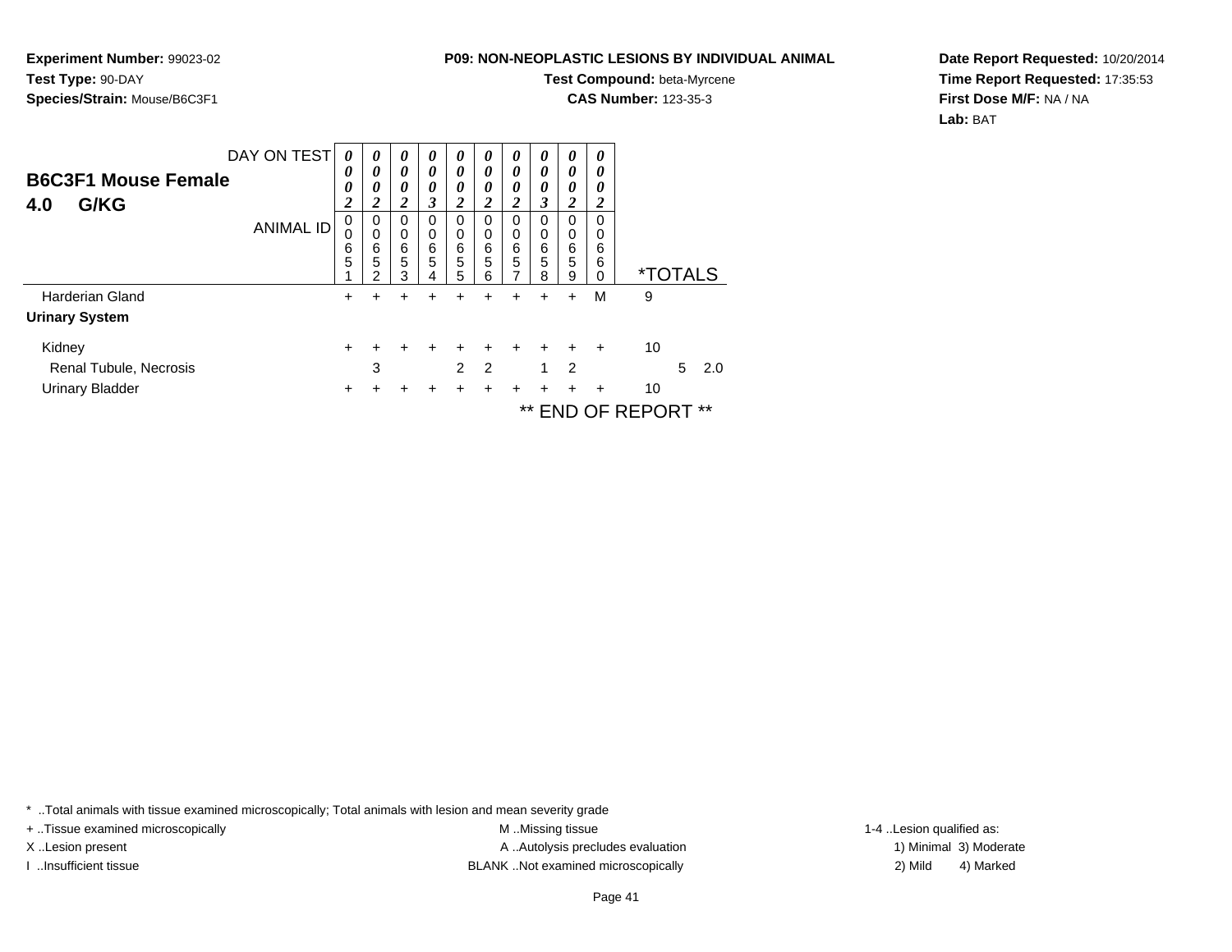**Experiment Number:** 99023-02
**Test Type:** 90-DAY
**Species/Strain:** Mouse/B6C3F1

**P09: NON-NEOPLASTIC LESIONS BY INDIVIDUAL ANIMAL**
**Test Compound:** beta-Myrcene
**CAS Number:** 123-35-3

**Date Report Requested:** 10/20/2014
**Time Report Requested:** 17:35:53
**First Dose M/F:** NA / NA
**Lab:** BAT

## B6C3F1 Mouse Female
## 4.0 G/KG

| | | | | | | | | | | | | |
|---|---|---|---|---|---|---|---|---|---|---|---|---|
| DAY ON TEST | 0002 | 0002 | 0002 | 0003 | 0002 | 0002 | 0002 | 0003 | 0002 | 0002 | | |
| ANIMAL ID | 00651 | 00652 | 00653 | 00654 | 00655 | 00656 | 00657 | 00658 | 00659 | 00660 | *TOTALS | |
| Harderian Gland | + | + | + | + | + | + | + | + | + | M | 9 | |
| **Urinary System** | | | | | | | | | | | | |
| Kidney | + | + | + | + | + | + | + | + | + | + | 10 | |
| Renal Tubule, Necrosis | | 3 | | | 2 | 2 | | 1 | 2 | | 5 | 2.0 |
| Urinary Bladder | + | + | + | | + | + | + | + | + | + | 10 | |

** END OF REPORT **

* ..Total animals with tissue examined microscopically; Total animals with lesion and mean severity grade
+ ..Tissue examined microscopically
X ..Lesion present
I ..Insufficient tissue
M ..Missing tissue
A ..Autolysis precludes evaluation
BLANK ..Not examined microscopically
1-4 ..Lesion qualified as:
1) Minimal 3) Moderate
2) Mild 4) Marked